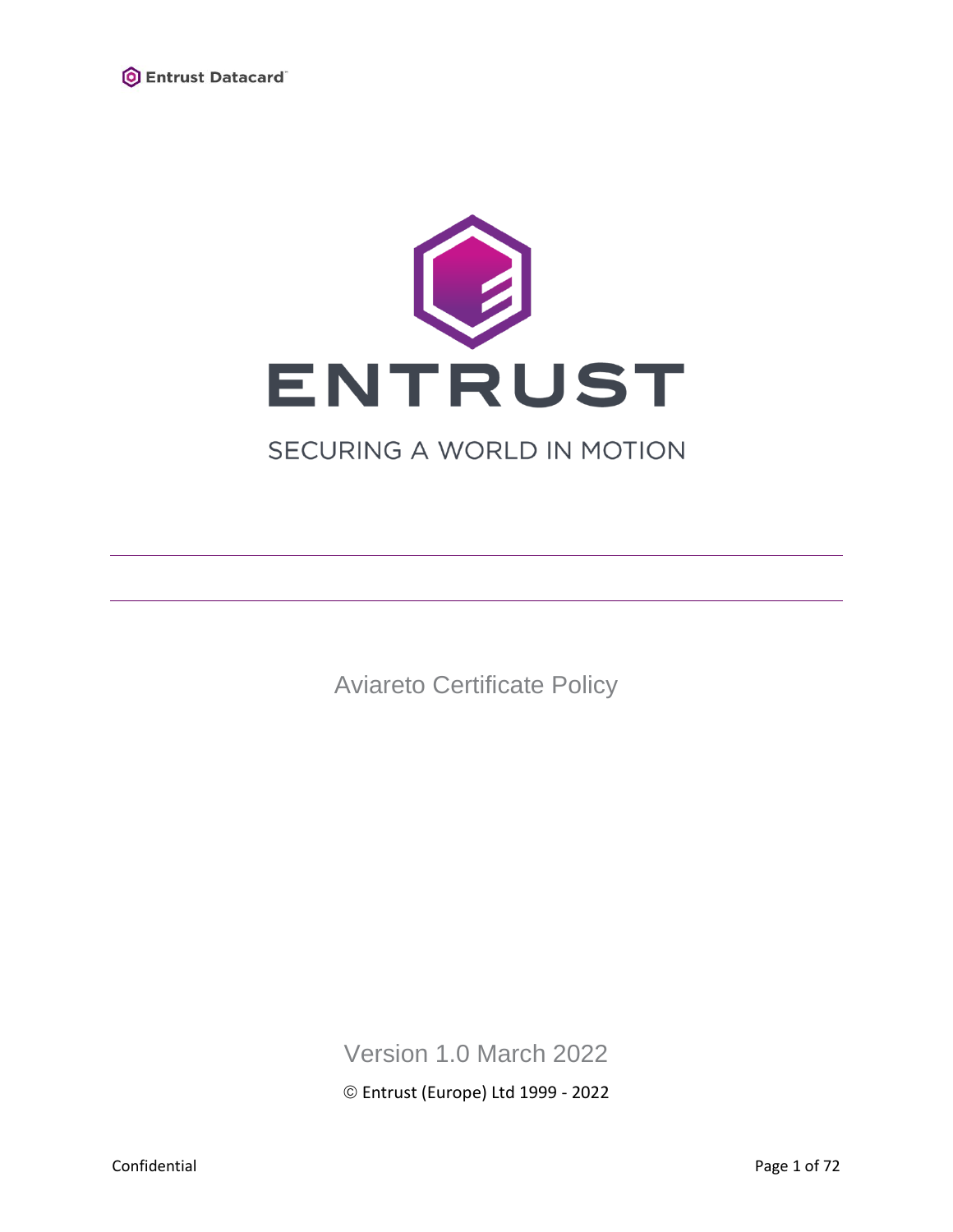Entrust Datacard

ENTRUST

SECURING A WORLD IN MOTION

# Aviareto Certificate Policy

Version 1.0 March 2022

© Entrust (Europe) Ltd 1999 - 2022

Confidential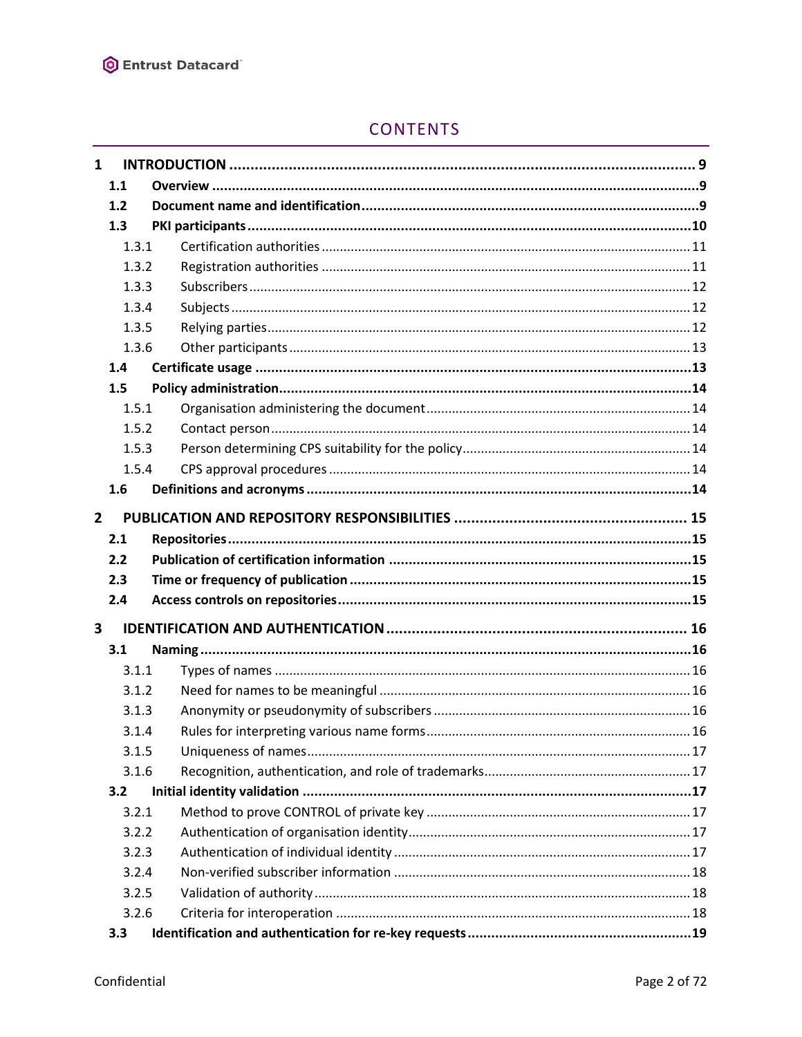# CONTENTS

- **1 INTRODUCTION** ........ 9
  - **1.1 Overview** ........ 9
  - **1.2 Document name and identification** ........ 9
  - **1.3 PKI participants** ........ 10
    - 1.3.1 Certification authorities ........ 11
    - 1.3.2 Registration authorities ........ 11
    - 1.3.3 Subscribers ........ 12
    - 1.3.4 Subjects ........ 12
    - 1.3.5 Relying parties ........ 12
    - 1.3.6 Other participants ........ 13
  - **1.4 Certificate usage** ........ 13
  - **1.5 Policy administration** ........ 14
    - 1.5.1 Organisation administering the document ........ 14
    - 1.5.2 Contact person ........ 14
    - 1.5.3 Person determining CPS suitability for the policy ........ 14
    - 1.5.4 CPS approval procedures ........ 14
  - **1.6 Definitions and acronyms** ........ 14
- **2 PUBLICATION AND REPOSITORY RESPONSIBILITIES** ........ 15
  - **2.1 Repositories** ........ 15
  - **2.2 Publication of certification information** ........ 15
  - **2.3 Time or frequency of publication** ........ 15
  - **2.4 Access controls on repositories** ........ 15
- **3 IDENTIFICATION AND AUTHENTICATION** ........ 16
  - **3.1 Naming** ........ 16
    - 3.1.1 Types of names ........ 16
    - 3.1.2 Need for names to be meaningful ........ 16
    - 3.1.3 Anonymity or pseudonymity of subscribers ........ 16
    - 3.1.4 Rules for interpreting various name forms ........ 16
    - 3.1.5 Uniqueness of names ........ 17
    - 3.1.6 Recognition, authentication, and role of trademarks ........ 17
  - **3.2 Initial identity validation** ........ 17
    - 3.2.1 Method to prove CONTROL of private key ........ 17
    - 3.2.2 Authentication of organisation identity ........ 17
    - 3.2.3 Authentication of individual identity ........ 17
    - 3.2.4 Non-verified subscriber information ........ 18
    - 3.2.5 Validation of authority ........ 18
    - 3.2.6 Criteria for interoperation ........ 18
  - **3.3 Identification and authentication for re-key requests** ........ 19

Confidential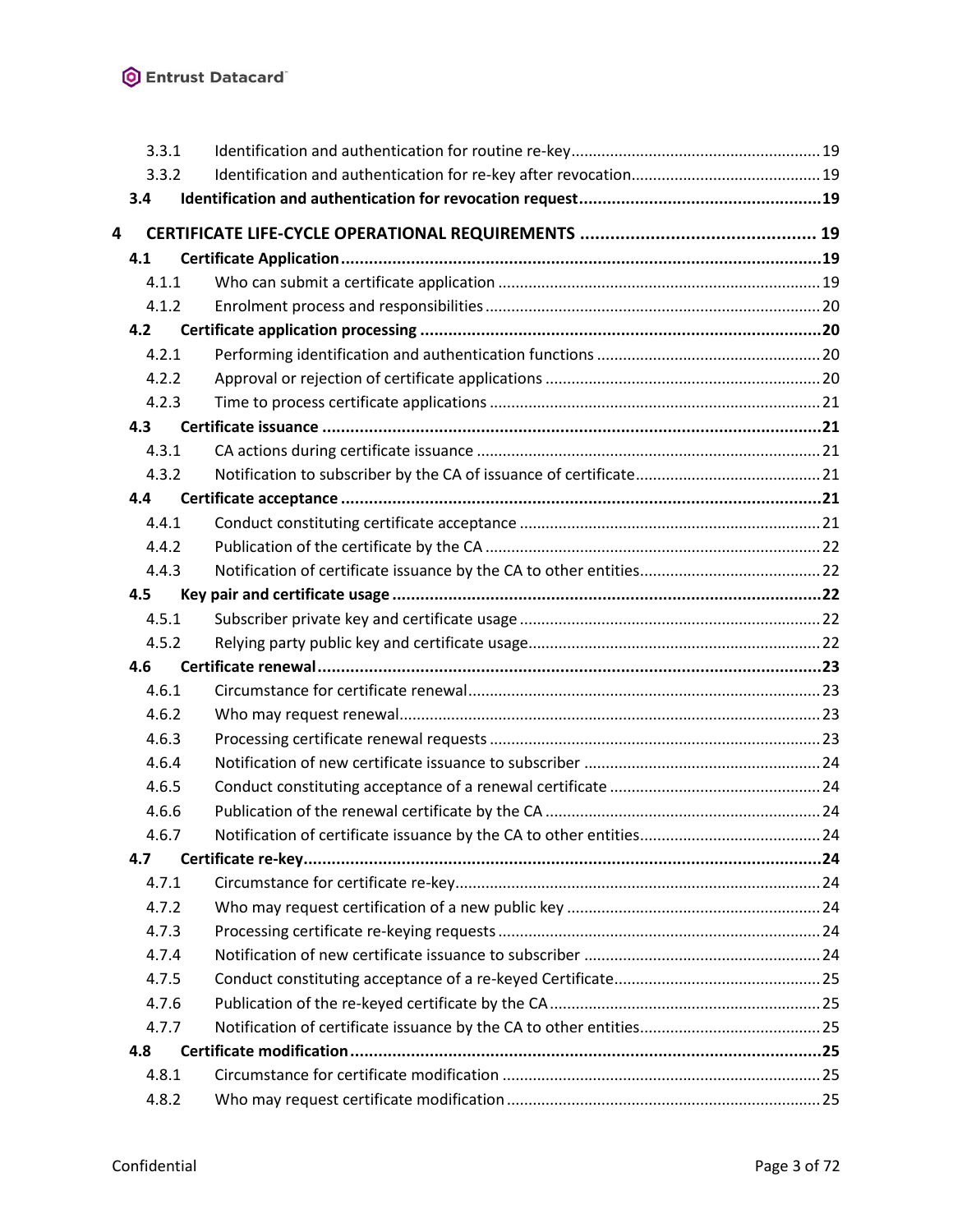3.3.1 Identification and authentication for routine re-key ..... 19
3.3.2 Identification and authentication for re-key after revocation ..... 19
**3.4 Identification and authentication for revocation request ..... 19**

**4 CERTIFICATE LIFE-CYCLE OPERATIONAL REQUIREMENTS ..... 19**

**4.1 Certificate Application ..... 19**
4.1.1 Who can submit a certificate application ..... 19
4.1.2 Enrolment process and responsibilities ..... 20
**4.2 Certificate application processing ..... 20**
4.2.1 Performing identification and authentication functions ..... 20
4.2.2 Approval or rejection of certificate applications ..... 20
4.2.3 Time to process certificate applications ..... 21
**4.3 Certificate issuance ..... 21**
4.3.1 CA actions during certificate issuance ..... 21
4.3.2 Notification to subscriber by the CA of issuance of certificate ..... 21
**4.4 Certificate acceptance ..... 21**
4.4.1 Conduct constituting certificate acceptance ..... 21
4.4.2 Publication of the certificate by the CA ..... 22
4.4.3 Notification of certificate issuance by the CA to other entities ..... 22
**4.5 Key pair and certificate usage ..... 22**
4.5.1 Subscriber private key and certificate usage ..... 22
4.5.2 Relying party public key and certificate usage ..... 22
**4.6 Certificate renewal ..... 23**
4.6.1 Circumstance for certificate renewal ..... 23
4.6.2 Who may request renewal ..... 23
4.6.3 Processing certificate renewal requests ..... 23
4.6.4 Notification of new certificate issuance to subscriber ..... 24
4.6.5 Conduct constituting acceptance of a renewal certificate ..... 24
4.6.6 Publication of the renewal certificate by the CA ..... 24
4.6.7 Notification of certificate issuance by the CA to other entities ..... 24
**4.7 Certificate re-key ..... 24**
4.7.1 Circumstance for certificate re-key ..... 24
4.7.2 Who may request certification of a new public key ..... 24
4.7.3 Processing certificate re-keying requests ..... 24
4.7.4 Notification of new certificate issuance to subscriber ..... 24
4.7.5 Conduct constituting acceptance of a re-keyed Certificate ..... 25
4.7.6 Publication of the re-keyed certificate by the CA ..... 25
4.7.7 Notification of certificate issuance by the CA to other entities ..... 25
**4.8 Certificate modification ..... 25**
4.8.1 Circumstance for certificate modification ..... 25
4.8.2 Who may request certificate modification ..... 25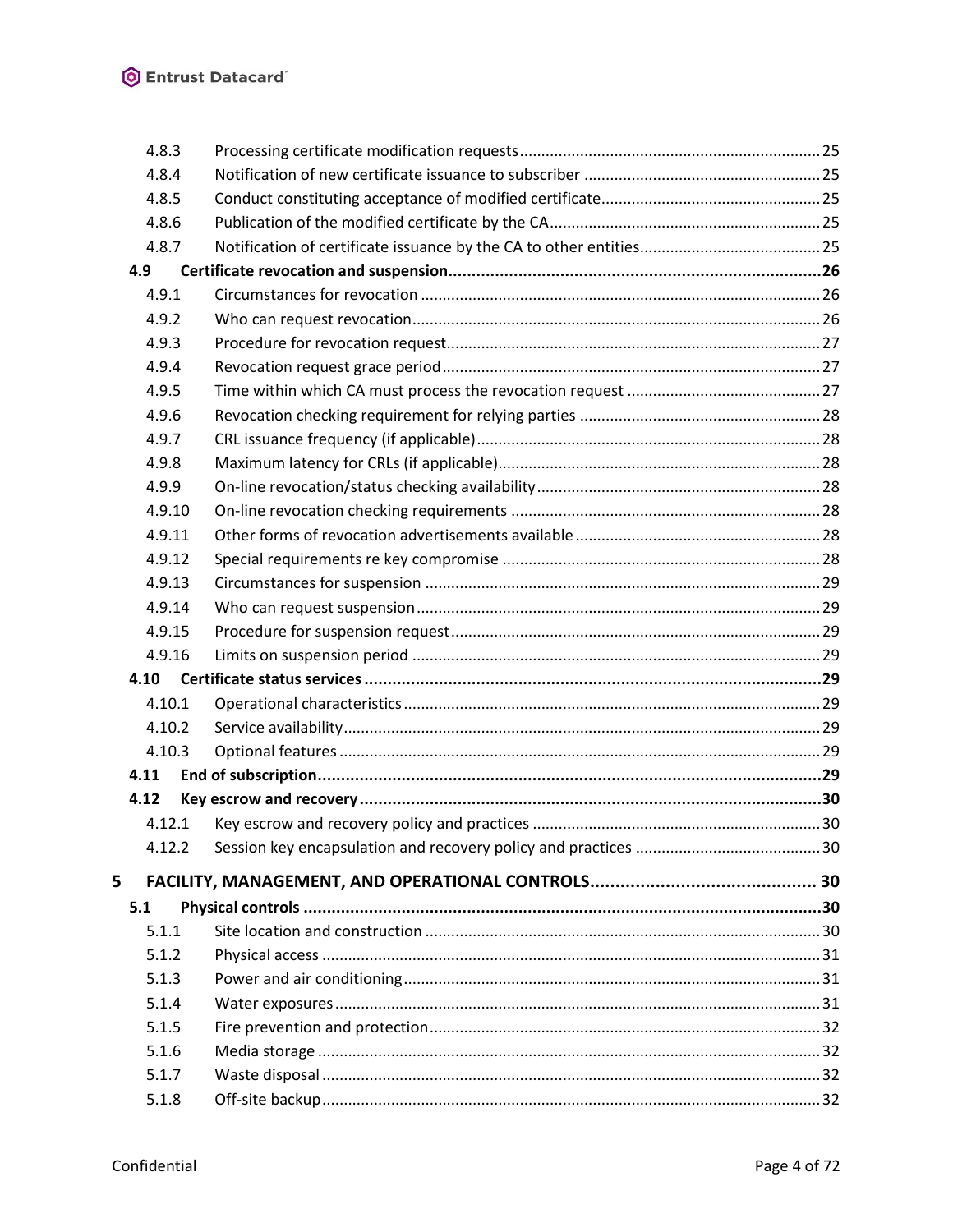4.8.3 Processing certificate modification requests ..... 25
4.8.4 Notification of new certificate issuance to subscriber ..... 25
4.8.5 Conduct constituting acceptance of modified certificate ..... 25
4.8.6 Publication of the modified certificate by the CA ..... 25
4.8.7 Notification of certificate issuance by the CA to other entities ..... 25

**4.9 Certificate revocation and suspension ..... 26**

4.9.1 Circumstances for revocation ..... 26
4.9.2 Who can request revocation ..... 26
4.9.3 Procedure for revocation request ..... 27
4.9.4 Revocation request grace period ..... 27
4.9.5 Time within which CA must process the revocation request ..... 27
4.9.6 Revocation checking requirement for relying parties ..... 28
4.9.7 CRL issuance frequency (if applicable) ..... 28
4.9.8 Maximum latency for CRLs (if applicable) ..... 28
4.9.9 On-line revocation/status checking availability ..... 28
4.9.10 On-line revocation checking requirements ..... 28
4.9.11 Other forms of revocation advertisements available ..... 28
4.9.12 Special requirements re key compromise ..... 28
4.9.13 Circumstances for suspension ..... 29
4.9.14 Who can request suspension ..... 29
4.9.15 Procedure for suspension request ..... 29
4.9.16 Limits on suspension period ..... 29

**4.10 Certificate status services ..... 29**

4.10.1 Operational characteristics ..... 29
4.10.2 Service availability ..... 29
4.10.3 Optional features ..... 29

**4.11 End of subscription ..... 29**

**4.12 Key escrow and recovery ..... 30**

4.12.1 Key escrow and recovery policy and practices ..... 30
4.12.2 Session key encapsulation and recovery policy and practices ..... 30

**5 FACILITY, MANAGEMENT, AND OPERATIONAL CONTROLS ..... 30**

**5.1 Physical controls ..... 30**

5.1.1 Site location and construction ..... 30
5.1.2 Physical access ..... 31
5.1.3 Power and air conditioning ..... 31
5.1.4 Water exposures ..... 31
5.1.5 Fire prevention and protection ..... 32
5.1.6 Media storage ..... 32
5.1.7 Waste disposal ..... 32
5.1.8 Off-site backup ..... 32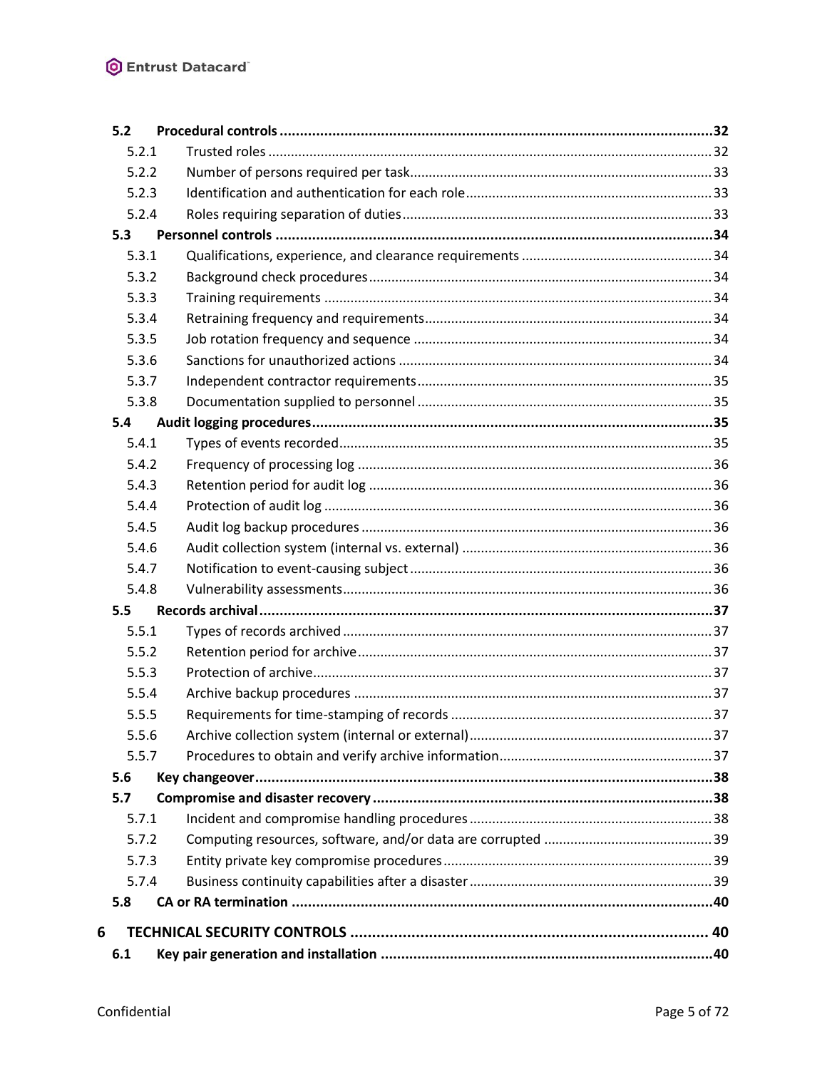| | | |
|---|---|---|
| **5.2** | **Procedural controls** | **32** |
| 5.2.1 | Trusted roles | 32 |
| 5.2.2 | Number of persons required per task | 33 |
| 5.2.3 | Identification and authentication for each role | 33 |
| 5.2.4 | Roles requiring separation of duties | 33 |
| **5.3** | **Personnel controls** | **34** |
| 5.3.1 | Qualifications, experience, and clearance requirements | 34 |
| 5.3.2 | Background check procedures | 34 |
| 5.3.3 | Training requirements | 34 |
| 5.3.4 | Retraining frequency and requirements | 34 |
| 5.3.5 | Job rotation frequency and sequence | 34 |
| 5.3.6 | Sanctions for unauthorized actions | 34 |
| 5.3.7 | Independent contractor requirements | 35 |
| 5.3.8 | Documentation supplied to personnel | 35 |
| **5.4** | **Audit logging procedures** | **35** |
| 5.4.1 | Types of events recorded | 35 |
| 5.4.2 | Frequency of processing log | 36 |
| 5.4.3 | Retention period for audit log | 36 |
| 5.4.4 | Protection of audit log | 36 |
| 5.4.5 | Audit log backup procedures | 36 |
| 5.4.6 | Audit collection system (internal vs. external) | 36 |
| 5.4.7 | Notification to event-causing subject | 36 |
| 5.4.8 | Vulnerability assessments | 36 |
| **5.5** | **Records archival** | **37** |
| 5.5.1 | Types of records archived | 37 |
| 5.5.2 | Retention period for archive | 37 |
| 5.5.3 | Protection of archive | 37 |
| 5.5.4 | Archive backup procedures | 37 |
| 5.5.5 | Requirements for time-stamping of records | 37 |
| 5.5.6 | Archive collection system (internal or external) | 37 |
| 5.5.7 | Procedures to obtain and verify archive information | 37 |
| **5.6** | **Key changeover** | **38** |
| **5.7** | **Compromise and disaster recovery** | **38** |
| 5.7.1 | Incident and compromise handling procedures | 38 |
| 5.7.2 | Computing resources, software, and/or data are corrupted | 39 |
| 5.7.3 | Entity private key compromise procedures | 39 |
| 5.7.4 | Business continuity capabilities after a disaster | 39 |
| **5.8** | **CA or RA termination** | **40** |
| **6** | **TECHNICAL SECURITY CONTROLS** | **40** |
| **6.1** | **Key pair generation and installation** | **40** |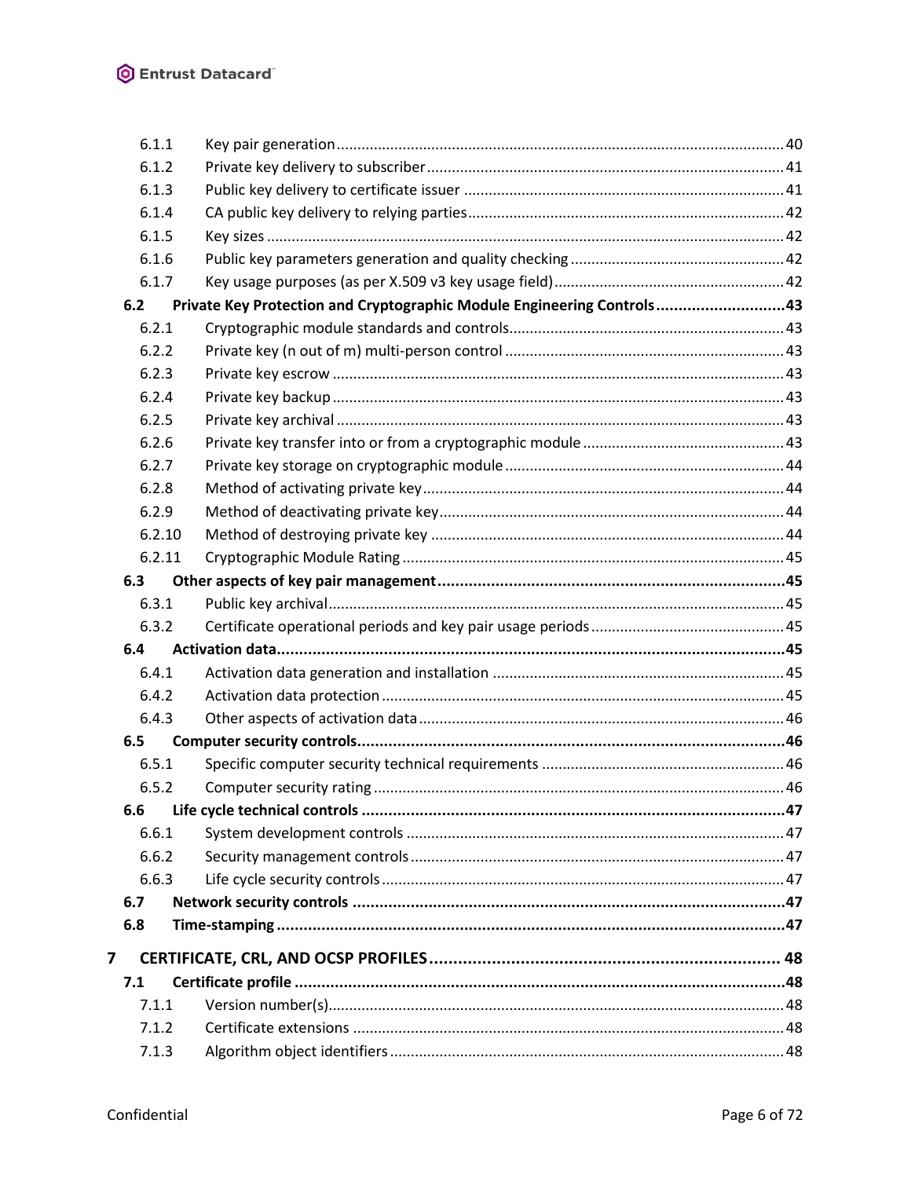6.1.1 Key pair generation ... 40
6.1.2 Private key delivery to subscriber ... 41
6.1.3 Public key delivery to certificate issuer ... 41
6.1.4 CA public key delivery to relying parties ... 42
6.1.5 Key sizes ... 42
6.1.6 Public key parameters generation and quality checking ... 42
6.1.7 Key usage purposes (as per X.509 v3 key usage field) ... 42

**6.2 Private Key Protection and Cryptographic Module Engineering Controls ... 43**

6.2.1 Cryptographic module standards and controls ... 43
6.2.2 Private key (n out of m) multi-person control ... 43
6.2.3 Private key escrow ... 43
6.2.4 Private key backup ... 43
6.2.5 Private key archival ... 43
6.2.6 Private key transfer into or from a cryptographic module ... 43
6.2.7 Private key storage on cryptographic module ... 44
6.2.8 Method of activating private key ... 44
6.2.9 Method of deactivating private key ... 44
6.2.10 Method of destroying private key ... 44
6.2.11 Cryptographic Module Rating ... 45

**6.3 Other aspects of key pair management ... 45**

6.3.1 Public key archival ... 45
6.3.2 Certificate operational periods and key pair usage periods ... 45

**6.4 Activation data ... 45**

6.4.1 Activation data generation and installation ... 45
6.4.2 Activation data protection ... 45
6.4.3 Other aspects of activation data ... 46

**6.5 Computer security controls ... 46**

6.5.1 Specific computer security technical requirements ... 46
6.5.2 Computer security rating ... 46

**6.6 Life cycle technical controls ... 47**

6.6.1 System development controls ... 47
6.6.2 Security management controls ... 47
6.6.3 Life cycle security controls ... 47

**6.7 Network security controls ... 47**

**6.8 Time-stamping ... 47**

**7 CERTIFICATE, CRL, AND OCSP PROFILES ... 48**

**7.1 Certificate profile ... 48**

7.1.1 Version number(s) ... 48
7.1.2 Certificate extensions ... 48
7.1.3 Algorithm object identifiers ... 48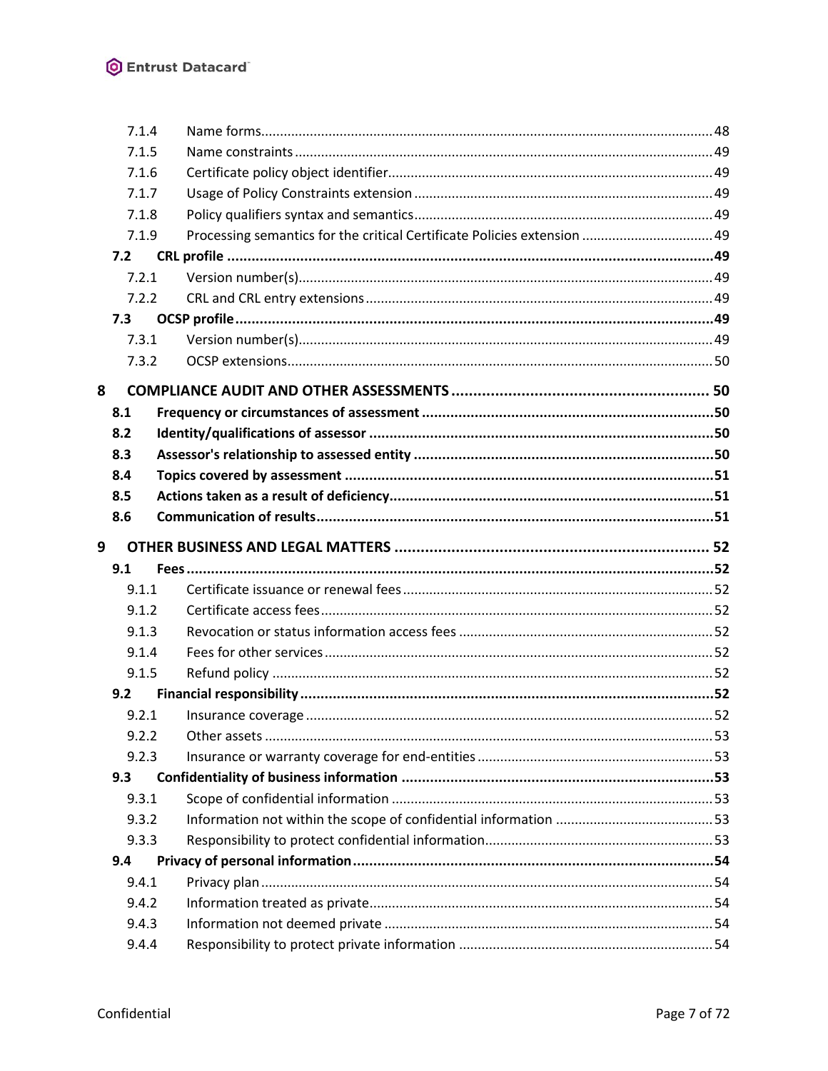- 7.1.4 Name forms ... 48
- 7.1.5 Name constraints ... 49
- 7.1.6 Certificate policy object identifier ... 49
- 7.1.7 Usage of Policy Constraints extension ... 49
- 7.1.8 Policy qualifiers syntax and semantics ... 49
- 7.1.9 Processing semantics for the critical Certificate Policies extension ... 49

**7.2 CRL profile ... 49**

- 7.2.1 Version number(s) ... 49
- 7.2.2 CRL and CRL entry extensions ... 49

**7.3 OCSP profile ... 49**

- 7.3.1 Version number(s) ... 49
- 7.3.2 OCSP extensions ... 50

**8 COMPLIANCE AUDIT AND OTHER ASSESSMENTS ... 50**

**8.1 Frequency or circumstances of assessment ... 50**

**8.2 Identity/qualifications of assessor ... 50**

**8.3 Assessor's relationship to assessed entity ... 50**

**8.4 Topics covered by assessment ... 51**

**8.5 Actions taken as a result of deficiency ... 51**

**8.6 Communication of results ... 51**

**9 OTHER BUSINESS AND LEGAL MATTERS ... 52**

**9.1 Fees ... 52**

- 9.1.1 Certificate issuance or renewal fees ... 52
- 9.1.2 Certificate access fees ... 52
- 9.1.3 Revocation or status information access fees ... 52
- 9.1.4 Fees for other services ... 52
- 9.1.5 Refund policy ... 52

**9.2 Financial responsibility ... 52**

- 9.2.1 Insurance coverage ... 52
- 9.2.2 Other assets ... 53
- 9.2.3 Insurance or warranty coverage for end-entities ... 53

**9.3 Confidentiality of business information ... 53**

- 9.3.1 Scope of confidential information ... 53
- 9.3.2 Information not within the scope of confidential information ... 53
- 9.3.3 Responsibility to protect confidential information ... 53

**9.4 Privacy of personal information ... 54**

- 9.4.1 Privacy plan ... 54
- 9.4.2 Information treated as private ... 54
- 9.4.3 Information not deemed private ... 54
- 9.4.4 Responsibility to protect private information ... 54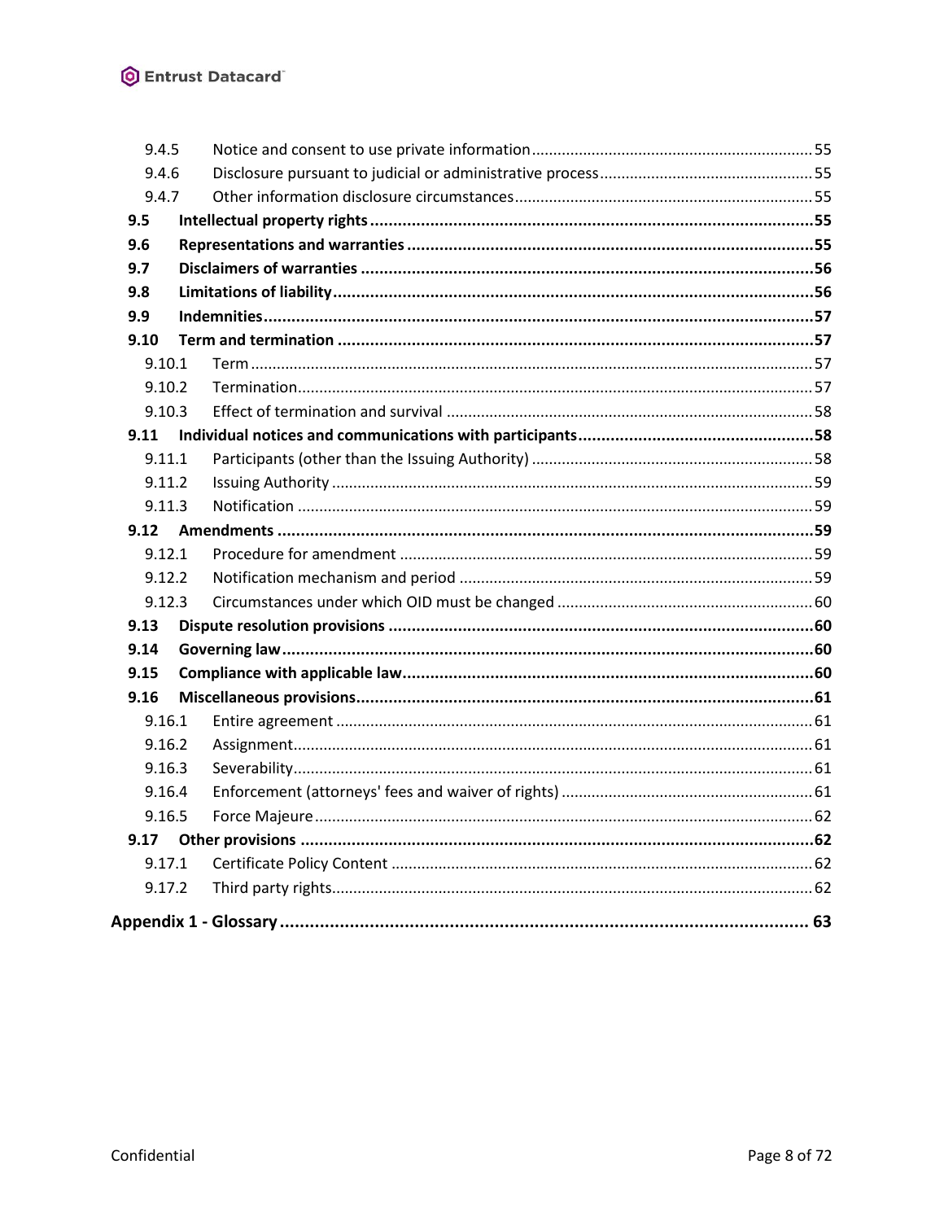9.4.5 Notice and consent to use private information ... 55

9.4.6 Disclosure pursuant to judicial or administrative process ... 55

9.4.7 Other information disclosure circumstances ... 55

**9.5 Intellectual property rights ... 55**

**9.6 Representations and warranties ... 55**

**9.7 Disclaimers of warranties ... 56**

**9.8 Limitations of liability ... 56**

**9.9 Indemnities ... 57**

**9.10 Term and termination ... 57**

9.10.1 Term ... 57

9.10.2 Termination ... 57

9.10.3 Effect of termination and survival ... 58

**9.11 Individual notices and communications with participants ... 58**

9.11.1 Participants (other than the Issuing Authority) ... 58

9.11.2 Issuing Authority ... 59

9.11.3 Notification ... 59

**9.12 Amendments ... 59**

9.12.1 Procedure for amendment ... 59

9.12.2 Notification mechanism and period ... 59

9.12.3 Circumstances under which OID must be changed ... 60

**9.13 Dispute resolution provisions ... 60**

**9.14 Governing law ... 60**

**9.15 Compliance with applicable law ... 60**

**9.16 Miscellaneous provisions ... 61**

9.16.1 Entire agreement ... 61

9.16.2 Assignment ... 61

9.16.3 Severability ... 61

9.16.4 Enforcement (attorneys' fees and waiver of rights) ... 61

9.16.5 Force Majeure ... 62

**9.17 Other provisions ... 62**

9.17.1 Certificate Policy Content ... 62

9.17.2 Third party rights ... 62

**Appendix 1 - Glossary ... 63**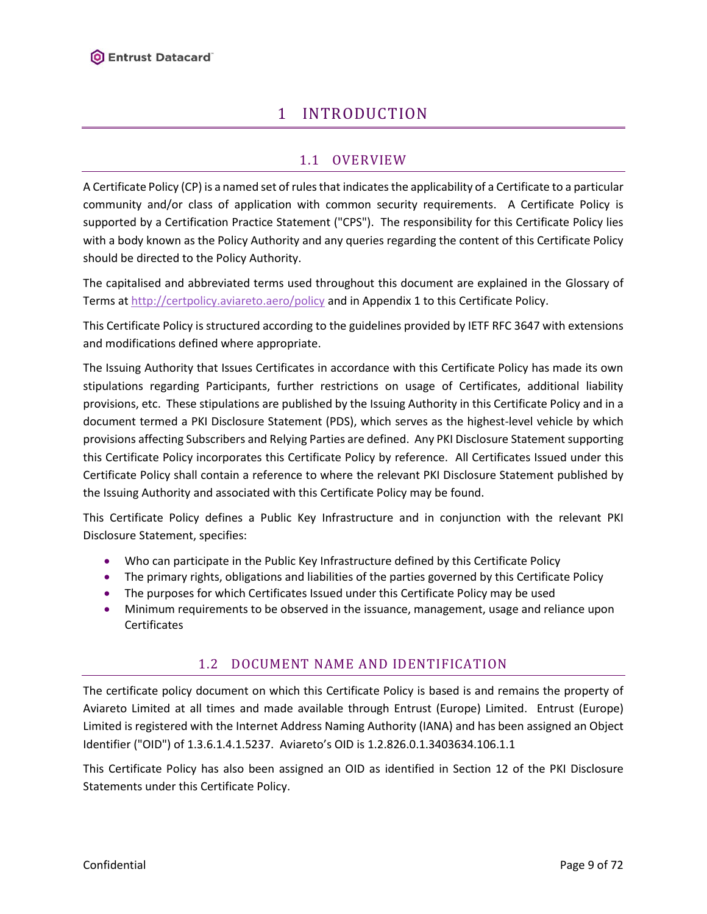# 1 INTRODUCTION

## 1.1 OVERVIEW

A Certificate Policy (CP) is a named set of rules that indicates the applicability of a Certificate to a particular community and/or class of application with common security requirements. A Certificate Policy is supported by a Certification Practice Statement ("CPS"). The responsibility for this Certificate Policy lies with a body known as the Policy Authority and any queries regarding the content of this Certificate Policy should be directed to the Policy Authority.

The capitalised and abbreviated terms used throughout this document are explained in the Glossary of Terms at http://certpolicy.aviareto.aero/policy and in Appendix 1 to this Certificate Policy.

This Certificate Policy is structured according to the guidelines provided by IETF RFC 3647 with extensions and modifications defined where appropriate.

The Issuing Authority that Issues Certificates in accordance with this Certificate Policy has made its own stipulations regarding Participants, further restrictions on usage of Certificates, additional liability provisions, etc. These stipulations are published by the Issuing Authority in this Certificate Policy and in a document termed a PKI Disclosure Statement (PDS), which serves as the highest-level vehicle by which provisions affecting Subscribers and Relying Parties are defined. Any PKI Disclosure Statement supporting this Certificate Policy incorporates this Certificate Policy by reference. All Certificates Issued under this Certificate Policy shall contain a reference to where the relevant PKI Disclosure Statement published by the Issuing Authority and associated with this Certificate Policy may be found.

This Certificate Policy defines a Public Key Infrastructure and in conjunction with the relevant PKI Disclosure Statement, specifies:

- Who can participate in the Public Key Infrastructure defined by this Certificate Policy
- The primary rights, obligations and liabilities of the parties governed by this Certificate Policy
- The purposes for which Certificates Issued under this Certificate Policy may be used
- Minimum requirements to be observed in the issuance, management, usage and reliance upon Certificates

## 1.2 DOCUMENT NAME AND IDENTIFICATION

The certificate policy document on which this Certificate Policy is based is and remains the property of Aviareto Limited at all times and made available through Entrust (Europe) Limited. Entrust (Europe) Limited is registered with the Internet Address Naming Authority (IANA) and has been assigned an Object Identifier ("OID") of 1.3.6.1.4.1.5237. Aviareto's OID is 1.2.826.0.1.3403634.106.1.1

This Certificate Policy has also been assigned an OID as identified in Section 12 of the PKI Disclosure Statements under this Certificate Policy.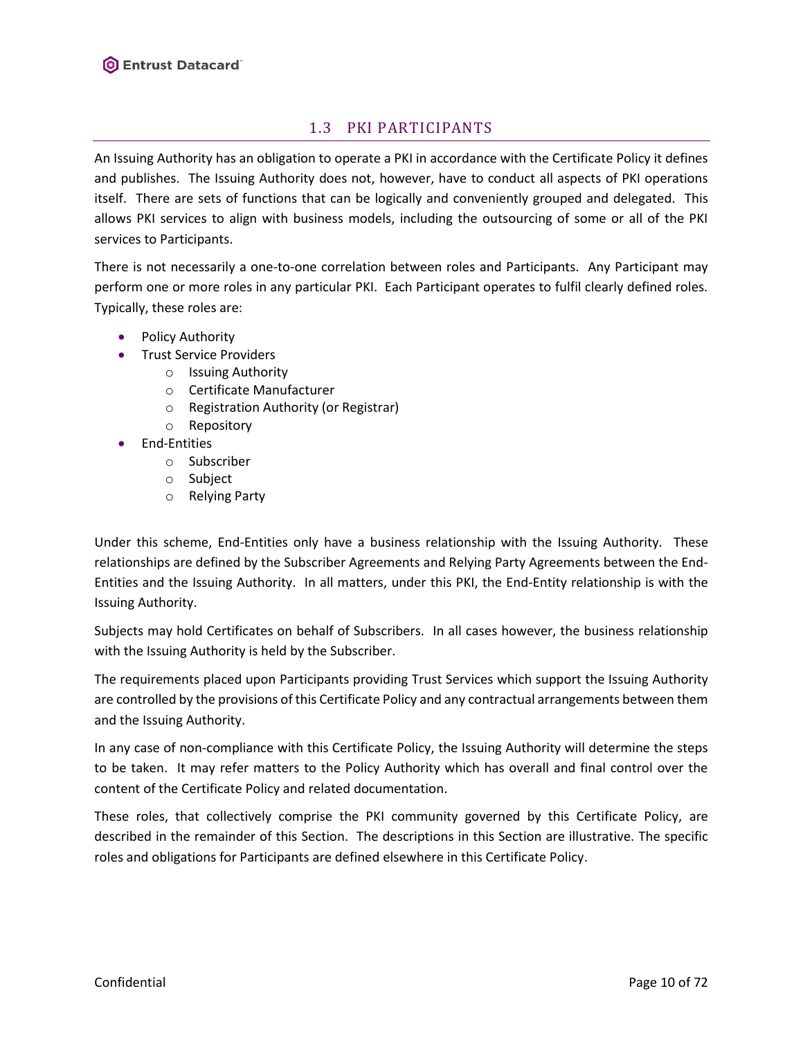## 1.3 PKI PARTICIPANTS

An Issuing Authority has an obligation to operate a PKI in accordance with the Certificate Policy it defines and publishes. The Issuing Authority does not, however, have to conduct all aspects of PKI operations itself. There are sets of functions that can be logically and conveniently grouped and delegated. This allows PKI services to align with business models, including the outsourcing of some or all of the PKI services to Participants.

There is not necessarily a one-to-one correlation between roles and Participants. Any Participant may perform one or more roles in any particular PKI. Each Participant operates to fulfil clearly defined roles. Typically, these roles are:

- Policy Authority
- Trust Service Providers
  - Issuing Authority
  - Certificate Manufacturer
  - Registration Authority (or Registrar)
  - Repository
- End-Entities
  - Subscriber
  - Subject
  - Relying Party

Under this scheme, End-Entities only have a business relationship with the Issuing Authority. These relationships are defined by the Subscriber Agreements and Relying Party Agreements between the End-Entities and the Issuing Authority. In all matters, under this PKI, the End-Entity relationship is with the Issuing Authority.

Subjects may hold Certificates on behalf of Subscribers. In all cases however, the business relationship with the Issuing Authority is held by the Subscriber.

The requirements placed upon Participants providing Trust Services which support the Issuing Authority are controlled by the provisions of this Certificate Policy and any contractual arrangements between them and the Issuing Authority.

In any case of non-compliance with this Certificate Policy, the Issuing Authority will determine the steps to be taken. It may refer matters to the Policy Authority which has overall and final control over the content of the Certificate Policy and related documentation.

These roles, that collectively comprise the PKI community governed by this Certificate Policy, are described in the remainder of this Section. The descriptions in this Section are illustrative. The specific roles and obligations for Participants are defined elsewhere in this Certificate Policy.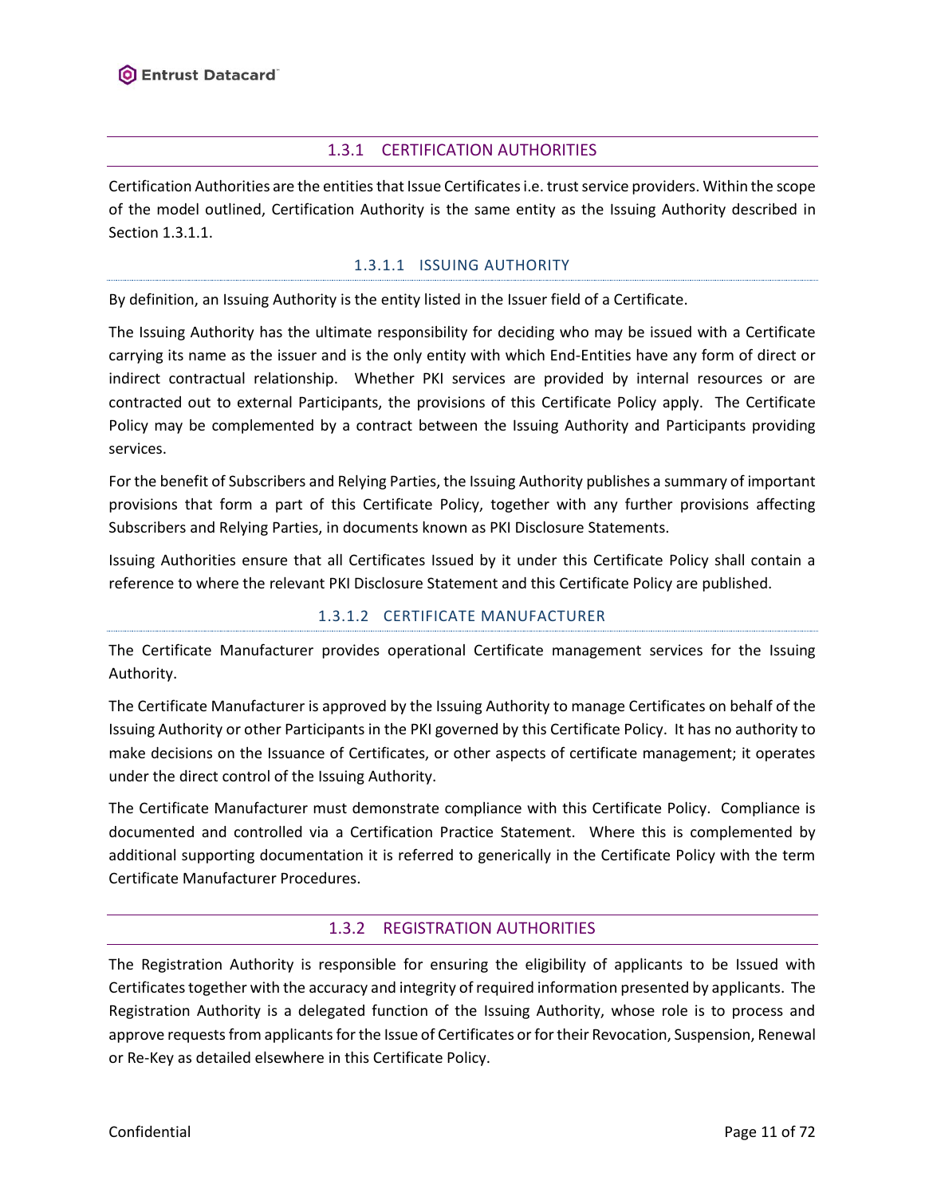### 1.3.1 CERTIFICATION AUTHORITIES

Certification Authorities are the entities that Issue Certificates i.e. trust service providers. Within the scope of the model outlined, Certification Authority is the same entity as the Issuing Authority described in Section 1.3.1.1.

#### 1.3.1.1 ISSUING AUTHORITY

By definition, an Issuing Authority is the entity listed in the Issuer field of a Certificate.

The Issuing Authority has the ultimate responsibility for deciding who may be issued with a Certificate carrying its name as the issuer and is the only entity with which End-Entities have any form of direct or indirect contractual relationship. Whether PKI services are provided by internal resources or are contracted out to external Participants, the provisions of this Certificate Policy apply. The Certificate Policy may be complemented by a contract between the Issuing Authority and Participants providing services.

For the benefit of Subscribers and Relying Parties, the Issuing Authority publishes a summary of important provisions that form a part of this Certificate Policy, together with any further provisions affecting Subscribers and Relying Parties, in documents known as PKI Disclosure Statements.

Issuing Authorities ensure that all Certificates Issued by it under this Certificate Policy shall contain a reference to where the relevant PKI Disclosure Statement and this Certificate Policy are published.

#### 1.3.1.2 CERTIFICATE MANUFACTURER

The Certificate Manufacturer provides operational Certificate management services for the Issuing Authority.

The Certificate Manufacturer is approved by the Issuing Authority to manage Certificates on behalf of the Issuing Authority or other Participants in the PKI governed by this Certificate Policy. It has no authority to make decisions on the Issuance of Certificates, or other aspects of certificate management; it operates under the direct control of the Issuing Authority.

The Certificate Manufacturer must demonstrate compliance with this Certificate Policy. Compliance is documented and controlled via a Certification Practice Statement. Where this is complemented by additional supporting documentation it is referred to generically in the Certificate Policy with the term Certificate Manufacturer Procedures.

### 1.3.2 REGISTRATION AUTHORITIES

The Registration Authority is responsible for ensuring the eligibility of applicants to be Issued with Certificates together with the accuracy and integrity of required information presented by applicants. The Registration Authority is a delegated function of the Issuing Authority, whose role is to process and approve requests from applicants for the Issue of Certificates or for their Revocation, Suspension, Renewal or Re-Key as detailed elsewhere in this Certificate Policy.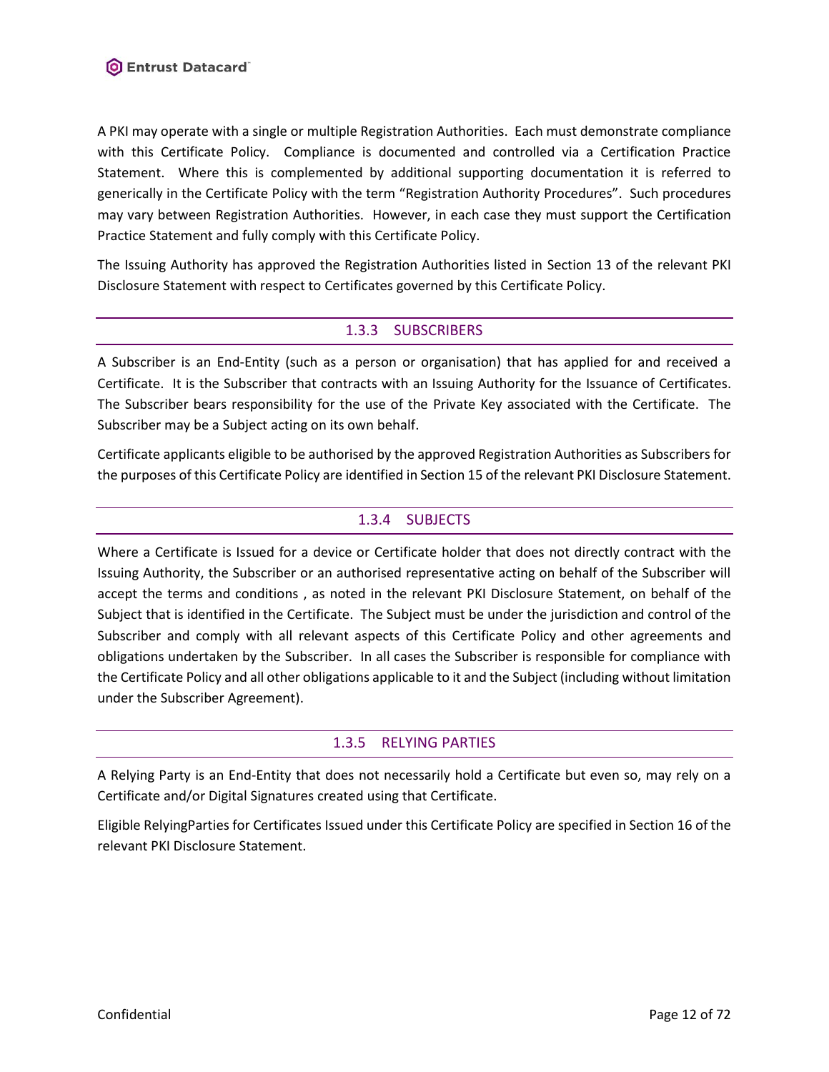A PKI may operate with a single or multiple Registration Authorities. Each must demonstrate compliance with this Certificate Policy. Compliance is documented and controlled via a Certification Practice Statement. Where this is complemented by additional supporting documentation it is referred to generically in the Certificate Policy with the term "Registration Authority Procedures". Such procedures may vary between Registration Authorities. However, in each case they must support the Certification Practice Statement and fully comply with this Certificate Policy.

The Issuing Authority has approved the Registration Authorities listed in Section 13 of the relevant PKI Disclosure Statement with respect to Certificates governed by this Certificate Policy.

### 1.3.3 SUBSCRIBERS

A Subscriber is an End-Entity (such as a person or organisation) that has applied for and received a Certificate. It is the Subscriber that contracts with an Issuing Authority for the Issuance of Certificates. The Subscriber bears responsibility for the use of the Private Key associated with the Certificate. The Subscriber may be a Subject acting on its own behalf.

Certificate applicants eligible to be authorised by the approved Registration Authorities as Subscribers for the purposes of this Certificate Policy are identified in Section 15 of the relevant PKI Disclosure Statement.

### 1.3.4 SUBJECTS

Where a Certificate is Issued for a device or Certificate holder that does not directly contract with the Issuing Authority, the Subscriber or an authorised representative acting on behalf of the Subscriber will accept the terms and conditions , as noted in the relevant PKI Disclosure Statement, on behalf of the Subject that is identified in the Certificate. The Subject must be under the jurisdiction and control of the Subscriber and comply with all relevant aspects of this Certificate Policy and other agreements and obligations undertaken by the Subscriber. In all cases the Subscriber is responsible for compliance with the Certificate Policy and all other obligations applicable to it and the Subject (including without limitation under the Subscriber Agreement).

### 1.3.5 RELYING PARTIES

A Relying Party is an End-Entity that does not necessarily hold a Certificate but even so, may rely on a Certificate and/or Digital Signatures created using that Certificate.

Eligible RelyingParties for Certificates Issued under this Certificate Policy are specified in Section 16 of the relevant PKI Disclosure Statement.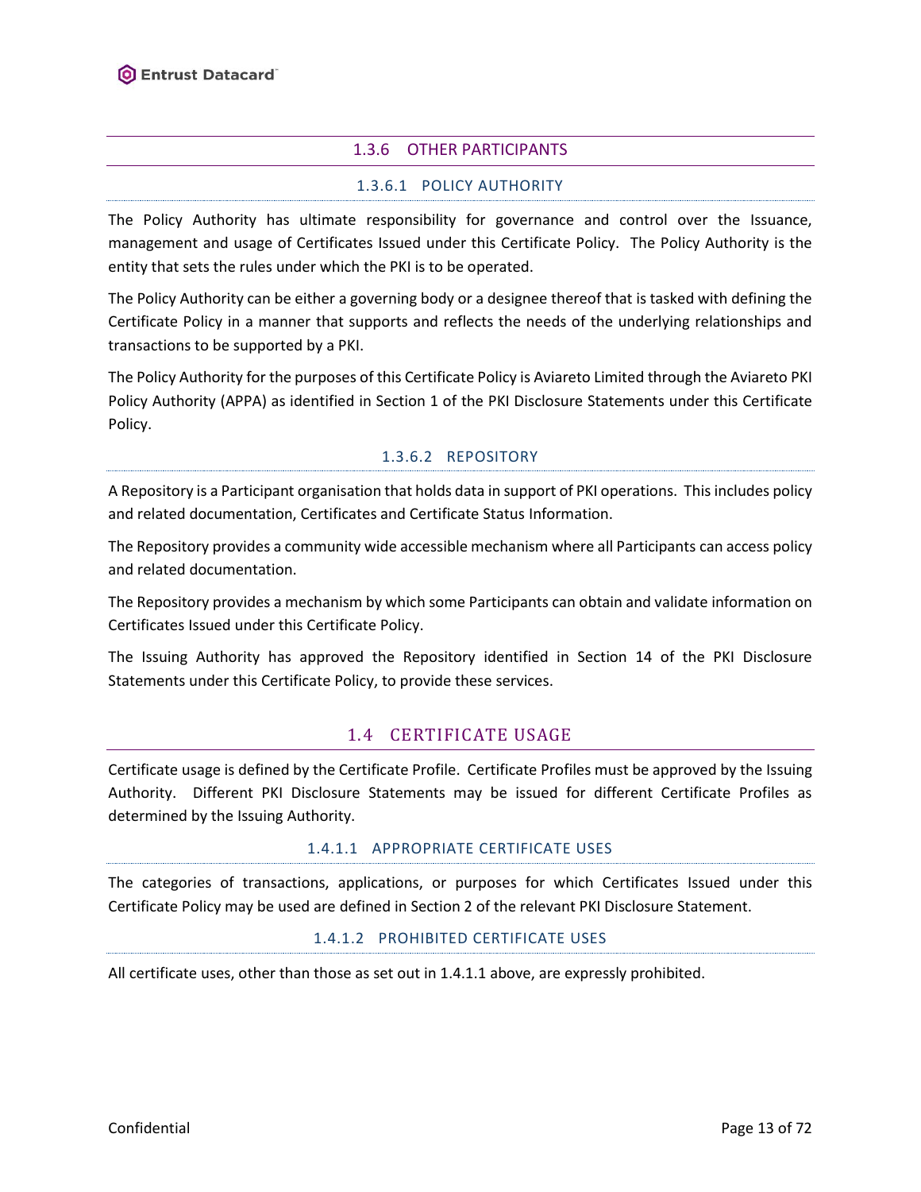### 1.3.6 OTHER PARTICIPANTS

#### 1.3.6.1 POLICY AUTHORITY

The Policy Authority has ultimate responsibility for governance and control over the Issuance, management and usage of Certificates Issued under this Certificate Policy. The Policy Authority is the entity that sets the rules under which the PKI is to be operated.

The Policy Authority can be either a governing body or a designee thereof that is tasked with defining the Certificate Policy in a manner that supports and reflects the needs of the underlying relationships and transactions to be supported by a PKI.

The Policy Authority for the purposes of this Certificate Policy is Aviareto Limited through the Aviareto PKI Policy Authority (APPA) as identified in Section 1 of the PKI Disclosure Statements under this Certificate Policy.

#### 1.3.6.2 REPOSITORY

A Repository is a Participant organisation that holds data in support of PKI operations. This includes policy and related documentation, Certificates and Certificate Status Information.

The Repository provides a community wide accessible mechanism where all Participants can access policy and related documentation.

The Repository provides a mechanism by which some Participants can obtain and validate information on Certificates Issued under this Certificate Policy.

The Issuing Authority has approved the Repository identified in Section 14 of the PKI Disclosure Statements under this Certificate Policy, to provide these services.

## 1.4 CERTIFICATE USAGE

Certificate usage is defined by the Certificate Profile. Certificate Profiles must be approved by the Issuing Authority. Different PKI Disclosure Statements may be issued for different Certificate Profiles as determined by the Issuing Authority.

#### 1.4.1.1 APPROPRIATE CERTIFICATE USES

The categories of transactions, applications, or purposes for which Certificates Issued under this Certificate Policy may be used are defined in Section 2 of the relevant PKI Disclosure Statement.

#### 1.4.1.2 PROHIBITED CERTIFICATE USES

All certificate uses, other than those as set out in 1.4.1.1 above, are expressly prohibited.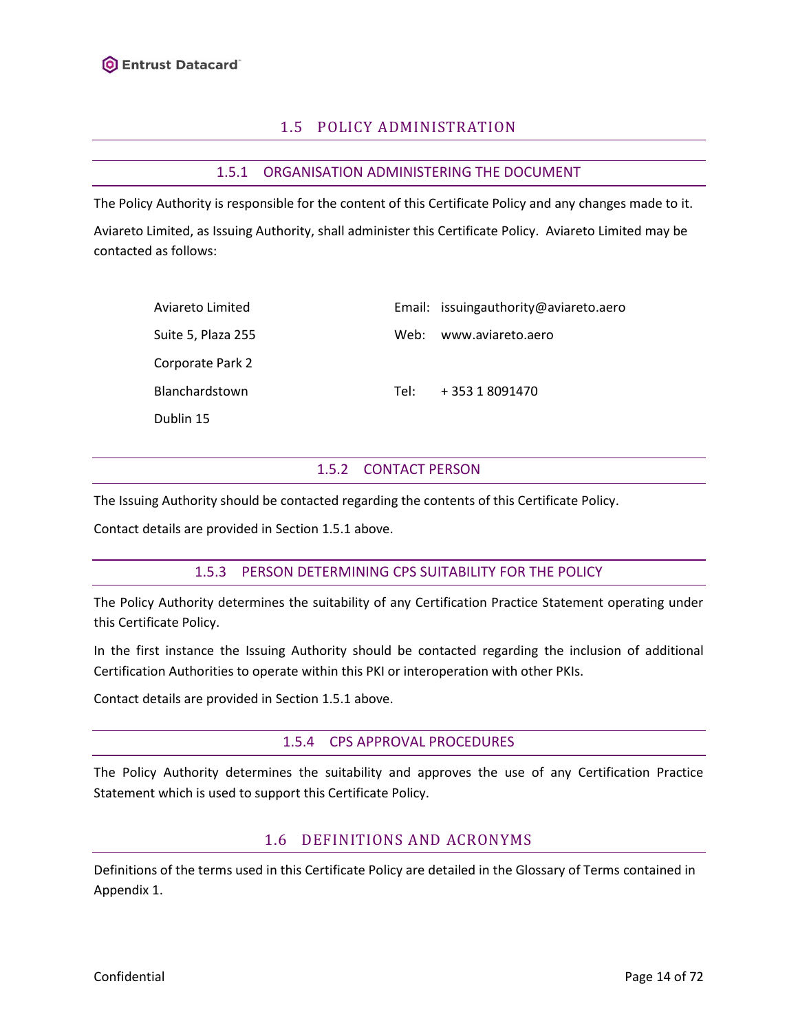## 1.5 POLICY ADMINISTRATION

### 1.5.1 ORGANISATION ADMINISTERING THE DOCUMENT

The Policy Authority is responsible for the content of this Certificate Policy and any changes made to it.

Aviareto Limited, as Issuing Authority, shall administer this Certificate Policy. Aviareto Limited may be contacted as follows:

| | | |
|---|---|---|
| Aviareto Limited | Email: | issuingauthority@aviareto.aero |
| Suite 5, Plaza 255 | Web: | www.aviareto.aero |
| Corporate Park 2 | | |
| Blanchardstown | Tel: | + 353 1 8091470 |
| Dublin 15 | | |

### 1.5.2 CONTACT PERSON

The Issuing Authority should be contacted regarding the contents of this Certificate Policy.

Contact details are provided in Section 1.5.1 above.

### 1.5.3 PERSON DETERMINING CPS SUITABILITY FOR THE POLICY

The Policy Authority determines the suitability of any Certification Practice Statement operating under this Certificate Policy.

In the first instance the Issuing Authority should be contacted regarding the inclusion of additional Certification Authorities to operate within this PKI or interoperation with other PKIs.

Contact details are provided in Section 1.5.1 above.

### 1.5.4 CPS APPROVAL PROCEDURES

The Policy Authority determines the suitability and approves the use of any Certification Practice Statement which is used to support this Certificate Policy.

## 1.6 DEFINITIONS AND ACRONYMS

Definitions of the terms used in this Certificate Policy are detailed in the Glossary of Terms contained in Appendix 1.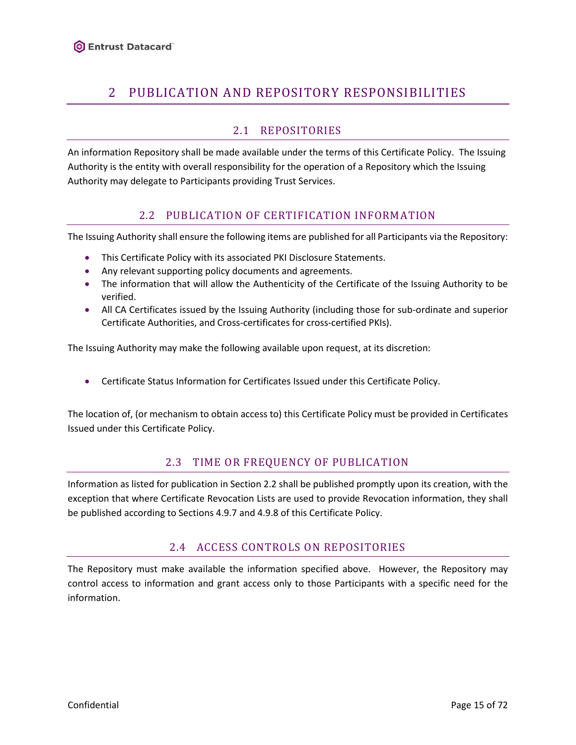# 2 PUBLICATION AND REPOSITORY RESPONSIBILITIES

## 2.1 REPOSITORIES

An information Repository shall be made available under the terms of this Certificate Policy. The Issuing Authority is the entity with overall responsibility for the operation of a Repository which the Issuing Authority may delegate to Participants providing Trust Services.

## 2.2 PUBLICATION OF CERTIFICATION INFORMATION

The Issuing Authority shall ensure the following items are published for all Participants via the Repository:

- This Certificate Policy with its associated PKI Disclosure Statements.
- Any relevant supporting policy documents and agreements.
- The information that will allow the Authenticity of the Certificate of the Issuing Authority to be verified.
- All CA Certificates issued by the Issuing Authority (including those for sub-ordinate and superior Certificate Authorities, and Cross-certificates for cross-certified PKIs).

The Issuing Authority may make the following available upon request, at its discretion:

- Certificate Status Information for Certificates Issued under this Certificate Policy.

The location of, (or mechanism to obtain access to) this Certificate Policy must be provided in Certificates Issued under this Certificate Policy.

## 2.3 TIME OR FREQUENCY OF PUBLICATION

Information as listed for publication in Section 2.2 shall be published promptly upon its creation, with the exception that where Certificate Revocation Lists are used to provide Revocation information, they shall be published according to Sections 4.9.7 and 4.9.8 of this Certificate Policy.

## 2.4 ACCESS CONTROLS ON REPOSITORIES

The Repository must make available the information specified above. However, the Repository may control access to information and grant access only to those Participants with a specific need for the information.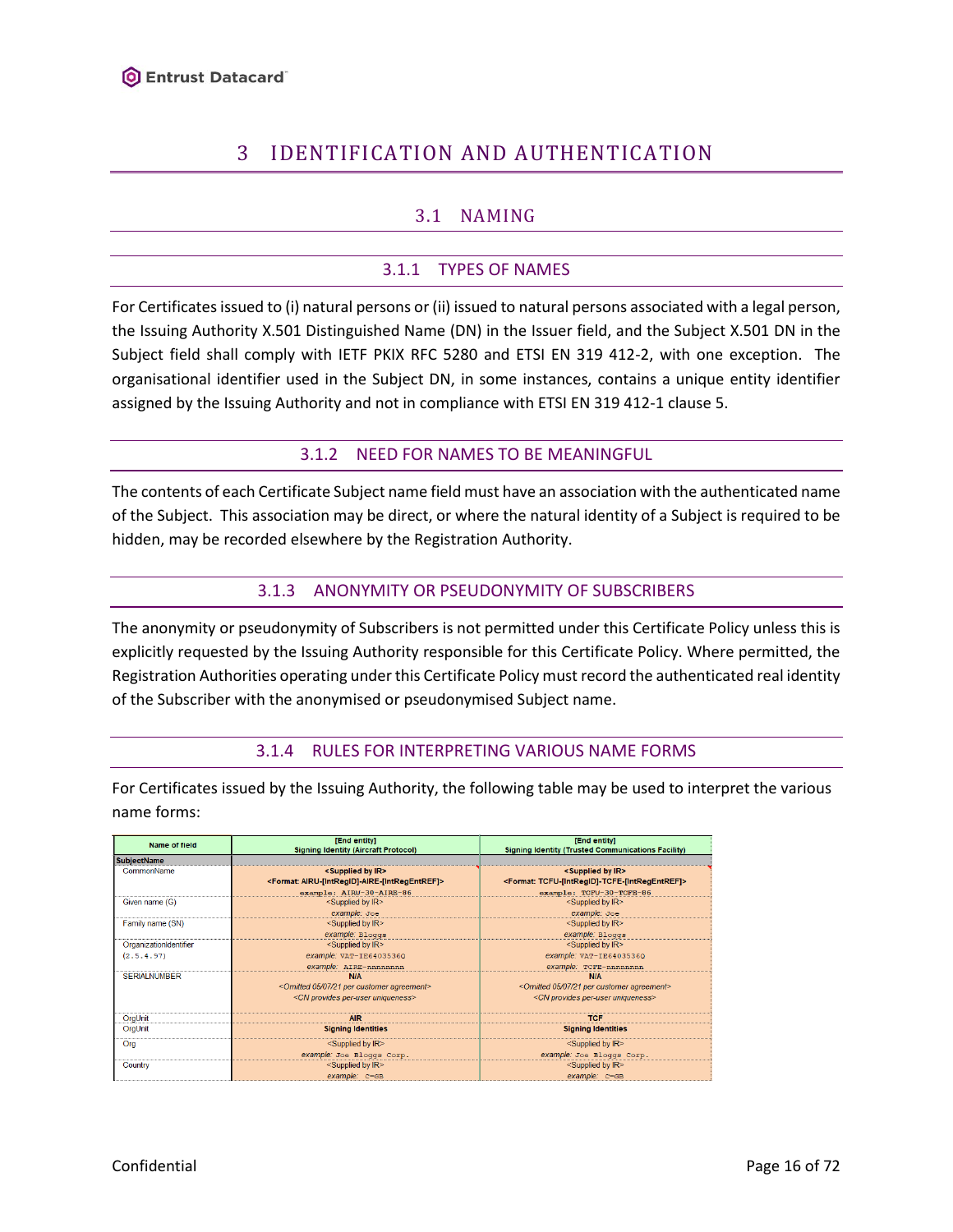# 3 IDENTIFICATION AND AUTHENTICATION

## 3.1 NAMING

### 3.1.1 TYPES OF NAMES

For Certificates issued to (i) natural persons or (ii) issued to natural persons associated with a legal person, the Issuing Authority X.501 Distinguished Name (DN) in the Issuer field, and the Subject X.501 DN in the Subject field shall comply with IETF PKIX RFC 5280 and ETSI EN 319 412-2, with one exception. The organisational identifier used in the Subject DN, in some instances, contains a unique entity identifier assigned by the Issuing Authority and not in compliance with ETSI EN 319 412-1 clause 5.

### 3.1.2 NEED FOR NAMES TO BE MEANINGFUL

The contents of each Certificate Subject name field must have an association with the authenticated name of the Subject. This association may be direct, or where the natural identity of a Subject is required to be hidden, may be recorded elsewhere by the Registration Authority.

### 3.1.3 ANONYMITY OR PSEUDONYMITY OF SUBSCRIBERS

The anonymity or pseudonymity of Subscribers is not permitted under this Certificate Policy unless this is explicitly requested by the Issuing Authority responsible for this Certificate Policy. Where permitted, the Registration Authorities operating under this Certificate Policy must record the authenticated real identity of the Subscriber with the anonymised or pseudonymised Subject name.

### 3.1.4 RULES FOR INTERPRETING VARIOUS NAME FORMS

For Certificates issued by the Issuing Authority, the following table may be used to interpret the various name forms:

| Name of field | [End entity] Signing Identity (Aircraft Protocol) | [End entity] Signing Identity (Trusted Communications Facility) |
|---|---|---|
| **SubjectName** | | |
| CommonName | **<Supplied by IR>** **<Format: AIRU-[IntRegID]-AIRE-[IntRegEntREF]>** example: AIRU-30-AIRE-86 | **<Supplied by IR>** **<Format: TCFU-[IntRegID]-TCFE-[IntRegEntREF]>** example: TCFU-30-TCFE-86 |
| Given name (G) | <Supplied by IR> *example:* Joe | <Supplied by IR> *example:* Joe |
| Family name (SN) | <Supplied by IR> *example:* Bloggs | <Supplied by IR> *example:* Bloggs |
| OrganizationIdentifier (2.5.4.97) | <Supplied by IR> *example:* VAT-IE6403536Q *example:* AIRE-nnnnnnnn | <Supplied by IR> *example:* VAT-IE6403536Q *example:* TCFE-nnnnnnnn |
| SERIALNUMBER | **N/A** *<Omitted 05/07/21 per customer agreement>* *<CN provides per-user uniqueness>* | **N/A** *<Omitted 05/07/21 per customer agreement>* *<CN provides per-user uniqueness>* |
| OrgUnit | **AIR** | **TCF** |
| OrgUnit | **Signing Identities** | **Signing Identities** |
| Org | <Supplied by IR> *example:* Joe Bloggs Corp. | <Supplied by IR> *example:* Joe Bloggs Corp. |
| Country | <Supplied by IR> *example:* C=GB | <Supplied by IR> *example:* C=GB |

Confidential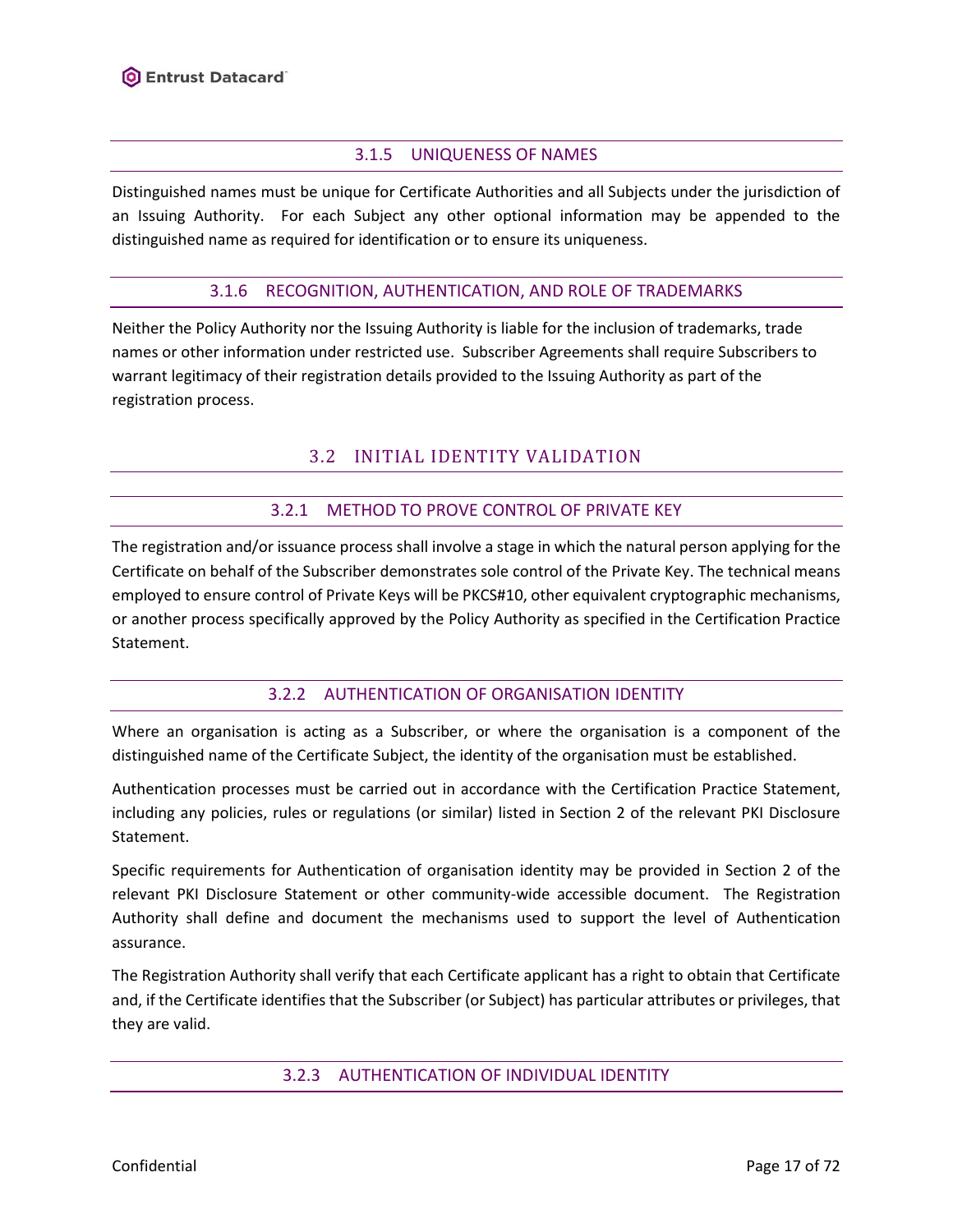### 3.1.5 UNIQUENESS OF NAMES

Distinguished names must be unique for Certificate Authorities and all Subjects under the jurisdiction of an Issuing Authority. For each Subject any other optional information may be appended to the distinguished name as required for identification or to ensure its uniqueness.

### 3.1.6 RECOGNITION, AUTHENTICATION, AND ROLE OF TRADEMARKS

Neither the Policy Authority nor the Issuing Authority is liable for the inclusion of trademarks, trade names or other information under restricted use. Subscriber Agreements shall require Subscribers to warrant legitimacy of their registration details provided to the Issuing Authority as part of the registration process.

## 3.2 INITIAL IDENTITY VALIDATION

### 3.2.1 METHOD TO PROVE CONTROL OF PRIVATE KEY

The registration and/or issuance process shall involve a stage in which the natural person applying for the Certificate on behalf of the Subscriber demonstrates sole control of the Private Key. The technical means employed to ensure control of Private Keys will be PKCS#10, other equivalent cryptographic mechanisms, or another process specifically approved by the Policy Authority as specified in the Certification Practice Statement.

### 3.2.2 AUTHENTICATION OF ORGANISATION IDENTITY

Where an organisation is acting as a Subscriber, or where the organisation is a component of the distinguished name of the Certificate Subject, the identity of the organisation must be established.

Authentication processes must be carried out in accordance with the Certification Practice Statement, including any policies, rules or regulations (or similar) listed in Section 2 of the relevant PKI Disclosure Statement.

Specific requirements for Authentication of organisation identity may be provided in Section 2 of the relevant PKI Disclosure Statement or other community-wide accessible document. The Registration Authority shall define and document the mechanisms used to support the level of Authentication assurance.

The Registration Authority shall verify that each Certificate applicant has a right to obtain that Certificate and, if the Certificate identifies that the Subscriber (or Subject) has particular attributes or privileges, that they are valid.

### 3.2.3 AUTHENTICATION OF INDIVIDUAL IDENTITY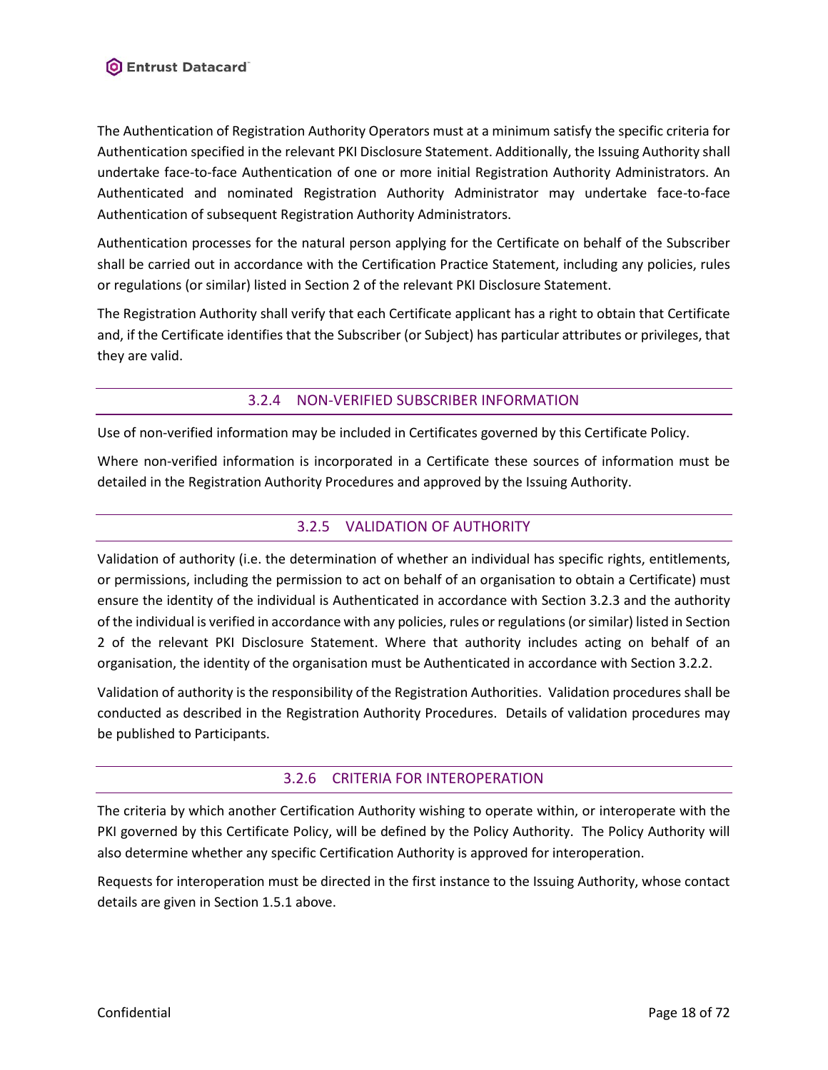The Authentication of Registration Authority Operators must at a minimum satisfy the specific criteria for Authentication specified in the relevant PKI Disclosure Statement. Additionally, the Issuing Authority shall undertake face-to-face Authentication of one or more initial Registration Authority Administrators. An Authenticated and nominated Registration Authority Administrator may undertake face-to-face Authentication of subsequent Registration Authority Administrators.

Authentication processes for the natural person applying for the Certificate on behalf of the Subscriber shall be carried out in accordance with the Certification Practice Statement, including any policies, rules or regulations (or similar) listed in Section 2 of the relevant PKI Disclosure Statement.

The Registration Authority shall verify that each Certificate applicant has a right to obtain that Certificate and, if the Certificate identifies that the Subscriber (or Subject) has particular attributes or privileges, that they are valid.

### 3.2.4 NON-VERIFIED SUBSCRIBER INFORMATION

Use of non-verified information may be included in Certificates governed by this Certificate Policy.

Where non-verified information is incorporated in a Certificate these sources of information must be detailed in the Registration Authority Procedures and approved by the Issuing Authority.

### 3.2.5 VALIDATION OF AUTHORITY

Validation of authority (i.e. the determination of whether an individual has specific rights, entitlements, or permissions, including the permission to act on behalf of an organisation to obtain a Certificate) must ensure the identity of the individual is Authenticated in accordance with Section 3.2.3 and the authority of the individual is verified in accordance with any policies, rules or regulations (or similar) listed in Section 2 of the relevant PKI Disclosure Statement. Where that authority includes acting on behalf of an organisation, the identity of the organisation must be Authenticated in accordance with Section 3.2.2.

Validation of authority is the responsibility of the Registration Authorities. Validation procedures shall be conducted as described in the Registration Authority Procedures. Details of validation procedures may be published to Participants.

### 3.2.6 CRITERIA FOR INTEROPERATION

The criteria by which another Certification Authority wishing to operate within, or interoperate with the PKI governed by this Certificate Policy, will be defined by the Policy Authority. The Policy Authority will also determine whether any specific Certification Authority is approved for interoperation.

Requests for interoperation must be directed in the first instance to the Issuing Authority, whose contact details are given in Section 1.5.1 above.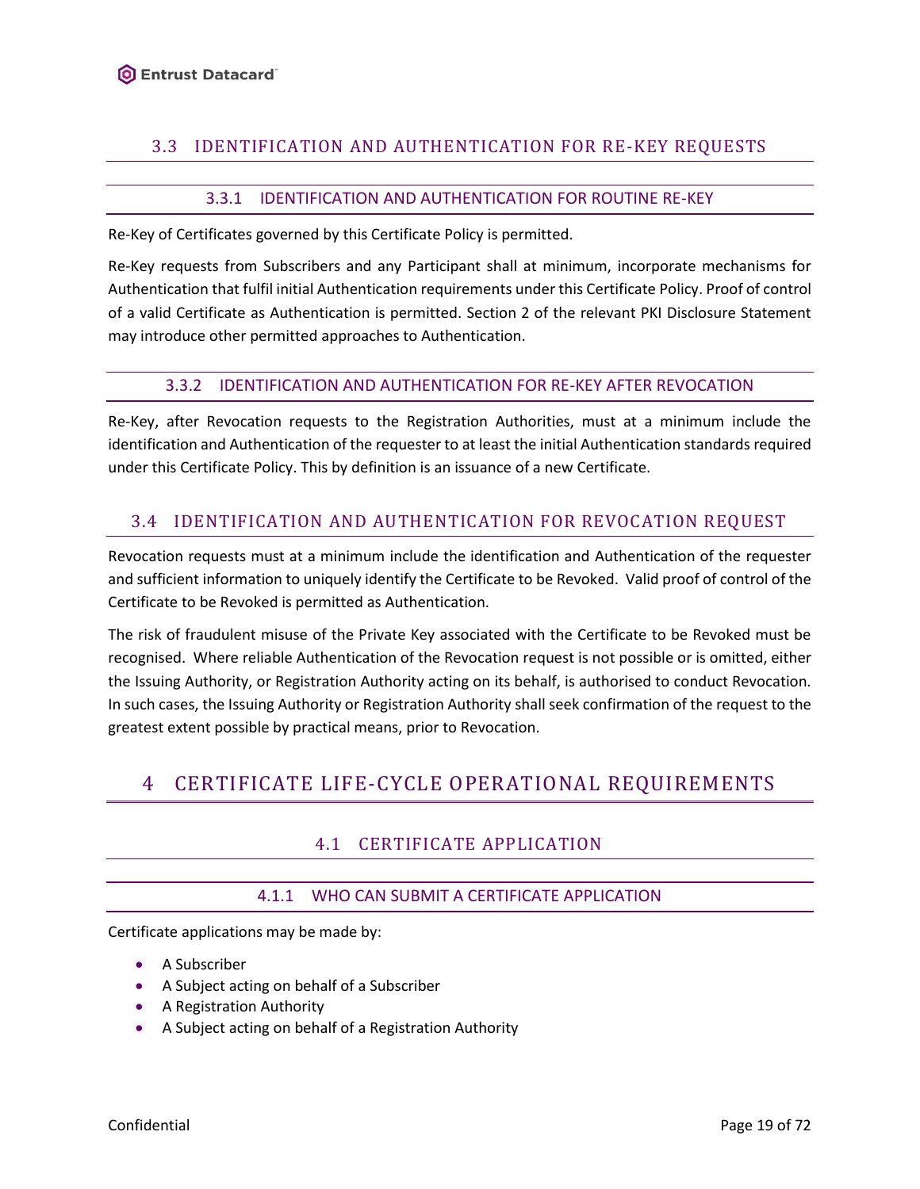## 3.3 IDENTIFICATION AND AUTHENTICATION FOR RE-KEY REQUESTS

### 3.3.1 IDENTIFICATION AND AUTHENTICATION FOR ROUTINE RE-KEY

Re-Key of Certificates governed by this Certificate Policy is permitted.

Re-Key requests from Subscribers and any Participant shall at minimum, incorporate mechanisms for Authentication that fulfil initial Authentication requirements under this Certificate Policy. Proof of control of a valid Certificate as Authentication is permitted. Section 2 of the relevant PKI Disclosure Statement may introduce other permitted approaches to Authentication.

### 3.3.2 IDENTIFICATION AND AUTHENTICATION FOR RE-KEY AFTER REVOCATION

Re-Key, after Revocation requests to the Registration Authorities, must at a minimum include the identification and Authentication of the requester to at least the initial Authentication standards required under this Certificate Policy. This by definition is an issuance of a new Certificate.

## 3.4 IDENTIFICATION AND AUTHENTICATION FOR REVOCATION REQUEST

Revocation requests must at a minimum include the identification and Authentication of the requester and sufficient information to uniquely identify the Certificate to be Revoked. Valid proof of control of the Certificate to be Revoked is permitted as Authentication.

The risk of fraudulent misuse of the Private Key associated with the Certificate to be Revoked must be recognised. Where reliable Authentication of the Revocation request is not possible or is omitted, either the Issuing Authority, or Registration Authority acting on its behalf, is authorised to conduct Revocation. In such cases, the Issuing Authority or Registration Authority shall seek confirmation of the request to the greatest extent possible by practical means, prior to Revocation.

# 4 CERTIFICATE LIFE-CYCLE OPERATIONAL REQUIREMENTS

## 4.1 CERTIFICATE APPLICATION

### 4.1.1 WHO CAN SUBMIT A CERTIFICATE APPLICATION

Certificate applications may be made by:

- A Subscriber
- A Subject acting on behalf of a Subscriber
- A Registration Authority
- A Subject acting on behalf of a Registration Authority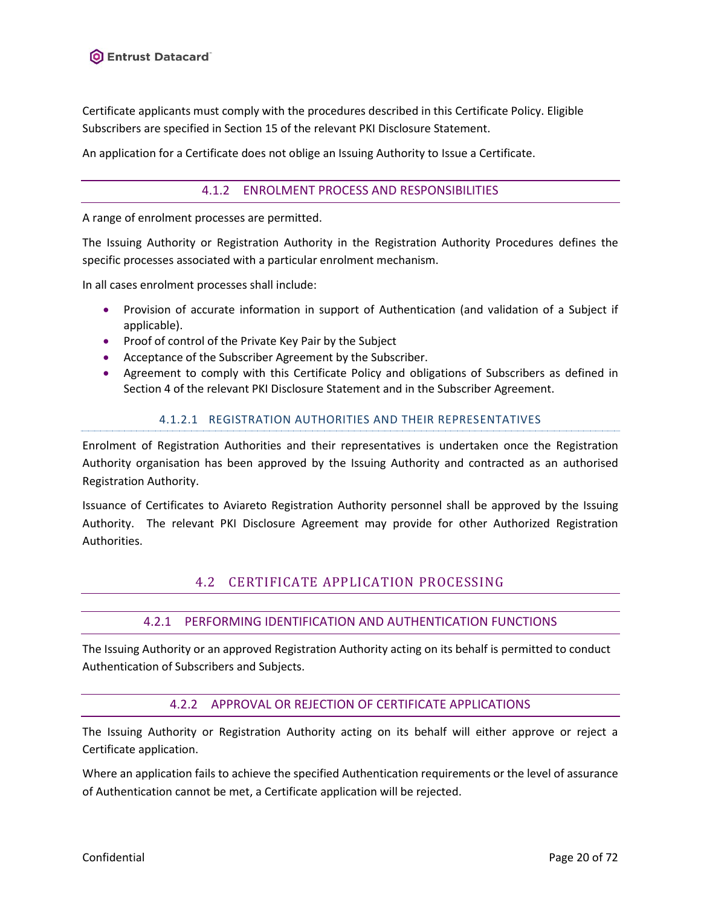Certificate applicants must comply with the procedures described in this Certificate Policy. Eligible Subscribers are specified in Section 15 of the relevant PKI Disclosure Statement.

An application for a Certificate does not oblige an Issuing Authority to Issue a Certificate.

### 4.1.2 ENROLMENT PROCESS AND RESPONSIBILITIES

A range of enrolment processes are permitted.

The Issuing Authority or Registration Authority in the Registration Authority Procedures defines the specific processes associated with a particular enrolment mechanism.

In all cases enrolment processes shall include:

- Provision of accurate information in support of Authentication (and validation of a Subject if applicable).
- Proof of control of the Private Key Pair by the Subject
- Acceptance of the Subscriber Agreement by the Subscriber.
- Agreement to comply with this Certificate Policy and obligations of Subscribers as defined in Section 4 of the relevant PKI Disclosure Statement and in the Subscriber Agreement.

#### 4.1.2.1 REGISTRATION AUTHORITIES AND THEIR REPRESENTATIVES

Enrolment of Registration Authorities and their representatives is undertaken once the Registration Authority organisation has been approved by the Issuing Authority and contracted as an authorised Registration Authority.

Issuance of Certificates to Aviareto Registration Authority personnel shall be approved by the Issuing Authority. The relevant PKI Disclosure Agreement may provide for other Authorized Registration Authorities.

## 4.2 CERTIFICATE APPLICATION PROCESSING

### 4.2.1 PERFORMING IDENTIFICATION AND AUTHENTICATION FUNCTIONS

The Issuing Authority or an approved Registration Authority acting on its behalf is permitted to conduct Authentication of Subscribers and Subjects.

### 4.2.2 APPROVAL OR REJECTION OF CERTIFICATE APPLICATIONS

The Issuing Authority or Registration Authority acting on its behalf will either approve or reject a Certificate application.

Where an application fails to achieve the specified Authentication requirements or the level of assurance of Authentication cannot be met, a Certificate application will be rejected.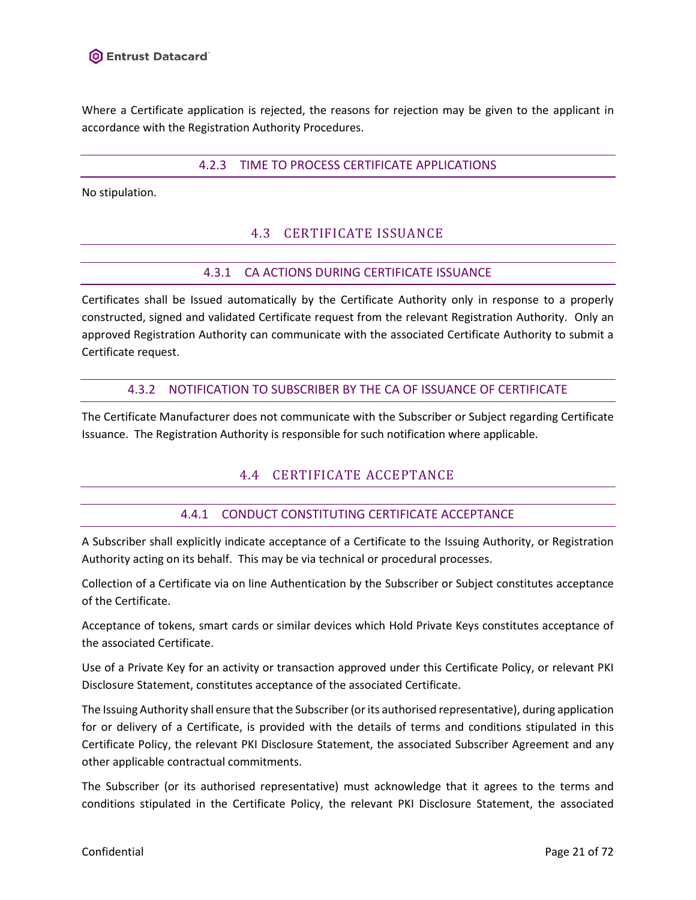Where a Certificate application is rejected, the reasons for rejection may be given to the applicant in accordance with the Registration Authority Procedures.

#### 4.2.3 TIME TO PROCESS CERTIFICATE APPLICATIONS

No stipulation.

### 4.3 CERTIFICATE ISSUANCE

#### 4.3.1 CA ACTIONS DURING CERTIFICATE ISSUANCE

Certificates shall be Issued automatically by the Certificate Authority only in response to a properly constructed, signed and validated Certificate request from the relevant Registration Authority. Only an approved Registration Authority can communicate with the associated Certificate Authority to submit a Certificate request.

#### 4.3.2 NOTIFICATION TO SUBSCRIBER BY THE CA OF ISSUANCE OF CERTIFICATE

The Certificate Manufacturer does not communicate with the Subscriber or Subject regarding Certificate Issuance. The Registration Authority is responsible for such notification where applicable.

### 4.4 CERTIFICATE ACCEPTANCE

#### 4.4.1 CONDUCT CONSTITUTING CERTIFICATE ACCEPTANCE

A Subscriber shall explicitly indicate acceptance of a Certificate to the Issuing Authority, or Registration Authority acting on its behalf. This may be via technical or procedural processes.

Collection of a Certificate via on line Authentication by the Subscriber or Subject constitutes acceptance of the Certificate.

Acceptance of tokens, smart cards or similar devices which Hold Private Keys constitutes acceptance of the associated Certificate.

Use of a Private Key for an activity or transaction approved under this Certificate Policy, or relevant PKI Disclosure Statement, constitutes acceptance of the associated Certificate.

The Issuing Authority shall ensure that the Subscriber (or its authorised representative), during application for or delivery of a Certificate, is provided with the details of terms and conditions stipulated in this Certificate Policy, the relevant PKI Disclosure Statement, the associated Subscriber Agreement and any other applicable contractual commitments.

The Subscriber (or its authorised representative) must acknowledge that it agrees to the terms and conditions stipulated in the Certificate Policy, the relevant PKI Disclosure Statement, the associated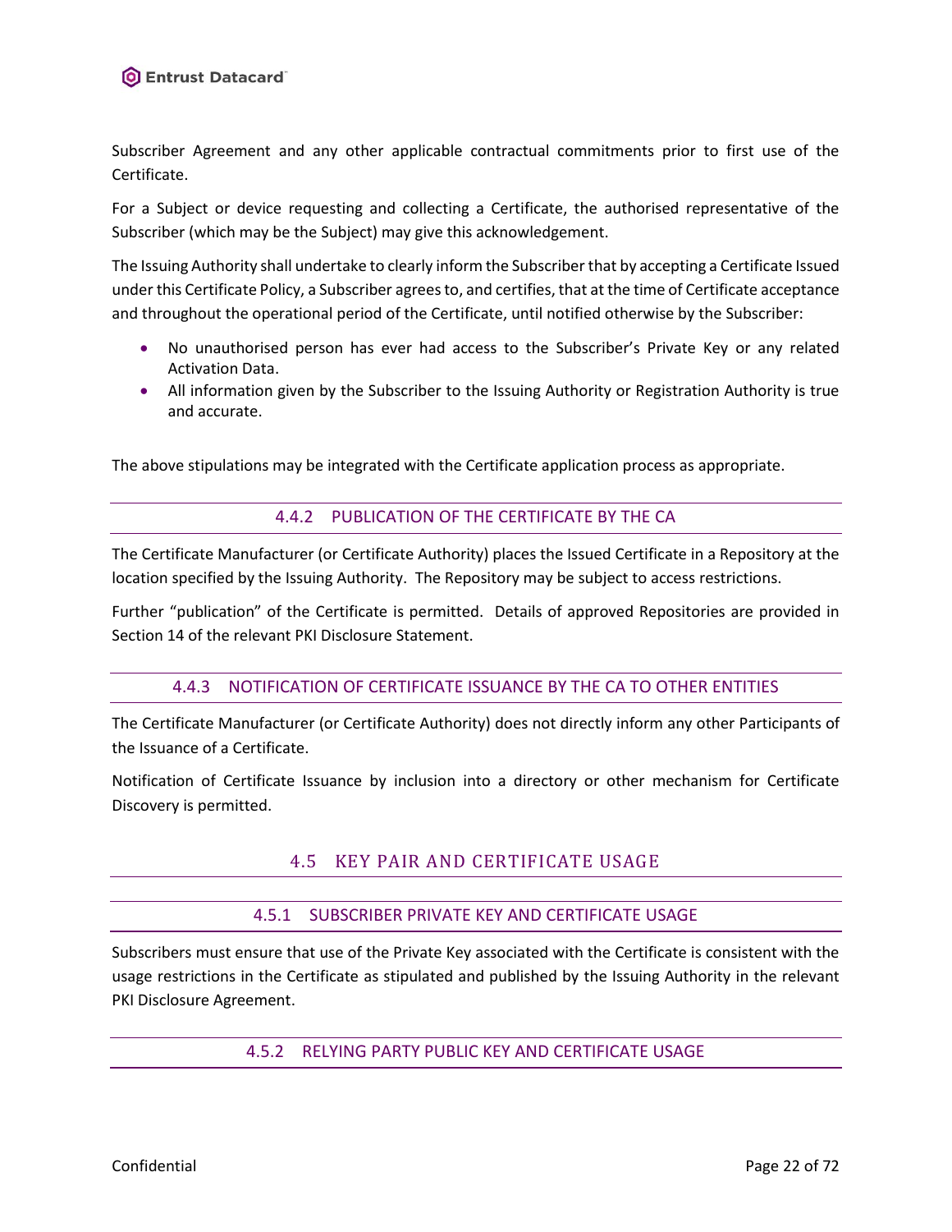Subscriber Agreement and any other applicable contractual commitments prior to first use of the Certificate.

For a Subject or device requesting and collecting a Certificate, the authorised representative of the Subscriber (which may be the Subject) may give this acknowledgement.

The Issuing Authority shall undertake to clearly inform the Subscriber that by accepting a Certificate Issued under this Certificate Policy, a Subscriber agrees to, and certifies, that at the time of Certificate acceptance and throughout the operational period of the Certificate, until notified otherwise by the Subscriber:

- No unauthorised person has ever had access to the Subscriber's Private Key or any related Activation Data.
- All information given by the Subscriber to the Issuing Authority or Registration Authority is true and accurate.

The above stipulations may be integrated with the Certificate application process as appropriate.

### 4.4.2 PUBLICATION OF THE CERTIFICATE BY THE CA

The Certificate Manufacturer (or Certificate Authority) places the Issued Certificate in a Repository at the location specified by the Issuing Authority. The Repository may be subject to access restrictions.

Further "publication" of the Certificate is permitted. Details of approved Repositories are provided in Section 14 of the relevant PKI Disclosure Statement.

### 4.4.3 NOTIFICATION OF CERTIFICATE ISSUANCE BY THE CA TO OTHER ENTITIES

The Certificate Manufacturer (or Certificate Authority) does not directly inform any other Participants of the Issuance of a Certificate.

Notification of Certificate Issuance by inclusion into a directory or other mechanism for Certificate Discovery is permitted.

## 4.5 KEY PAIR AND CERTIFICATE USAGE

### 4.5.1 SUBSCRIBER PRIVATE KEY AND CERTIFICATE USAGE

Subscribers must ensure that use of the Private Key associated with the Certificate is consistent with the usage restrictions in the Certificate as stipulated and published by the Issuing Authority in the relevant PKI Disclosure Agreement.

### 4.5.2 RELYING PARTY PUBLIC KEY AND CERTIFICATE USAGE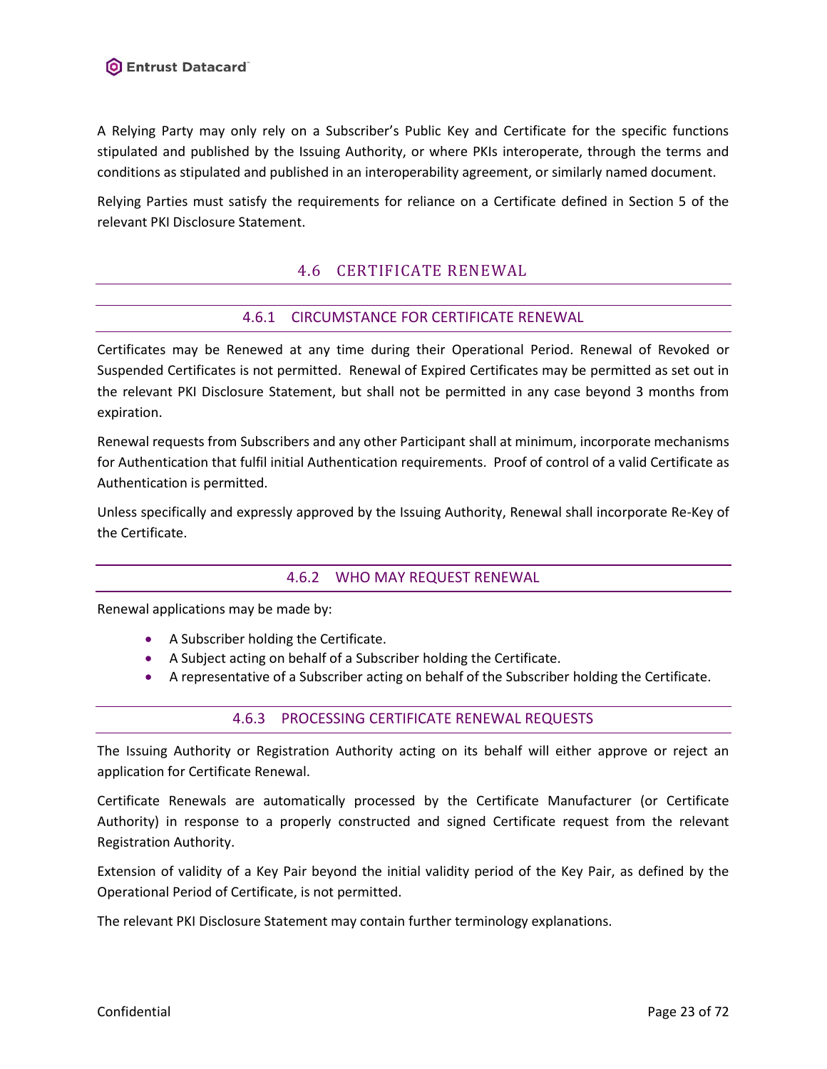A Relying Party may only rely on a Subscriber's Public Key and Certificate for the specific functions stipulated and published by the Issuing Authority, or where PKIs interoperate, through the terms and conditions as stipulated and published in an interoperability agreement, or similarly named document.

Relying Parties must satisfy the requirements for reliance on a Certificate defined in Section 5 of the relevant PKI Disclosure Statement.

## 4.6 CERTIFICATE RENEWAL

### 4.6.1 CIRCUMSTANCE FOR CERTIFICATE RENEWAL

Certificates may be Renewed at any time during their Operational Period. Renewal of Revoked or Suspended Certificates is not permitted. Renewal of Expired Certificates may be permitted as set out in the relevant PKI Disclosure Statement, but shall not be permitted in any case beyond 3 months from expiration.

Renewal requests from Subscribers and any other Participant shall at minimum, incorporate mechanisms for Authentication that fulfil initial Authentication requirements. Proof of control of a valid Certificate as Authentication is permitted.

Unless specifically and expressly approved by the Issuing Authority, Renewal shall incorporate Re-Key of the Certificate.

### 4.6.2 WHO MAY REQUEST RENEWAL

Renewal applications may be made by:

- A Subscriber holding the Certificate.
- A Subject acting on behalf of a Subscriber holding the Certificate.
- A representative of a Subscriber acting on behalf of the Subscriber holding the Certificate.

### 4.6.3 PROCESSING CERTIFICATE RENEWAL REQUESTS

The Issuing Authority or Registration Authority acting on its behalf will either approve or reject an application for Certificate Renewal.

Certificate Renewals are automatically processed by the Certificate Manufacturer (or Certificate Authority) in response to a properly constructed and signed Certificate request from the relevant Registration Authority.

Extension of validity of a Key Pair beyond the initial validity period of the Key Pair, as defined by the Operational Period of Certificate, is not permitted.

The relevant PKI Disclosure Statement may contain further terminology explanations.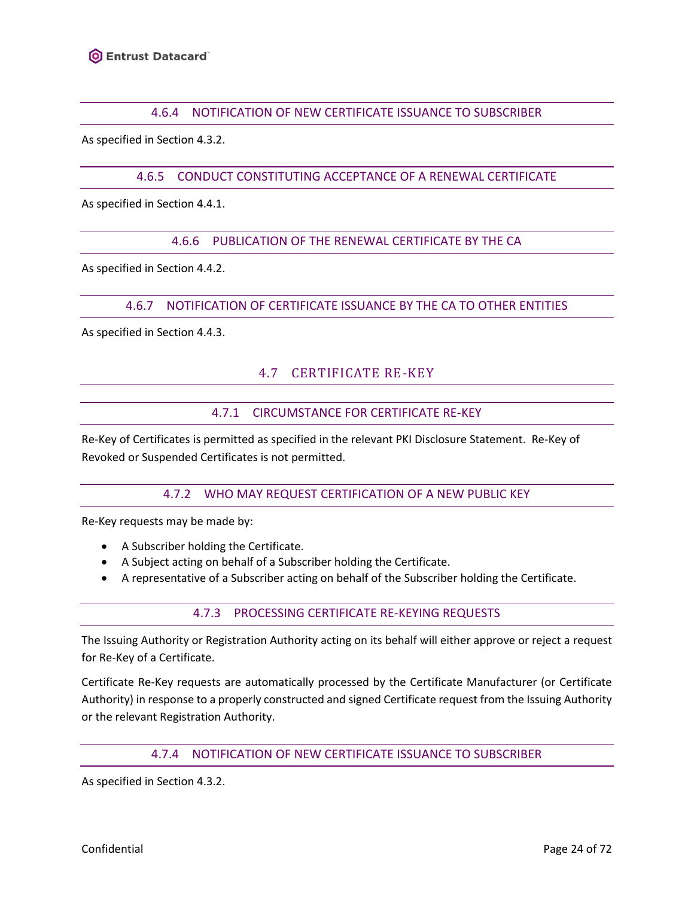#### 4.6.4 NOTIFICATION OF NEW CERTIFICATE ISSUANCE TO SUBSCRIBER

As specified in Section 4.3.2.

#### 4.6.5 CONDUCT CONSTITUTING ACCEPTANCE OF A RENEWAL CERTIFICATE

As specified in Section 4.4.1.

#### 4.6.6 PUBLICATION OF THE RENEWAL CERTIFICATE BY THE CA

As specified in Section 4.4.2.

#### 4.6.7 NOTIFICATION OF CERTIFICATE ISSUANCE BY THE CA TO OTHER ENTITIES

As specified in Section 4.4.3.

### 4.7 CERTIFICATE RE-KEY

#### 4.7.1 CIRCUMSTANCE FOR CERTIFICATE RE-KEY

Re-Key of Certificates is permitted as specified in the relevant PKI Disclosure Statement. Re-Key of Revoked or Suspended Certificates is not permitted.

#### 4.7.2 WHO MAY REQUEST CERTIFICATION OF A NEW PUBLIC KEY

Re-Key requests may be made by:

- A Subscriber holding the Certificate.
- A Subject acting on behalf of a Subscriber holding the Certificate.
- A representative of a Subscriber acting on behalf of the Subscriber holding the Certificate.

#### 4.7.3 PROCESSING CERTIFICATE RE-KEYING REQUESTS

The Issuing Authority or Registration Authority acting on its behalf will either approve or reject a request for Re-Key of a Certificate.

Certificate Re-Key requests are automatically processed by the Certificate Manufacturer (or Certificate Authority) in response to a properly constructed and signed Certificate request from the Issuing Authority or the relevant Registration Authority.

#### 4.7.4 NOTIFICATION OF NEW CERTIFICATE ISSUANCE TO SUBSCRIBER

As specified in Section 4.3.2.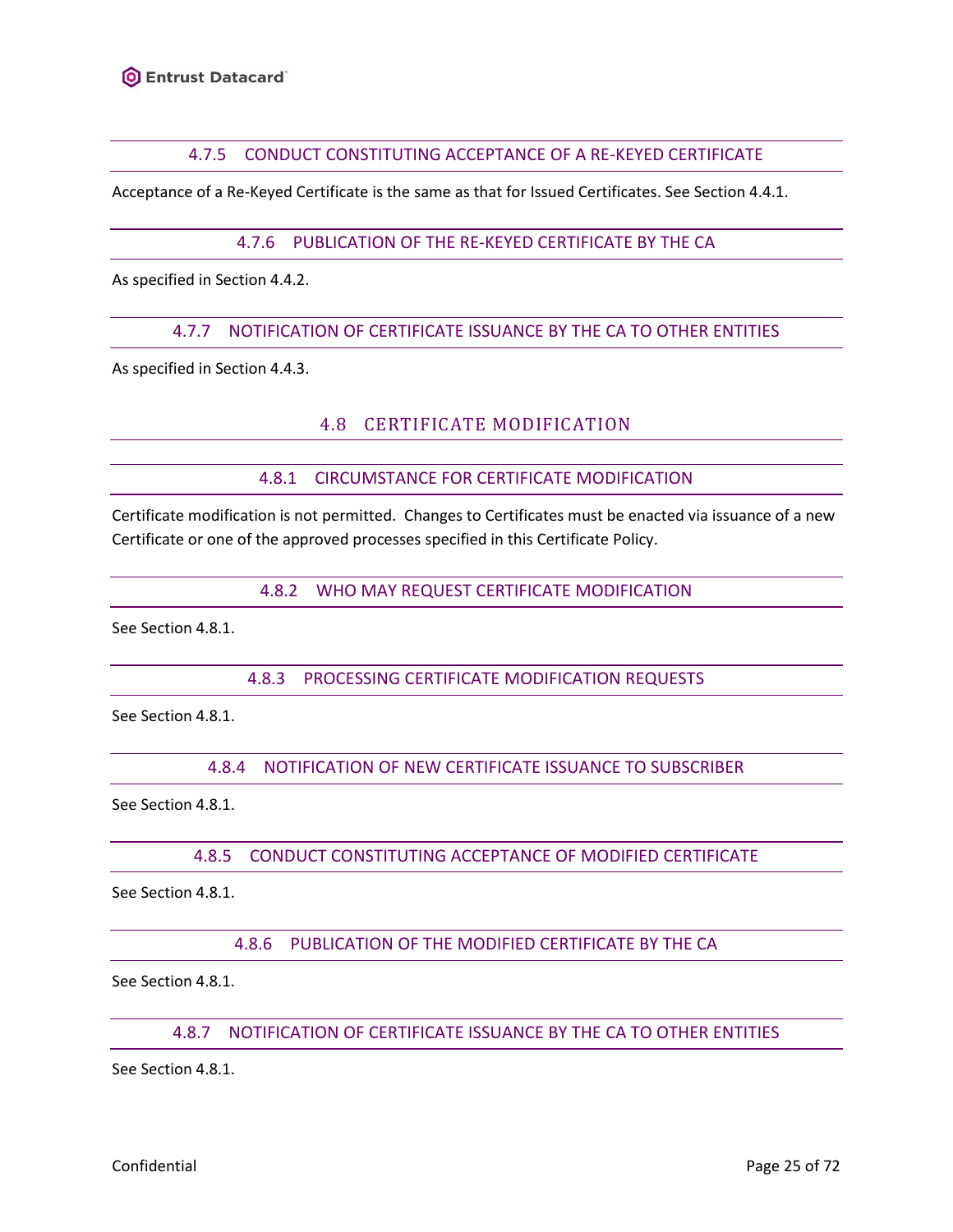### 4.7.5 CONDUCT CONSTITUTING ACCEPTANCE OF A RE-KEYED CERTIFICATE

Acceptance of a Re-Keyed Certificate is the same as that for Issued Certificates. See Section 4.4.1.

### 4.7.6 PUBLICATION OF THE RE-KEYED CERTIFICATE BY THE CA

As specified in Section 4.4.2.

### 4.7.7 NOTIFICATION OF CERTIFICATE ISSUANCE BY THE CA TO OTHER ENTITIES

As specified in Section 4.4.3.

## 4.8 CERTIFICATE MODIFICATION

### 4.8.1 CIRCUMSTANCE FOR CERTIFICATE MODIFICATION

Certificate modification is not permitted. Changes to Certificates must be enacted via issuance of a new Certificate or one of the approved processes specified in this Certificate Policy.

### 4.8.2 WHO MAY REQUEST CERTIFICATE MODIFICATION

See Section 4.8.1.

### 4.8.3 PROCESSING CERTIFICATE MODIFICATION REQUESTS

See Section 4.8.1.

### 4.8.4 NOTIFICATION OF NEW CERTIFICATE ISSUANCE TO SUBSCRIBER

See Section 4.8.1.

### 4.8.5 CONDUCT CONSTITUTING ACCEPTANCE OF MODIFIED CERTIFICATE

See Section 4.8.1.

### 4.8.6 PUBLICATION OF THE MODIFIED CERTIFICATE BY THE CA

See Section 4.8.1.

### 4.8.7 NOTIFICATION OF CERTIFICATE ISSUANCE BY THE CA TO OTHER ENTITIES

See Section 4.8.1.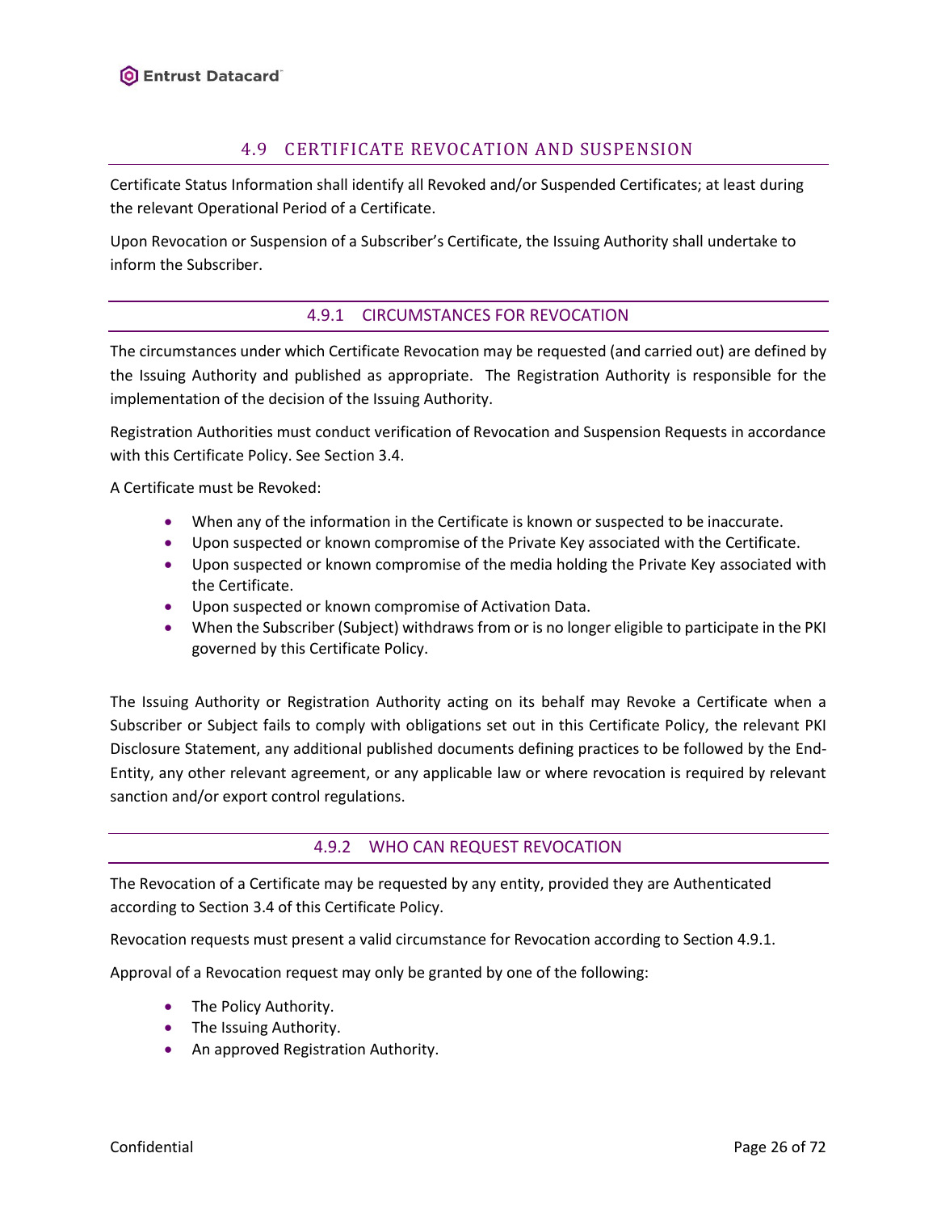## 4.9 CERTIFICATE REVOCATION AND SUSPENSION

Certificate Status Information shall identify all Revoked and/or Suspended Certificates; at least during the relevant Operational Period of a Certificate.

Upon Revocation or Suspension of a Subscriber's Certificate, the Issuing Authority shall undertake to inform the Subscriber.

### 4.9.1 CIRCUMSTANCES FOR REVOCATION

The circumstances under which Certificate Revocation may be requested (and carried out) are defined by the Issuing Authority and published as appropriate. The Registration Authority is responsible for the implementation of the decision of the Issuing Authority.

Registration Authorities must conduct verification of Revocation and Suspension Requests in accordance with this Certificate Policy. See Section 3.4.

A Certificate must be Revoked:

- When any of the information in the Certificate is known or suspected to be inaccurate.
- Upon suspected or known compromise of the Private Key associated with the Certificate.
- Upon suspected or known compromise of the media holding the Private Key associated with the Certificate.
- Upon suspected or known compromise of Activation Data.
- When the Subscriber (Subject) withdraws from or is no longer eligible to participate in the PKI governed by this Certificate Policy.

The Issuing Authority or Registration Authority acting on its behalf may Revoke a Certificate when a Subscriber or Subject fails to comply with obligations set out in this Certificate Policy, the relevant PKI Disclosure Statement, any additional published documents defining practices to be followed by the End-Entity, any other relevant agreement, or any applicable law or where revocation is required by relevant sanction and/or export control regulations.

### 4.9.2 WHO CAN REQUEST REVOCATION

The Revocation of a Certificate may be requested by any entity, provided they are Authenticated according to Section 3.4 of this Certificate Policy.

Revocation requests must present a valid circumstance for Revocation according to Section 4.9.1.

Approval of a Revocation request may only be granted by one of the following:

- The Policy Authority.
- The Issuing Authority.
- An approved Registration Authority.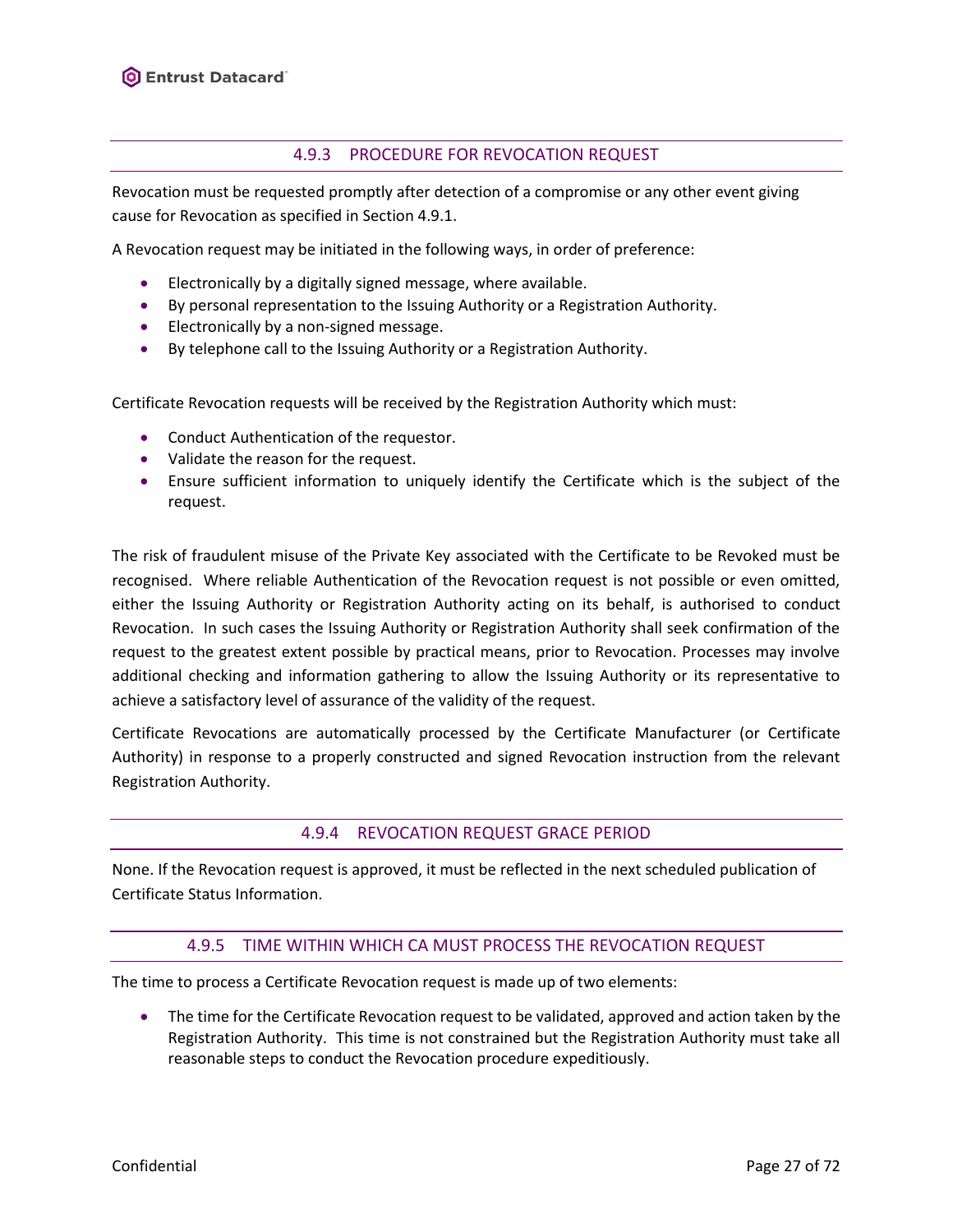### 4.9.3 PROCEDURE FOR REVOCATION REQUEST

Revocation must be requested promptly after detection of a compromise or any other event giving cause for Revocation as specified in Section 4.9.1.

A Revocation request may be initiated in the following ways, in order of preference:

- Electronically by a digitally signed message, where available.
- By personal representation to the Issuing Authority or a Registration Authority.
- Electronically by a non-signed message.
- By telephone call to the Issuing Authority or a Registration Authority.

Certificate Revocation requests will be received by the Registration Authority which must:

- Conduct Authentication of the requestor.
- Validate the reason for the request.
- Ensure sufficient information to uniquely identify the Certificate which is the subject of the request.

The risk of fraudulent misuse of the Private Key associated with the Certificate to be Revoked must be recognised. Where reliable Authentication of the Revocation request is not possible or even omitted, either the Issuing Authority or Registration Authority acting on its behalf, is authorised to conduct Revocation. In such cases the Issuing Authority or Registration Authority shall seek confirmation of the request to the greatest extent possible by practical means, prior to Revocation. Processes may involve additional checking and information gathering to allow the Issuing Authority or its representative to achieve a satisfactory level of assurance of the validity of the request.

Certificate Revocations are automatically processed by the Certificate Manufacturer (or Certificate Authority) in response to a properly constructed and signed Revocation instruction from the relevant Registration Authority.

### 4.9.4 REVOCATION REQUEST GRACE PERIOD

None. If the Revocation request is approved, it must be reflected in the next scheduled publication of Certificate Status Information.

### 4.9.5 TIME WITHIN WHICH CA MUST PROCESS THE REVOCATION REQUEST

The time to process a Certificate Revocation request is made up of two elements:

- The time for the Certificate Revocation request to be validated, approved and action taken by the Registration Authority. This time is not constrained but the Registration Authority must take all reasonable steps to conduct the Revocation procedure expeditiously.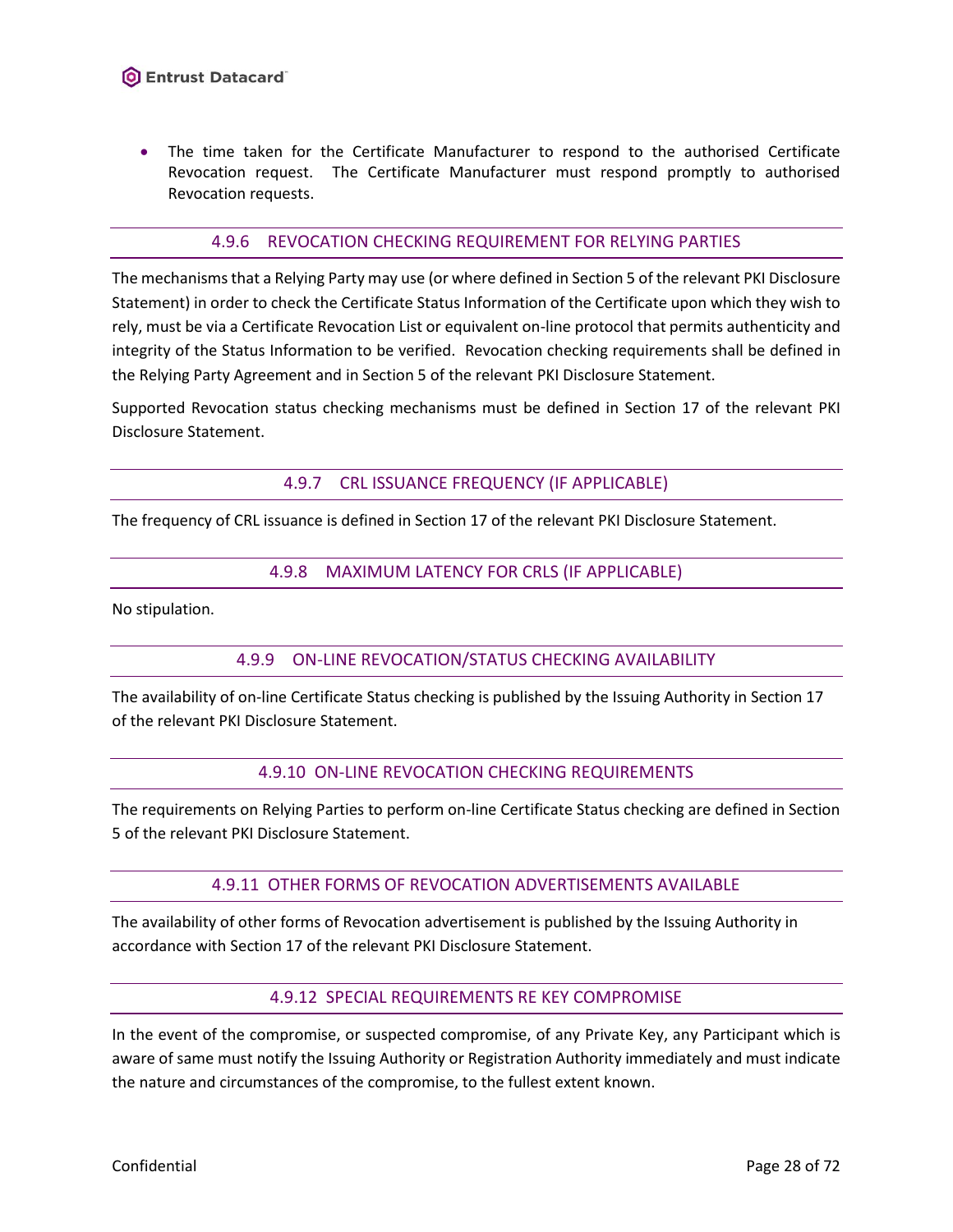- The time taken for the Certificate Manufacturer to respond to the authorised Certificate Revocation request. The Certificate Manufacturer must respond promptly to authorised Revocation requests.

### 4.9.6 REVOCATION CHECKING REQUIREMENT FOR RELYING PARTIES

The mechanisms that a Relying Party may use (or where defined in Section 5 of the relevant PKI Disclosure Statement) in order to check the Certificate Status Information of the Certificate upon which they wish to rely, must be via a Certificate Revocation List or equivalent on-line protocol that permits authenticity and integrity of the Status Information to be verified. Revocation checking requirements shall be defined in the Relying Party Agreement and in Section 5 of the relevant PKI Disclosure Statement.

Supported Revocation status checking mechanisms must be defined in Section 17 of the relevant PKI Disclosure Statement.

### 4.9.7 CRL ISSUANCE FREQUENCY (IF APPLICABLE)

The frequency of CRL issuance is defined in Section 17 of the relevant PKI Disclosure Statement.

### 4.9.8 MAXIMUM LATENCY FOR CRLS (IF APPLICABLE)

No stipulation.

### 4.9.9 ON-LINE REVOCATION/STATUS CHECKING AVAILABILITY

The availability of on-line Certificate Status checking is published by the Issuing Authority in Section 17 of the relevant PKI Disclosure Statement.

### 4.9.10 ON-LINE REVOCATION CHECKING REQUIREMENTS

The requirements on Relying Parties to perform on-line Certificate Status checking are defined in Section 5 of the relevant PKI Disclosure Statement.

### 4.9.11 OTHER FORMS OF REVOCATION ADVERTISEMENTS AVAILABLE

The availability of other forms of Revocation advertisement is published by the Issuing Authority in accordance with Section 17 of the relevant PKI Disclosure Statement.

### 4.9.12 SPECIAL REQUIREMENTS RE KEY COMPROMISE

In the event of the compromise, or suspected compromise, of any Private Key, any Participant which is aware of same must notify the Issuing Authority or Registration Authority immediately and must indicate the nature and circumstances of the compromise, to the fullest extent known.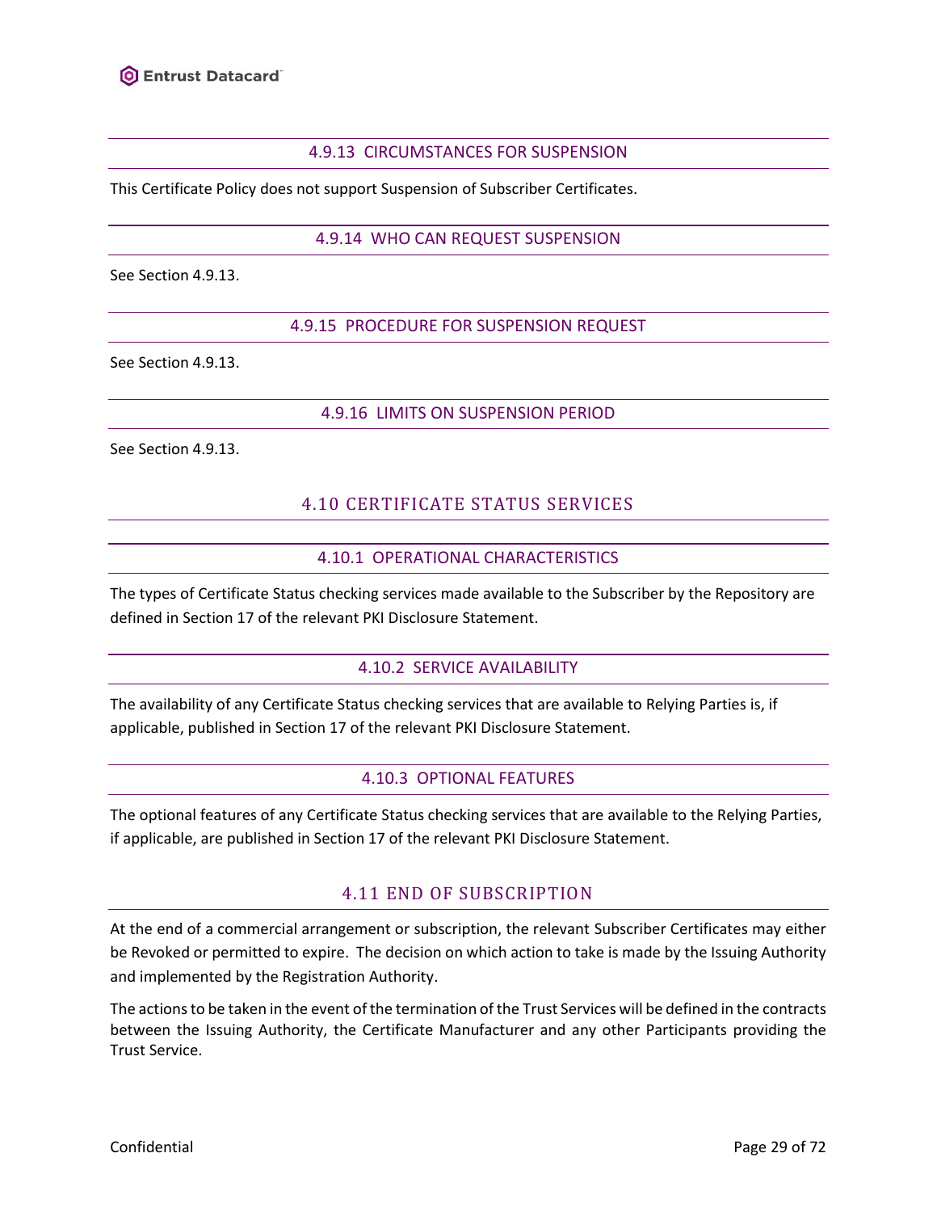#### 4.9.13 CIRCUMSTANCES FOR SUSPENSION

This Certificate Policy does not support Suspension of Subscriber Certificates.

#### 4.9.14 WHO CAN REQUEST SUSPENSION

See Section 4.9.13.

#### 4.9.15 PROCEDURE FOR SUSPENSION REQUEST

See Section 4.9.13.

#### 4.9.16 LIMITS ON SUSPENSION PERIOD

See Section 4.9.13.

### 4.10 CERTIFICATE STATUS SERVICES

#### 4.10.1 OPERATIONAL CHARACTERISTICS

The types of Certificate Status checking services made available to the Subscriber by the Repository are defined in Section 17 of the relevant PKI Disclosure Statement.

#### 4.10.2 SERVICE AVAILABILITY

The availability of any Certificate Status checking services that are available to Relying Parties is, if applicable, published in Section 17 of the relevant PKI Disclosure Statement.

#### 4.10.3 OPTIONAL FEATURES

The optional features of any Certificate Status checking services that are available to the Relying Parties, if applicable, are published in Section 17 of the relevant PKI Disclosure Statement.

### 4.11 END OF SUBSCRIPTION

At the end of a commercial arrangement or subscription, the relevant Subscriber Certificates may either be Revoked or permitted to expire. The decision on which action to take is made by the Issuing Authority and implemented by the Registration Authority.

The actions to be taken in the event of the termination of the Trust Services will be defined in the contracts between the Issuing Authority, the Certificate Manufacturer and any other Participants providing the Trust Service.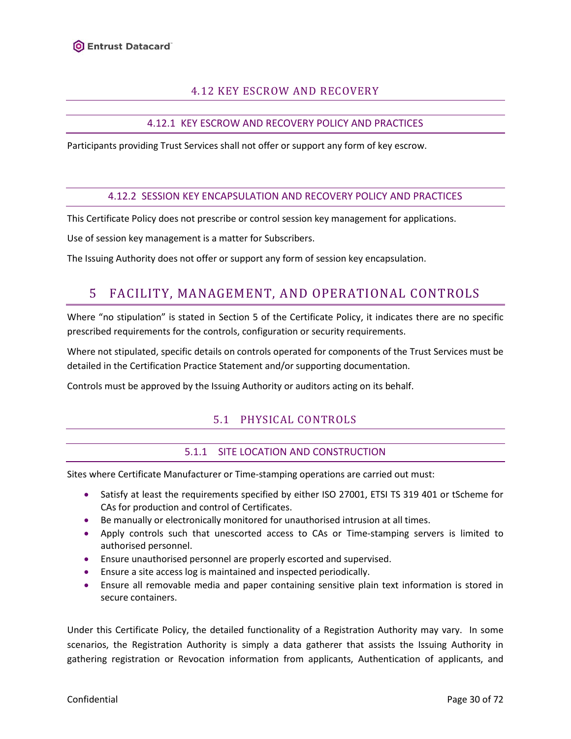## 4.12 KEY ESCROW AND RECOVERY

### 4.12.1 KEY ESCROW AND RECOVERY POLICY AND PRACTICES

Participants providing Trust Services shall not offer or support any form of key escrow.

### 4.12.2 SESSION KEY ENCAPSULATION AND RECOVERY POLICY AND PRACTICES

This Certificate Policy does not prescribe or control session key management for applications.

Use of session key management is a matter for Subscribers.

The Issuing Authority does not offer or support any form of session key encapsulation.

# 5 FACILITY, MANAGEMENT, AND OPERATIONAL CONTROLS

Where "no stipulation" is stated in Section 5 of the Certificate Policy, it indicates there are no specific prescribed requirements for the controls, configuration or security requirements.

Where not stipulated, specific details on controls operated for components of the Trust Services must be detailed in the Certification Practice Statement and/or supporting documentation.

Controls must be approved by the Issuing Authority or auditors acting on its behalf.

## 5.1 PHYSICAL CONTROLS

### 5.1.1 SITE LOCATION AND CONSTRUCTION

Sites where Certificate Manufacturer or Time-stamping operations are carried out must:

- Satisfy at least the requirements specified by either ISO 27001, ETSI TS 319 401 or tScheme for CAs for production and control of Certificates.
- Be manually or electronically monitored for unauthorised intrusion at all times.
- Apply controls such that unescorted access to CAs or Time-stamping servers is limited to authorised personnel.
- Ensure unauthorised personnel are properly escorted and supervised.
- Ensure a site access log is maintained and inspected periodically.
- Ensure all removable media and paper containing sensitive plain text information is stored in secure containers.

Under this Certificate Policy, the detailed functionality of a Registration Authority may vary. In some scenarios, the Registration Authority is simply a data gatherer that assists the Issuing Authority in gathering registration or Revocation information from applicants, Authentication of applicants, and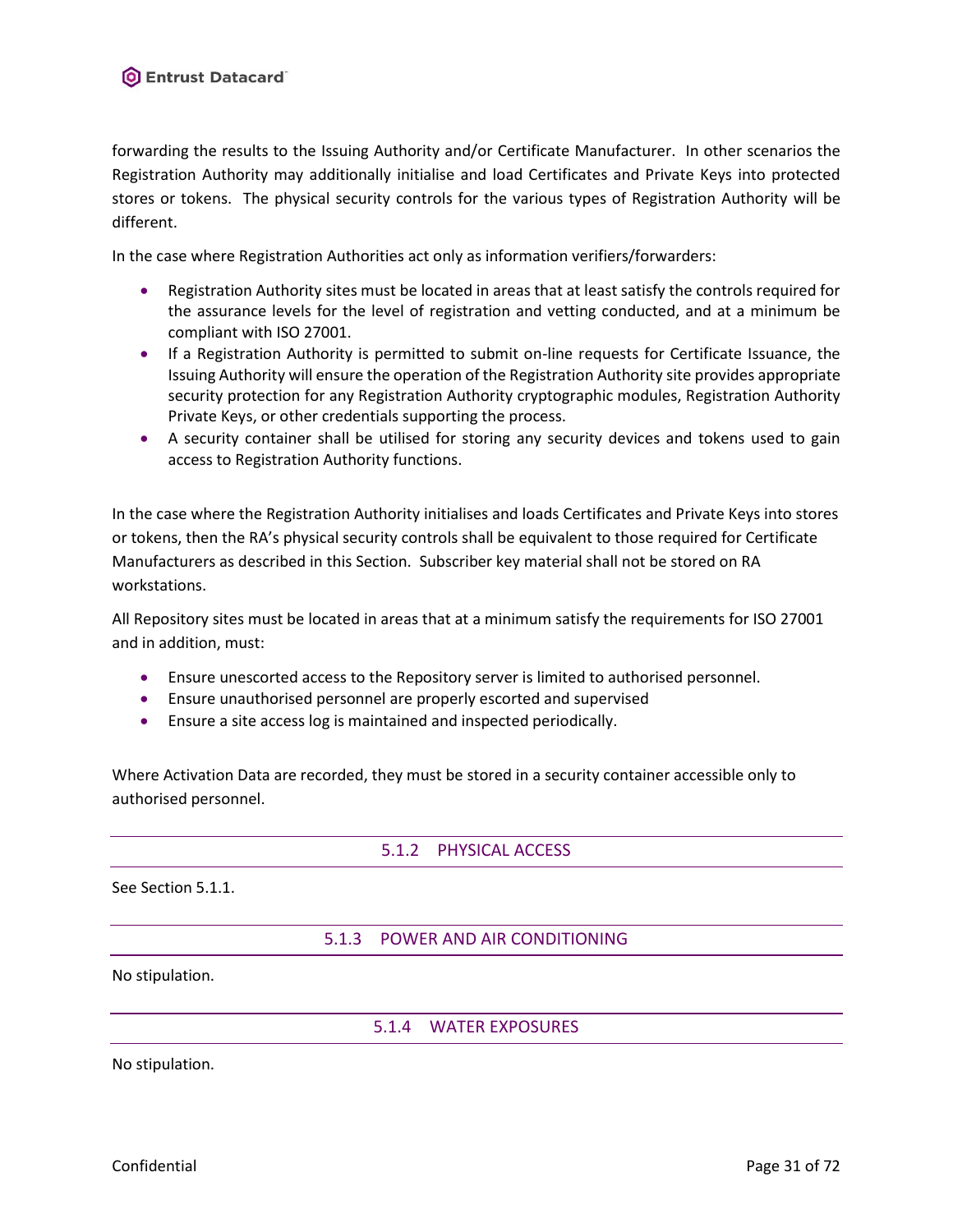forwarding the results to the Issuing Authority and/or Certificate Manufacturer. In other scenarios the Registration Authority may additionally initialise and load Certificates and Private Keys into protected stores or tokens. The physical security controls for the various types of Registration Authority will be different.

In the case where Registration Authorities act only as information verifiers/forwarders:

- Registration Authority sites must be located in areas that at least satisfy the controls required for the assurance levels for the level of registration and vetting conducted, and at a minimum be compliant with ISO 27001.
- If a Registration Authority is permitted to submit on-line requests for Certificate Issuance, the Issuing Authority will ensure the operation of the Registration Authority site provides appropriate security protection for any Registration Authority cryptographic modules, Registration Authority Private Keys, or other credentials supporting the process.
- A security container shall be utilised for storing any security devices and tokens used to gain access to Registration Authority functions.

In the case where the Registration Authority initialises and loads Certificates and Private Keys into stores or tokens, then the RA's physical security controls shall be equivalent to those required for Certificate Manufacturers as described in this Section. Subscriber key material shall not be stored on RA workstations.

All Repository sites must be located in areas that at a minimum satisfy the requirements for ISO 27001 and in addition, must:

- Ensure unescorted access to the Repository server is limited to authorised personnel.
- Ensure unauthorised personnel are properly escorted and supervised
- Ensure a site access log is maintained and inspected periodically.

Where Activation Data are recorded, they must be stored in a security container accessible only to authorised personnel.

### 5.1.2 PHYSICAL ACCESS

See Section 5.1.1.

### 5.1.3 POWER AND AIR CONDITIONING

No stipulation.

### 5.1.4 WATER EXPOSURES

No stipulation.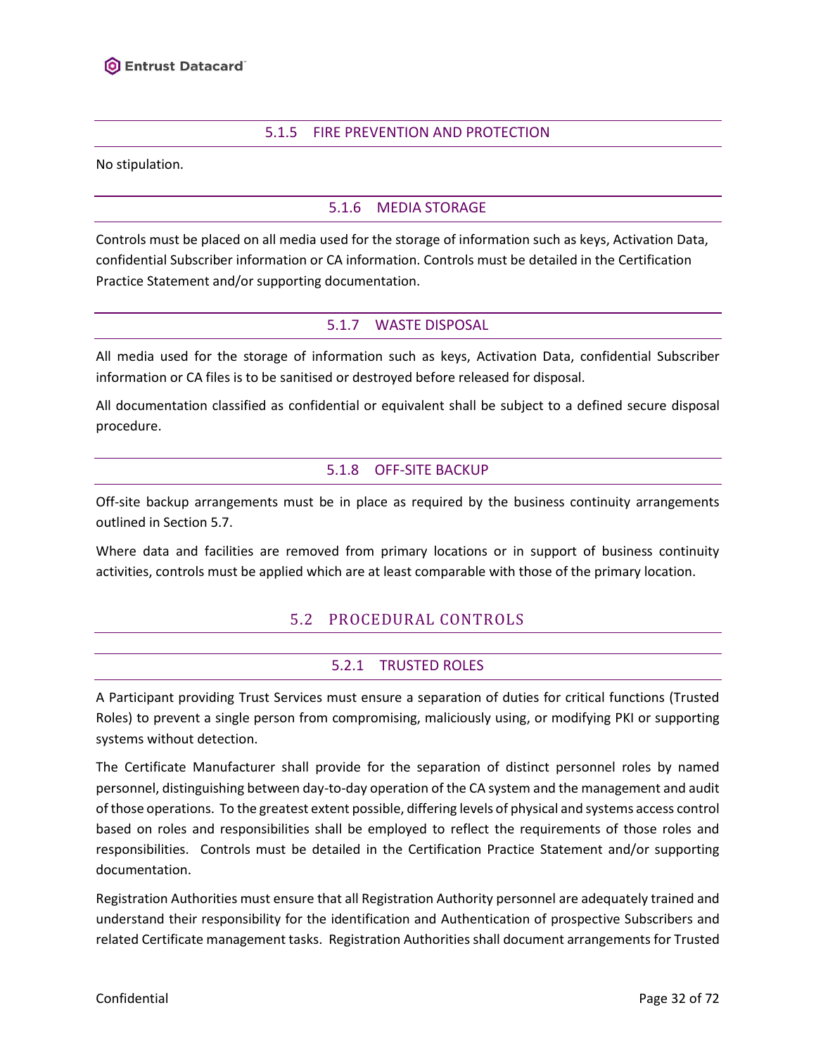#### 5.1.5 FIRE PREVENTION AND PROTECTION

No stipulation.

#### 5.1.6 MEDIA STORAGE

Controls must be placed on all media used for the storage of information such as keys, Activation Data, confidential Subscriber information or CA information. Controls must be detailed in the Certification Practice Statement and/or supporting documentation.

#### 5.1.7 WASTE DISPOSAL

All media used for the storage of information such as keys, Activation Data, confidential Subscriber information or CA files is to be sanitised or destroyed before released for disposal.

All documentation classified as confidential or equivalent shall be subject to a defined secure disposal procedure.

#### 5.1.8 OFF-SITE BACKUP

Off-site backup arrangements must be in place as required by the business continuity arrangements outlined in Section 5.7.

Where data and facilities are removed from primary locations or in support of business continuity activities, controls must be applied which are at least comparable with those of the primary location.

### 5.2 PROCEDURAL CONTROLS

#### 5.2.1 TRUSTED ROLES

A Participant providing Trust Services must ensure a separation of duties for critical functions (Trusted Roles) to prevent a single person from compromising, maliciously using, or modifying PKI or supporting systems without detection.

The Certificate Manufacturer shall provide for the separation of distinct personnel roles by named personnel, distinguishing between day-to-day operation of the CA system and the management and audit of those operations. To the greatest extent possible, differing levels of physical and systems access control based on roles and responsibilities shall be employed to reflect the requirements of those roles and responsibilities. Controls must be detailed in the Certification Practice Statement and/or supporting documentation.

Registration Authorities must ensure that all Registration Authority personnel are adequately trained and understand their responsibility for the identification and Authentication of prospective Subscribers and related Certificate management tasks. Registration Authorities shall document arrangements for Trusted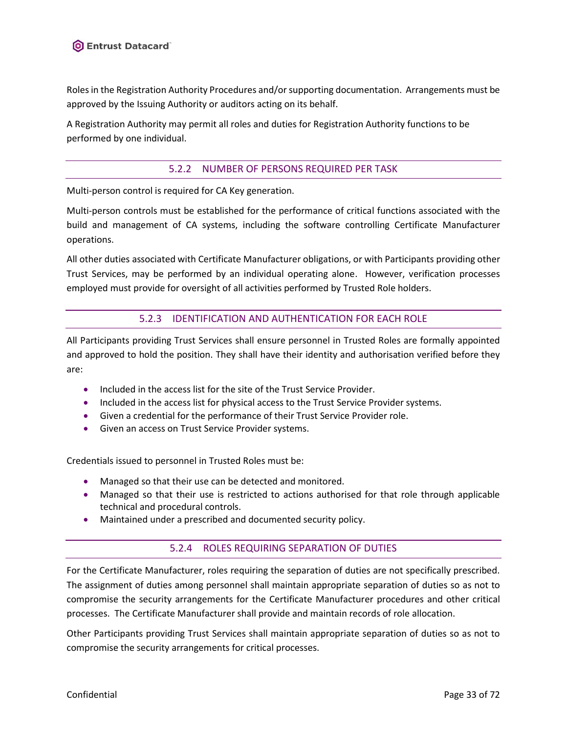Roles in the Registration Authority Procedures and/or supporting documentation. Arrangements must be approved by the Issuing Authority or auditors acting on its behalf.

A Registration Authority may permit all roles and duties for Registration Authority functions to be performed by one individual.

### 5.2.2 NUMBER OF PERSONS REQUIRED PER TASK

Multi-person control is required for CA Key generation.

Multi-person controls must be established for the performance of critical functions associated with the build and management of CA systems, including the software controlling Certificate Manufacturer operations.

All other duties associated with Certificate Manufacturer obligations, or with Participants providing other Trust Services, may be performed by an individual operating alone. However, verification processes employed must provide for oversight of all activities performed by Trusted Role holders.

### 5.2.3 IDENTIFICATION AND AUTHENTICATION FOR EACH ROLE

All Participants providing Trust Services shall ensure personnel in Trusted Roles are formally appointed and approved to hold the position. They shall have their identity and authorisation verified before they are:

- Included in the access list for the site of the Trust Service Provider.
- Included in the access list for physical access to the Trust Service Provider systems.
- Given a credential for the performance of their Trust Service Provider role.
- Given an access on Trust Service Provider systems.

Credentials issued to personnel in Trusted Roles must be:

- Managed so that their use can be detected and monitored.
- Managed so that their use is restricted to actions authorised for that role through applicable technical and procedural controls.
- Maintained under a prescribed and documented security policy.

### 5.2.4 ROLES REQUIRING SEPARATION OF DUTIES

For the Certificate Manufacturer, roles requiring the separation of duties are not specifically prescribed. The assignment of duties among personnel shall maintain appropriate separation of duties so as not to compromise the security arrangements for the Certificate Manufacturer procedures and other critical processes. The Certificate Manufacturer shall provide and maintain records of role allocation.

Other Participants providing Trust Services shall maintain appropriate separation of duties so as not to compromise the security arrangements for critical processes.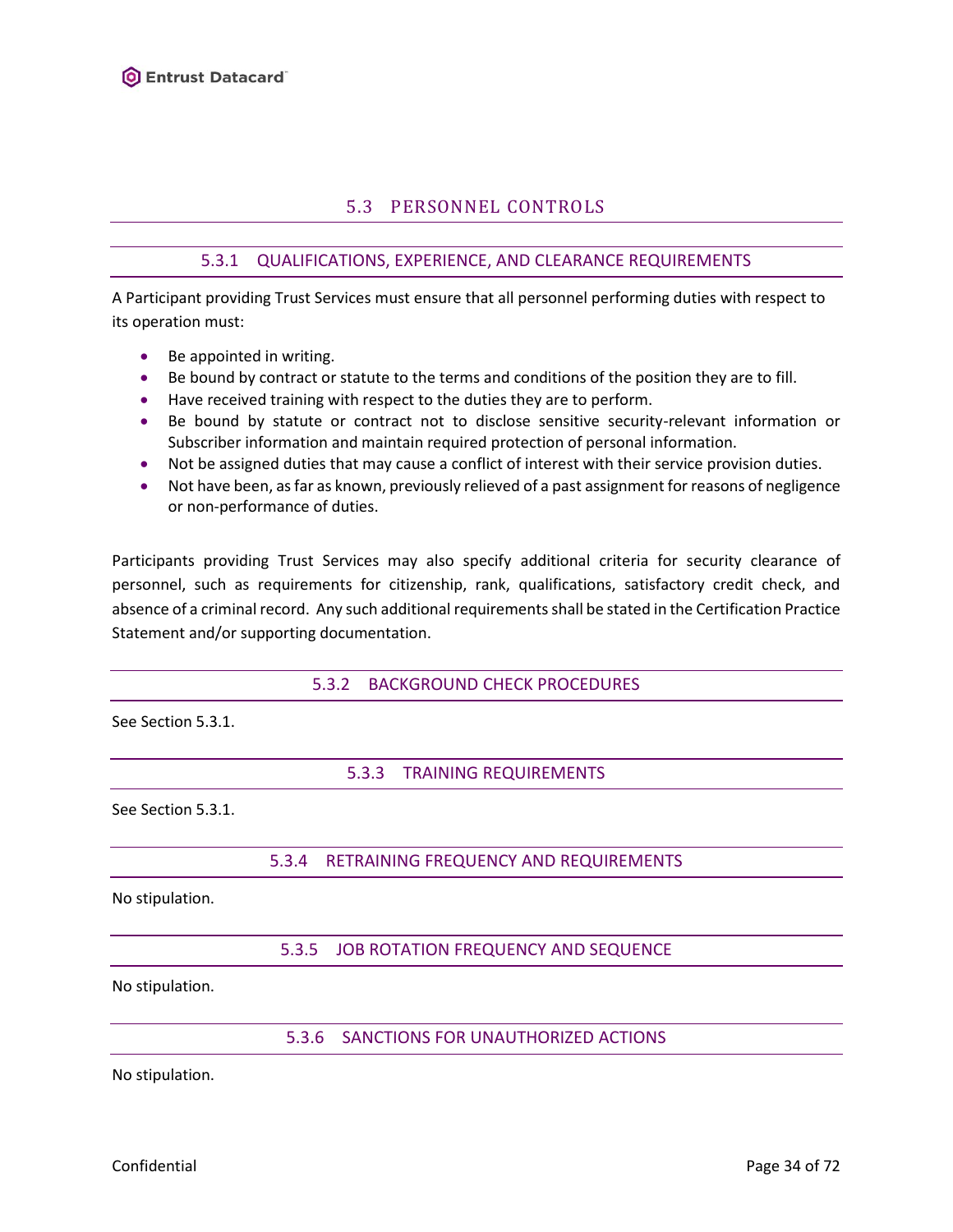## 5.3 PERSONNEL CONTROLS

### 5.3.1 QUALIFICATIONS, EXPERIENCE, AND CLEARANCE REQUIREMENTS

A Participant providing Trust Services must ensure that all personnel performing duties with respect to its operation must:

- Be appointed in writing.
- Be bound by contract or statute to the terms and conditions of the position they are to fill.
- Have received training with respect to the duties they are to perform.
- Be bound by statute or contract not to disclose sensitive security-relevant information or Subscriber information and maintain required protection of personal information.
- Not be assigned duties that may cause a conflict of interest with their service provision duties.
- Not have been, as far as known, previously relieved of a past assignment for reasons of negligence or non-performance of duties.

Participants providing Trust Services may also specify additional criteria for security clearance of personnel, such as requirements for citizenship, rank, qualifications, satisfactory credit check, and absence of a criminal record. Any such additional requirements shall be stated in the Certification Practice Statement and/or supporting documentation.

### 5.3.2 BACKGROUND CHECK PROCEDURES

See Section 5.3.1.

### 5.3.3 TRAINING REQUIREMENTS

See Section 5.3.1.

### 5.3.4 RETRAINING FREQUENCY AND REQUIREMENTS

No stipulation.

### 5.3.5 JOB ROTATION FREQUENCY AND SEQUENCE

No stipulation.

### 5.3.6 SANCTIONS FOR UNAUTHORIZED ACTIONS

No stipulation.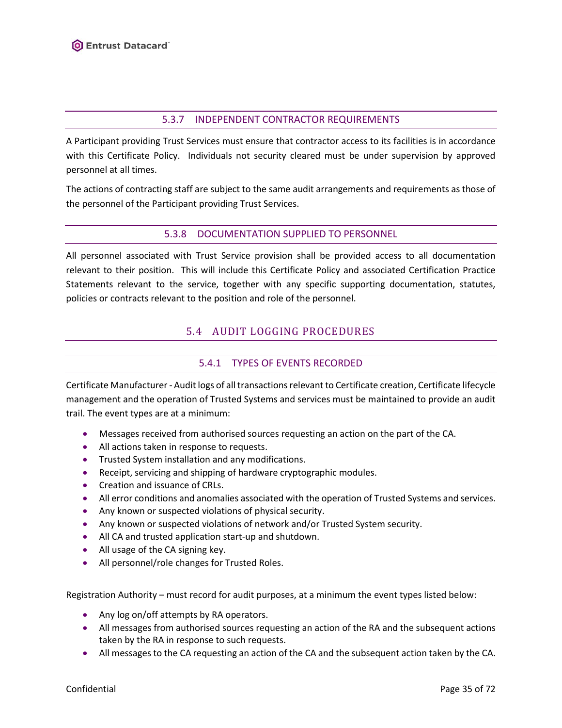#### 5.3.7 INDEPENDENT CONTRACTOR REQUIREMENTS

A Participant providing Trust Services must ensure that contractor access to its facilities is in accordance with this Certificate Policy. Individuals not security cleared must be under supervision by approved personnel at all times.

The actions of contracting staff are subject to the same audit arrangements and requirements as those of the personnel of the Participant providing Trust Services.

#### 5.3.8 DOCUMENTATION SUPPLIED TO PERSONNEL

All personnel associated with Trust Service provision shall be provided access to all documentation relevant to their position. This will include this Certificate Policy and associated Certification Practice Statements relevant to the service, together with any specific supporting documentation, statutes, policies or contracts relevant to the position and role of the personnel.

### 5.4 AUDIT LOGGING PROCEDURES

#### 5.4.1 TYPES OF EVENTS RECORDED

Certificate Manufacturer - Audit logs of all transactions relevant to Certificate creation, Certificate lifecycle management and the operation of Trusted Systems and services must be maintained to provide an audit trail. The event types are at a minimum:

- Messages received from authorised sources requesting an action on the part of the CA.
- All actions taken in response to requests.
- Trusted System installation and any modifications.
- Receipt, servicing and shipping of hardware cryptographic modules.
- Creation and issuance of CRLs.
- All error conditions and anomalies associated with the operation of Trusted Systems and services.
- Any known or suspected violations of physical security.
- Any known or suspected violations of network and/or Trusted System security.
- All CA and trusted application start-up and shutdown.
- All usage of the CA signing key.
- All personnel/role changes for Trusted Roles.

Registration Authority – must record for audit purposes, at a minimum the event types listed below:

- Any log on/off attempts by RA operators.
- All messages from authorised sources requesting an action of the RA and the subsequent actions taken by the RA in response to such requests.
- All messages to the CA requesting an action of the CA and the subsequent action taken by the CA.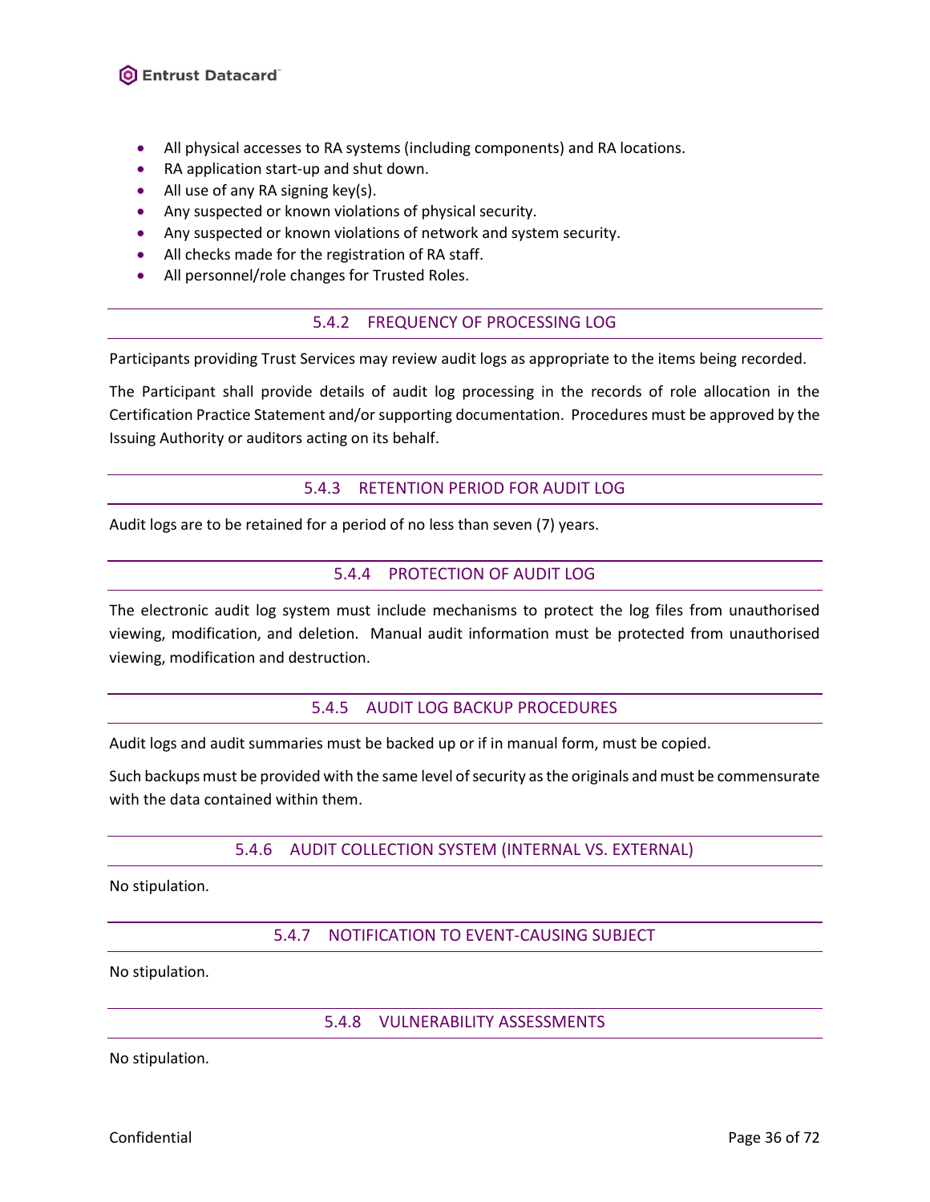- All physical accesses to RA systems (including components) and RA locations.
- RA application start-up and shut down.
- All use of any RA signing key(s).
- Any suspected or known violations of physical security.
- Any suspected or known violations of network and system security.
- All checks made for the registration of RA staff.
- All personnel/role changes for Trusted Roles.

### 5.4.2 FREQUENCY OF PROCESSING LOG

Participants providing Trust Services may review audit logs as appropriate to the items being recorded.

The Participant shall provide details of audit log processing in the records of role allocation in the Certification Practice Statement and/or supporting documentation. Procedures must be approved by the Issuing Authority or auditors acting on its behalf.

### 5.4.3 RETENTION PERIOD FOR AUDIT LOG

Audit logs are to be retained for a period of no less than seven (7) years.

### 5.4.4 PROTECTION OF AUDIT LOG

The electronic audit log system must include mechanisms to protect the log files from unauthorised viewing, modification, and deletion. Manual audit information must be protected from unauthorised viewing, modification and destruction.

### 5.4.5 AUDIT LOG BACKUP PROCEDURES

Audit logs and audit summaries must be backed up or if in manual form, must be copied.

Such backups must be provided with the same level of security as the originals and must be commensurate with the data contained within them.

### 5.4.6 AUDIT COLLECTION SYSTEM (INTERNAL VS. EXTERNAL)

No stipulation.

### 5.4.7 NOTIFICATION TO EVENT-CAUSING SUBJECT

No stipulation.

### 5.4.8 VULNERABILITY ASSESSMENTS

No stipulation.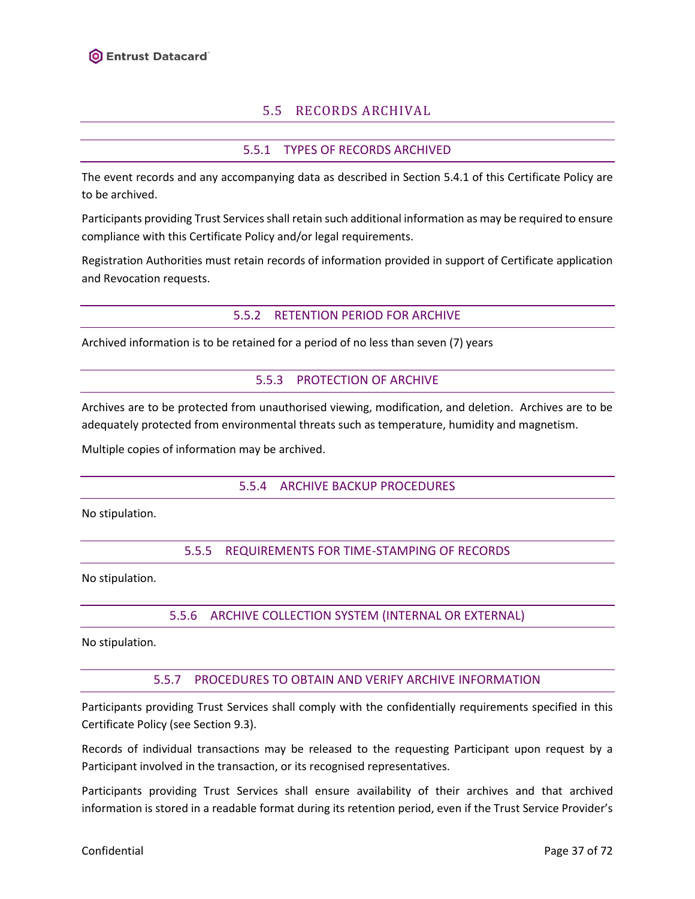## 5.5 RECORDS ARCHIVAL

### 5.5.1 TYPES OF RECORDS ARCHIVED

The event records and any accompanying data as described in Section 5.4.1 of this Certificate Policy are to be archived.

Participants providing Trust Services shall retain such additional information as may be required to ensure compliance with this Certificate Policy and/or legal requirements.

Registration Authorities must retain records of information provided in support of Certificate application and Revocation requests.

### 5.5.2 RETENTION PERIOD FOR ARCHIVE

Archived information is to be retained for a period of no less than seven (7) years

### 5.5.3 PROTECTION OF ARCHIVE

Archives are to be protected from unauthorised viewing, modification, and deletion. Archives are to be adequately protected from environmental threats such as temperature, humidity and magnetism.

Multiple copies of information may be archived.

### 5.5.4 ARCHIVE BACKUP PROCEDURES

No stipulation.

### 5.5.5 REQUIREMENTS FOR TIME-STAMPING OF RECORDS

No stipulation.

### 5.5.6 ARCHIVE COLLECTION SYSTEM (INTERNAL OR EXTERNAL)

No stipulation.

### 5.5.7 PROCEDURES TO OBTAIN AND VERIFY ARCHIVE INFORMATION

Participants providing Trust Services shall comply with the confidentially requirements specified in this Certificate Policy (see Section 9.3).

Records of individual transactions may be released to the requesting Participant upon request by a Participant involved in the transaction, or its recognised representatives.

Participants providing Trust Services shall ensure availability of their archives and that archived information is stored in a readable format during its retention period, even if the Trust Service Provider's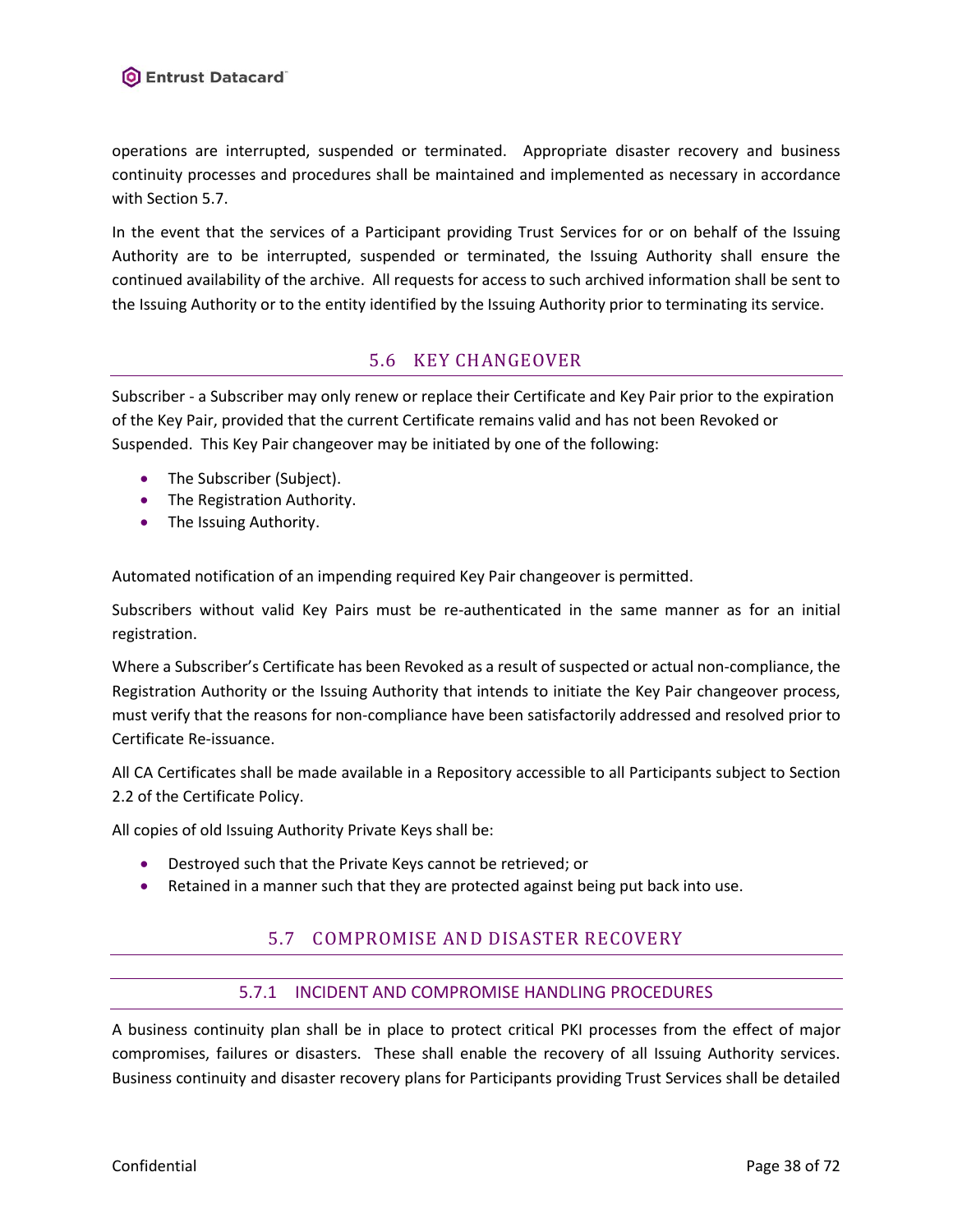operations are interrupted, suspended or terminated. Appropriate disaster recovery and business continuity processes and procedures shall be maintained and implemented as necessary in accordance with Section 5.7.

In the event that the services of a Participant providing Trust Services for or on behalf of the Issuing Authority are to be interrupted, suspended or terminated, the Issuing Authority shall ensure the continued availability of the archive. All requests for access to such archived information shall be sent to the Issuing Authority or to the entity identified by the Issuing Authority prior to terminating its service.

## 5.6 KEY CHANGEOVER

Subscriber - a Subscriber may only renew or replace their Certificate and Key Pair prior to the expiration of the Key Pair, provided that the current Certificate remains valid and has not been Revoked or Suspended. This Key Pair changeover may be initiated by one of the following:

- The Subscriber (Subject).
- The Registration Authority.
- The Issuing Authority.

Automated notification of an impending required Key Pair changeover is permitted.

Subscribers without valid Key Pairs must be re-authenticated in the same manner as for an initial registration.

Where a Subscriber's Certificate has been Revoked as a result of suspected or actual non-compliance, the Registration Authority or the Issuing Authority that intends to initiate the Key Pair changeover process, must verify that the reasons for non-compliance have been satisfactorily addressed and resolved prior to Certificate Re-issuance.

All CA Certificates shall be made available in a Repository accessible to all Participants subject to Section 2.2 of the Certificate Policy.

All copies of old Issuing Authority Private Keys shall be:

- Destroyed such that the Private Keys cannot be retrieved; or
- Retained in a manner such that they are protected against being put back into use.

## 5.7 COMPROMISE AND DISASTER RECOVERY

### 5.7.1 INCIDENT AND COMPROMISE HANDLING PROCEDURES

A business continuity plan shall be in place to protect critical PKI processes from the effect of major compromises, failures or disasters. These shall enable the recovery of all Issuing Authority services. Business continuity and disaster recovery plans for Participants providing Trust Services shall be detailed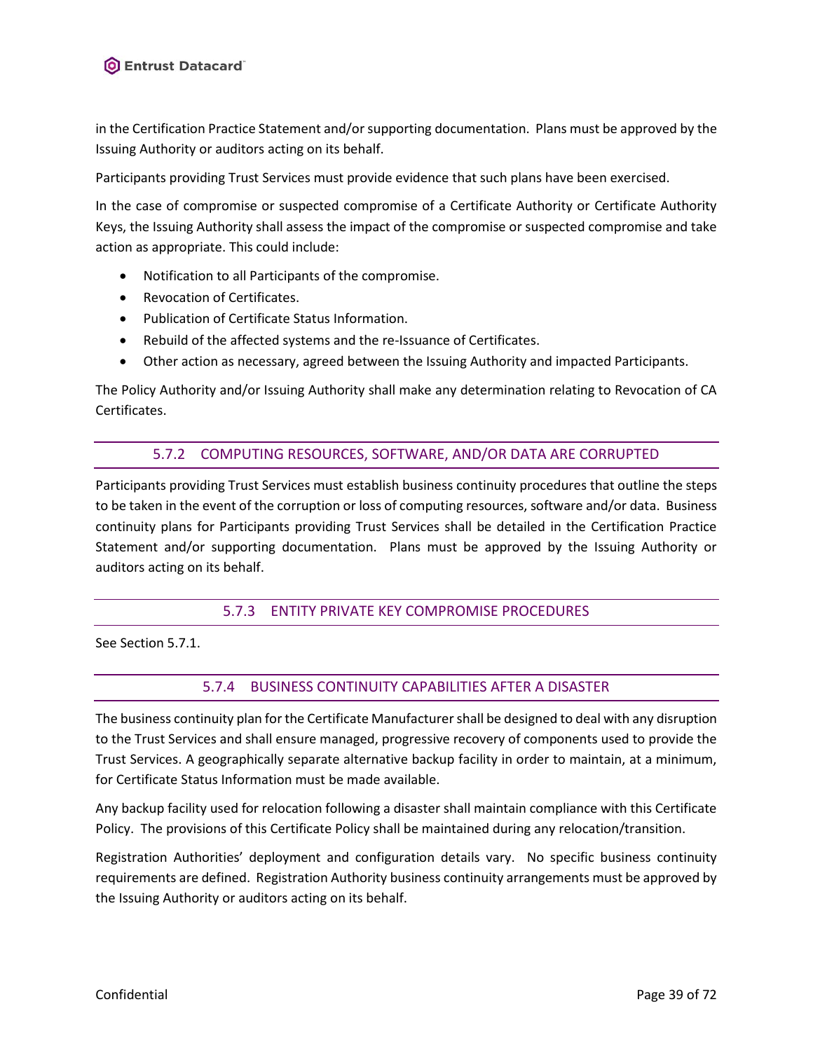in the Certification Practice Statement and/or supporting documentation. Plans must be approved by the Issuing Authority or auditors acting on its behalf.

Participants providing Trust Services must provide evidence that such plans have been exercised.

In the case of compromise or suspected compromise of a Certificate Authority or Certificate Authority Keys, the Issuing Authority shall assess the impact of the compromise or suspected compromise and take action as appropriate. This could include:

- Notification to all Participants of the compromise.
- Revocation of Certificates.
- Publication of Certificate Status Information.
- Rebuild of the affected systems and the re-Issuance of Certificates.
- Other action as necessary, agreed between the Issuing Authority and impacted Participants.

The Policy Authority and/or Issuing Authority shall make any determination relating to Revocation of CA Certificates.

### 5.7.2 COMPUTING RESOURCES, SOFTWARE, AND/OR DATA ARE CORRUPTED

Participants providing Trust Services must establish business continuity procedures that outline the steps to be taken in the event of the corruption or loss of computing resources, software and/or data. Business continuity plans for Participants providing Trust Services shall be detailed in the Certification Practice Statement and/or supporting documentation. Plans must be approved by the Issuing Authority or auditors acting on its behalf.

### 5.7.3 ENTITY PRIVATE KEY COMPROMISE PROCEDURES

See Section 5.7.1.

### 5.7.4 BUSINESS CONTINUITY CAPABILITIES AFTER A DISASTER

The business continuity plan for the Certificate Manufacturer shall be designed to deal with any disruption to the Trust Services and shall ensure managed, progressive recovery of components used to provide the Trust Services. A geographically separate alternative backup facility in order to maintain, at a minimum, for Certificate Status Information must be made available.

Any backup facility used for relocation following a disaster shall maintain compliance with this Certificate Policy. The provisions of this Certificate Policy shall be maintained during any relocation/transition.

Registration Authorities' deployment and configuration details vary. No specific business continuity requirements are defined. Registration Authority business continuity arrangements must be approved by the Issuing Authority or auditors acting on its behalf.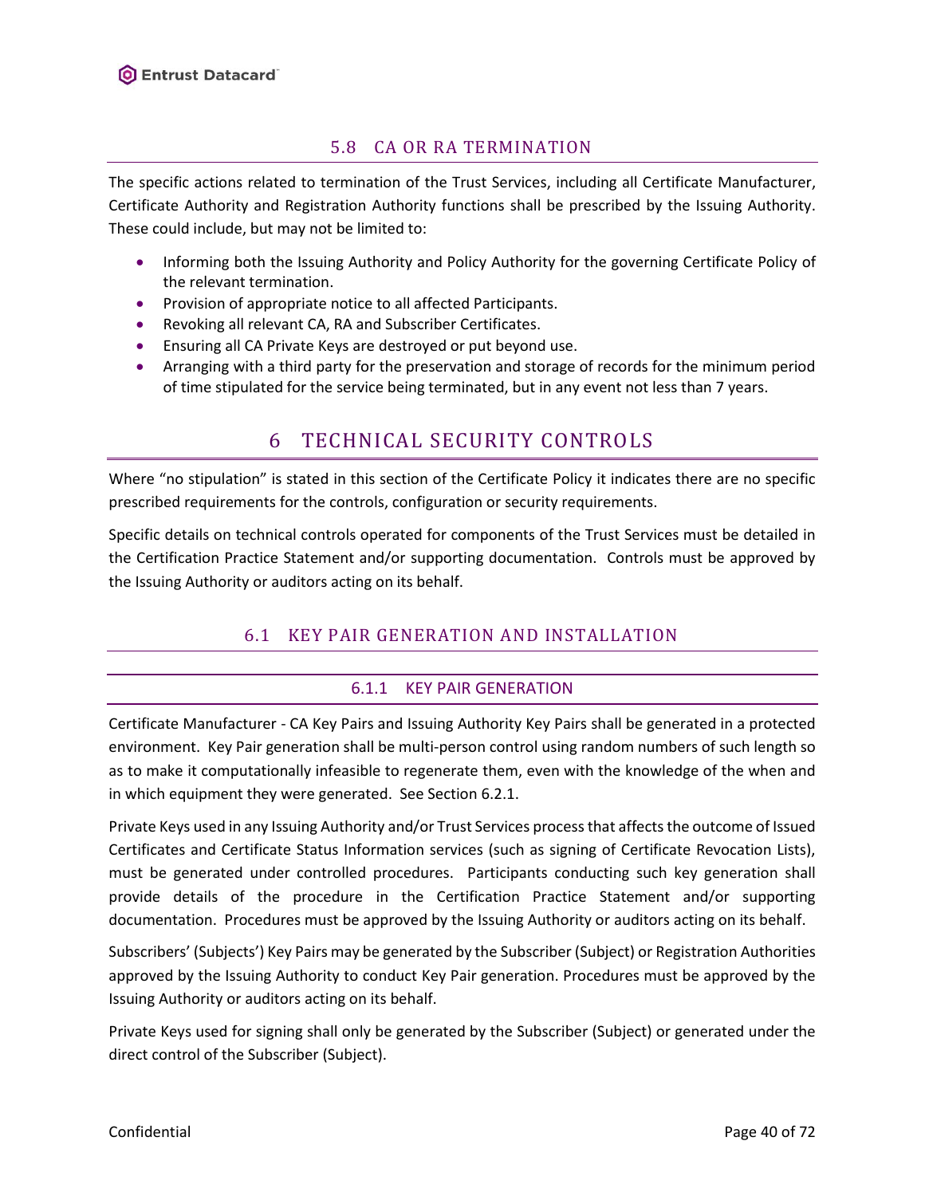## 5.8 CA OR RA TERMINATION

The specific actions related to termination of the Trust Services, including all Certificate Manufacturer, Certificate Authority and Registration Authority functions shall be prescribed by the Issuing Authority. These could include, but may not be limited to:

- Informing both the Issuing Authority and Policy Authority for the governing Certificate Policy of the relevant termination.
- Provision of appropriate notice to all affected Participants.
- Revoking all relevant CA, RA and Subscriber Certificates.
- Ensuring all CA Private Keys are destroyed or put beyond use.
- Arranging with a third party for the preservation and storage of records for the minimum period of time stipulated for the service being terminated, but in any event not less than 7 years.

# 6 TECHNICAL SECURITY CONTROLS

Where "no stipulation" is stated in this section of the Certificate Policy it indicates there are no specific prescribed requirements for the controls, configuration or security requirements.

Specific details on technical controls operated for components of the Trust Services must be detailed in the Certification Practice Statement and/or supporting documentation. Controls must be approved by the Issuing Authority or auditors acting on its behalf.

## 6.1 KEY PAIR GENERATION AND INSTALLATION

### 6.1.1 KEY PAIR GENERATION

Certificate Manufacturer - CA Key Pairs and Issuing Authority Key Pairs shall be generated in a protected environment. Key Pair generation shall be multi-person control using random numbers of such length so as to make it computationally infeasible to regenerate them, even with the knowledge of the when and in which equipment they were generated. See Section 6.2.1.

Private Keys used in any Issuing Authority and/or Trust Services process that affects the outcome of Issued Certificates and Certificate Status Information services (such as signing of Certificate Revocation Lists), must be generated under controlled procedures. Participants conducting such key generation shall provide details of the procedure in the Certification Practice Statement and/or supporting documentation. Procedures must be approved by the Issuing Authority or auditors acting on its behalf.

Subscribers' (Subjects') Key Pairs may be generated by the Subscriber (Subject) or Registration Authorities approved by the Issuing Authority to conduct Key Pair generation. Procedures must be approved by the Issuing Authority or auditors acting on its behalf.

Private Keys used for signing shall only be generated by the Subscriber (Subject) or generated under the direct control of the Subscriber (Subject).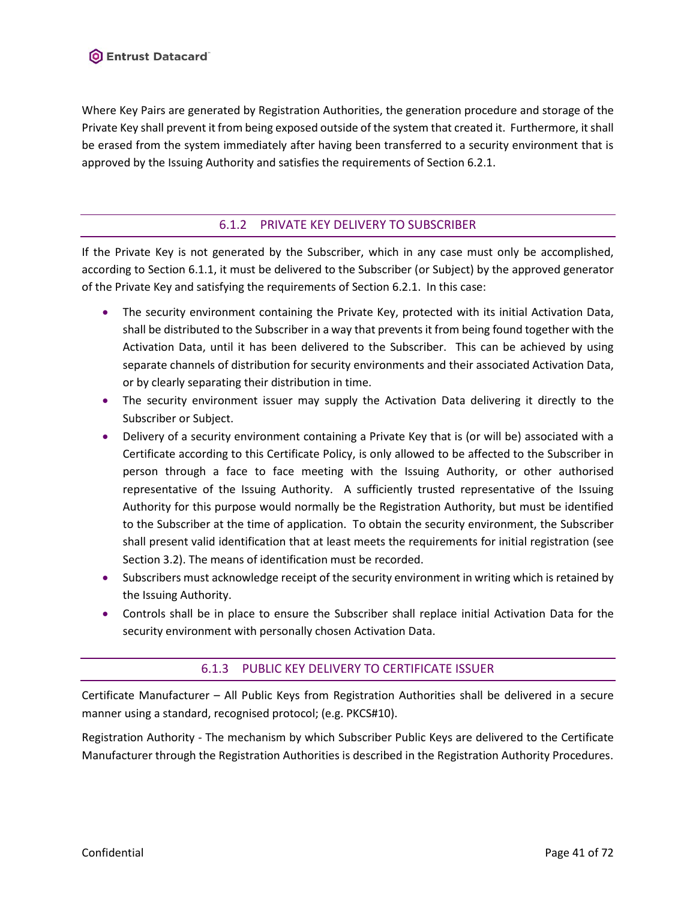Where Key Pairs are generated by Registration Authorities, the generation procedure and storage of the Private Key shall prevent it from being exposed outside of the system that created it. Furthermore, it shall be erased from the system immediately after having been transferred to a security environment that is approved by the Issuing Authority and satisfies the requirements of Section 6.2.1.

### 6.1.2 PRIVATE KEY DELIVERY TO SUBSCRIBER

If the Private Key is not generated by the Subscriber, which in any case must only be accomplished, according to Section 6.1.1, it must be delivered to the Subscriber (or Subject) by the approved generator of the Private Key and satisfying the requirements of Section 6.2.1. In this case:

- The security environment containing the Private Key, protected with its initial Activation Data, shall be distributed to the Subscriber in a way that prevents it from being found together with the Activation Data, until it has been delivered to the Subscriber. This can be achieved by using separate channels of distribution for security environments and their associated Activation Data, or by clearly separating their distribution in time.
- The security environment issuer may supply the Activation Data delivering it directly to the Subscriber or Subject.
- Delivery of a security environment containing a Private Key that is (or will be) associated with a Certificate according to this Certificate Policy, is only allowed to be affected to the Subscriber in person through a face to face meeting with the Issuing Authority, or other authorised representative of the Issuing Authority. A sufficiently trusted representative of the Issuing Authority for this purpose would normally be the Registration Authority, but must be identified to the Subscriber at the time of application. To obtain the security environment, the Subscriber shall present valid identification that at least meets the requirements for initial registration (see Section 3.2). The means of identification must be recorded.
- Subscribers must acknowledge receipt of the security environment in writing which is retained by the Issuing Authority.
- Controls shall be in place to ensure the Subscriber shall replace initial Activation Data for the security environment with personally chosen Activation Data.

### 6.1.3 PUBLIC KEY DELIVERY TO CERTIFICATE ISSUER

Certificate Manufacturer – All Public Keys from Registration Authorities shall be delivered in a secure manner using a standard, recognised protocol; (e.g. PKCS#10).

Registration Authority - The mechanism by which Subscriber Public Keys are delivered to the Certificate Manufacturer through the Registration Authorities is described in the Registration Authority Procedures.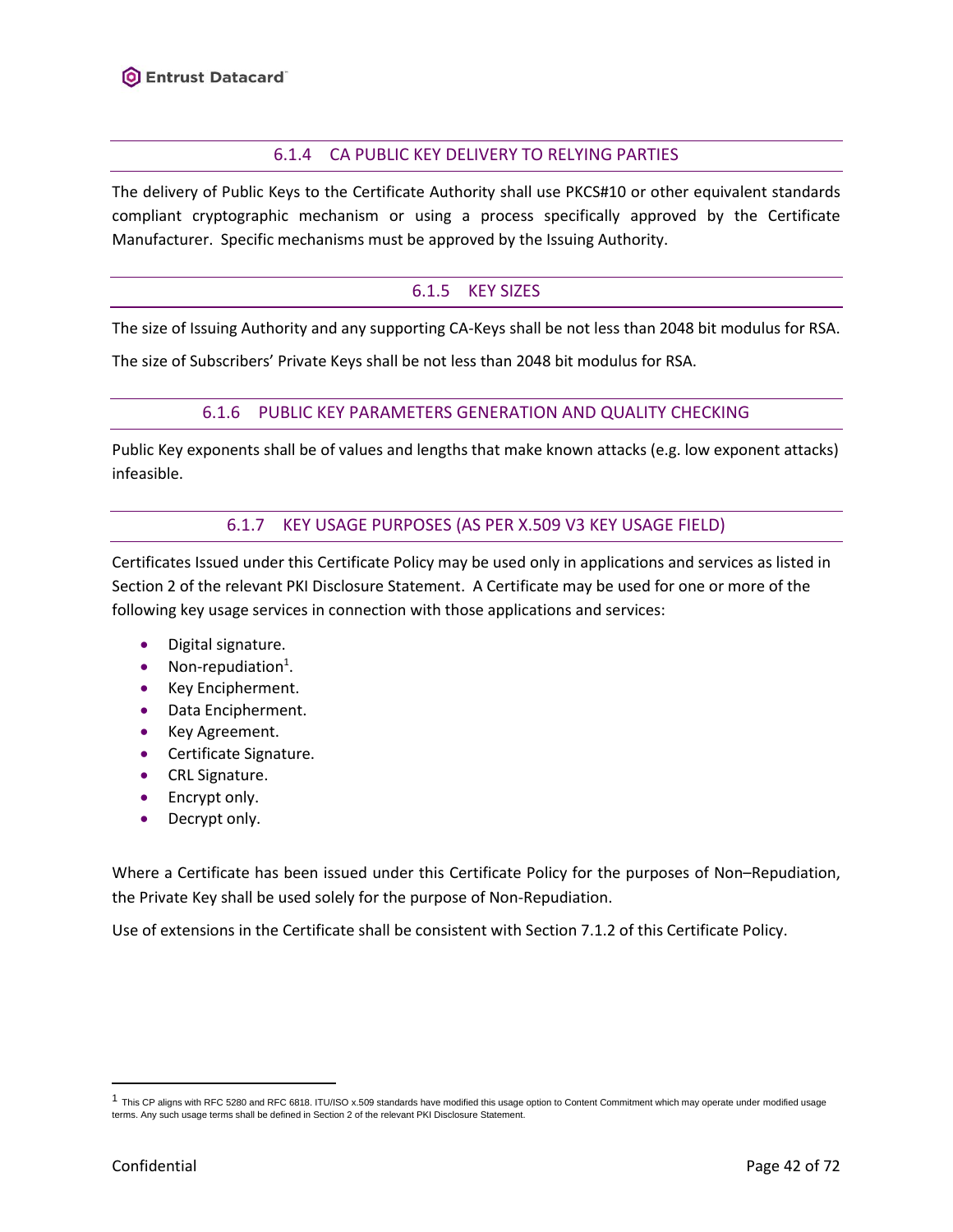### 6.1.4 CA PUBLIC KEY DELIVERY TO RELYING PARTIES

The delivery of Public Keys to the Certificate Authority shall use PKCS#10 or other equivalent standards compliant cryptographic mechanism or using a process specifically approved by the Certificate Manufacturer. Specific mechanisms must be approved by the Issuing Authority.

### 6.1.5 KEY SIZES

The size of Issuing Authority and any supporting CA-Keys shall be not less than 2048 bit modulus for RSA.

The size of Subscribers' Private Keys shall be not less than 2048 bit modulus for RSA.

### 6.1.6 PUBLIC KEY PARAMETERS GENERATION AND QUALITY CHECKING

Public Key exponents shall be of values and lengths that make known attacks (e.g. low exponent attacks) infeasible.

### 6.1.7 KEY USAGE PURPOSES (AS PER X.509 V3 KEY USAGE FIELD)

Certificates Issued under this Certificate Policy may be used only in applications and services as listed in Section 2 of the relevant PKI Disclosure Statement. A Certificate may be used for one or more of the following key usage services in connection with those applications and services:

- Digital signature.
- Non-repudiation[1].
- Key Encipherment.
- Data Encipherment.
- Key Agreement.
- Certificate Signature.
- CRL Signature.
- Encrypt only.
- Decrypt only.

Where a Certificate has been issued under this Certificate Policy for the purposes of Non–Repudiation, the Private Key shall be used solely for the purpose of Non-Repudiation.

Use of extensions in the Certificate shall be consistent with Section 7.1.2 of this Certificate Policy.

---

[1] This CP aligns with RFC 5280 and RFC 6818. ITU/ISO x.509 standards have modified this usage option to Content Commitment which may operate under modified usage terms. Any such usage terms shall be defined in Section 2 of the relevant PKI Disclosure Statement.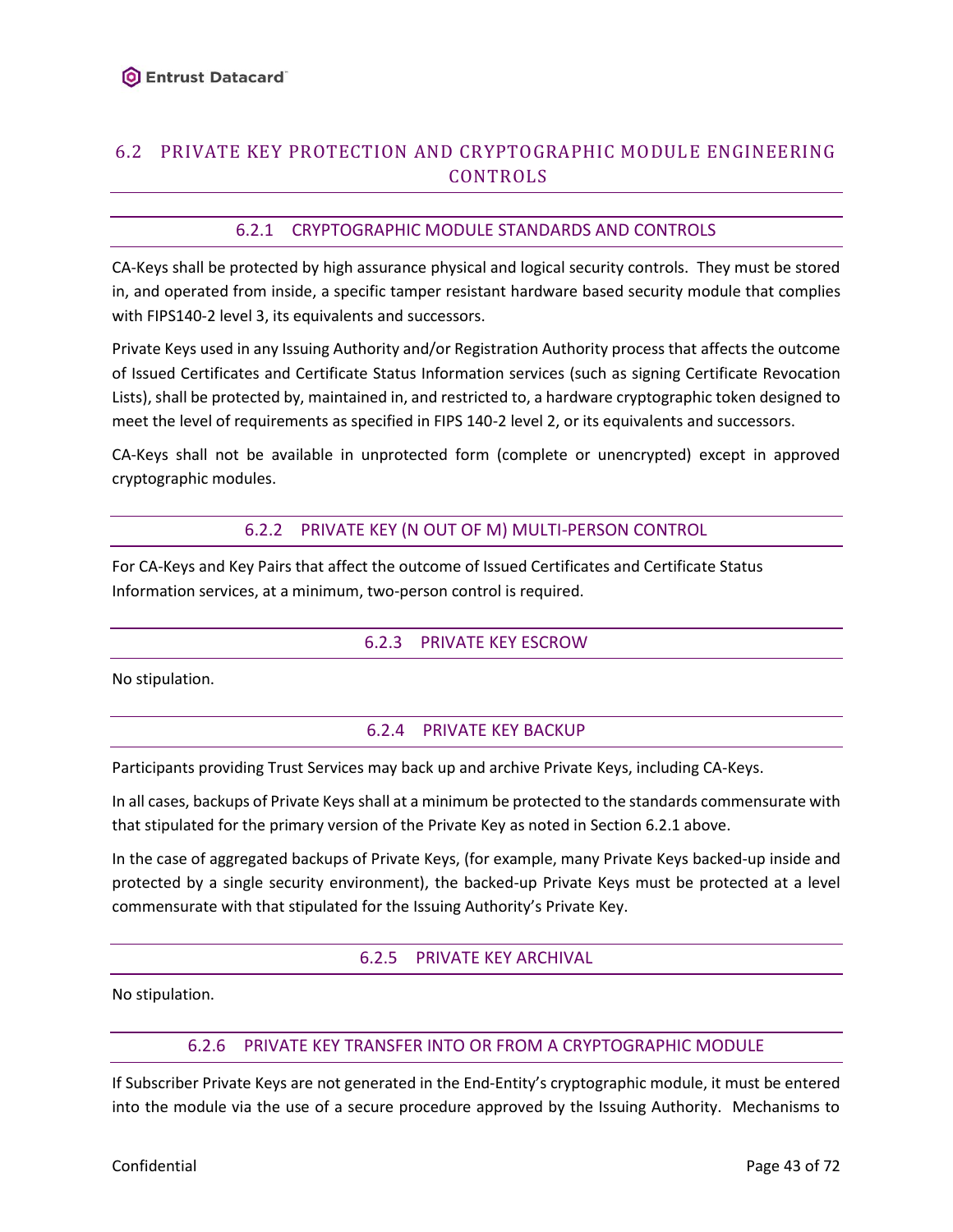## 6.2 PRIVATE KEY PROTECTION AND CRYPTOGRAPHIC MODULE ENGINEERING CONTROLS

### 6.2.1 CRYPTOGRAPHIC MODULE STANDARDS AND CONTROLS

CA-Keys shall be protected by high assurance physical and logical security controls. They must be stored in, and operated from inside, a specific tamper resistant hardware based security module that complies with FIPS140-2 level 3, its equivalents and successors.

Private Keys used in any Issuing Authority and/or Registration Authority process that affects the outcome of Issued Certificates and Certificate Status Information services (such as signing Certificate Revocation Lists), shall be protected by, maintained in, and restricted to, a hardware cryptographic token designed to meet the level of requirements as specified in FIPS 140-2 level 2, or its equivalents and successors.

CA-Keys shall not be available in unprotected form (complete or unencrypted) except in approved cryptographic modules.

### 6.2.2 PRIVATE KEY (N OUT OF M) MULTI-PERSON CONTROL

For CA-Keys and Key Pairs that affect the outcome of Issued Certificates and Certificate Status Information services, at a minimum, two-person control is required.

### 6.2.3 PRIVATE KEY ESCROW

No stipulation.

### 6.2.4 PRIVATE KEY BACKUP

Participants providing Trust Services may back up and archive Private Keys, including CA-Keys.

In all cases, backups of Private Keys shall at a minimum be protected to the standards commensurate with that stipulated for the primary version of the Private Key as noted in Section 6.2.1 above.

In the case of aggregated backups of Private Keys, (for example, many Private Keys backed-up inside and protected by a single security environment), the backed-up Private Keys must be protected at a level commensurate with that stipulated for the Issuing Authority's Private Key.

### 6.2.5 PRIVATE KEY ARCHIVAL

No stipulation.

### 6.2.6 PRIVATE KEY TRANSFER INTO OR FROM A CRYPTOGRAPHIC MODULE

If Subscriber Private Keys are not generated in the End-Entity's cryptographic module, it must be entered into the module via the use of a secure procedure approved by the Issuing Authority. Mechanisms to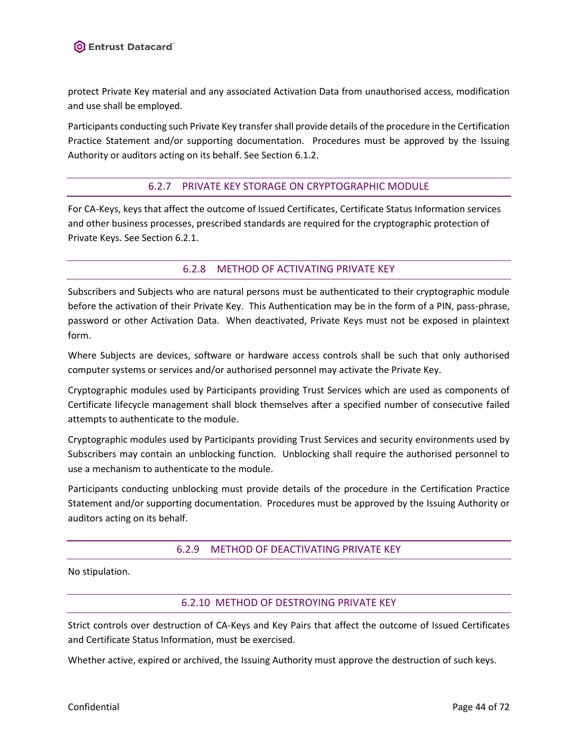protect Private Key material and any associated Activation Data from unauthorised access, modification and use shall be employed.

Participants conducting such Private Key transfer shall provide details of the procedure in the Certification Practice Statement and/or supporting documentation. Procedures must be approved by the Issuing Authority or auditors acting on its behalf. See Section 6.1.2.

### 6.2.7 PRIVATE KEY STORAGE ON CRYPTOGRAPHIC MODULE

For CA-Keys, keys that affect the outcome of Issued Certificates, Certificate Status Information services and other business processes, prescribed standards are required for the cryptographic protection of Private Keys. See Section 6.2.1.

### 6.2.8 METHOD OF ACTIVATING PRIVATE KEY

Subscribers and Subjects who are natural persons must be authenticated to their cryptographic module before the activation of their Private Key. This Authentication may be in the form of a PIN, pass-phrase, password or other Activation Data. When deactivated, Private Keys must not be exposed in plaintext form.

Where Subjects are devices, software or hardware access controls shall be such that only authorised computer systems or services and/or authorised personnel may activate the Private Key.

Cryptographic modules used by Participants providing Trust Services which are used as components of Certificate lifecycle management shall block themselves after a specified number of consecutive failed attempts to authenticate to the module.

Cryptographic modules used by Participants providing Trust Services and security environments used by Subscribers may contain an unblocking function. Unblocking shall require the authorised personnel to use a mechanism to authenticate to the module.

Participants conducting unblocking must provide details of the procedure in the Certification Practice Statement and/or supporting documentation. Procedures must be approved by the Issuing Authority or auditors acting on its behalf.

### 6.2.9 METHOD OF DEACTIVATING PRIVATE KEY

No stipulation.

### 6.2.10 METHOD OF DESTROYING PRIVATE KEY

Strict controls over destruction of CA-Keys and Key Pairs that affect the outcome of Issued Certificates and Certificate Status Information, must be exercised.

Whether active, expired or archived, the Issuing Authority must approve the destruction of such keys.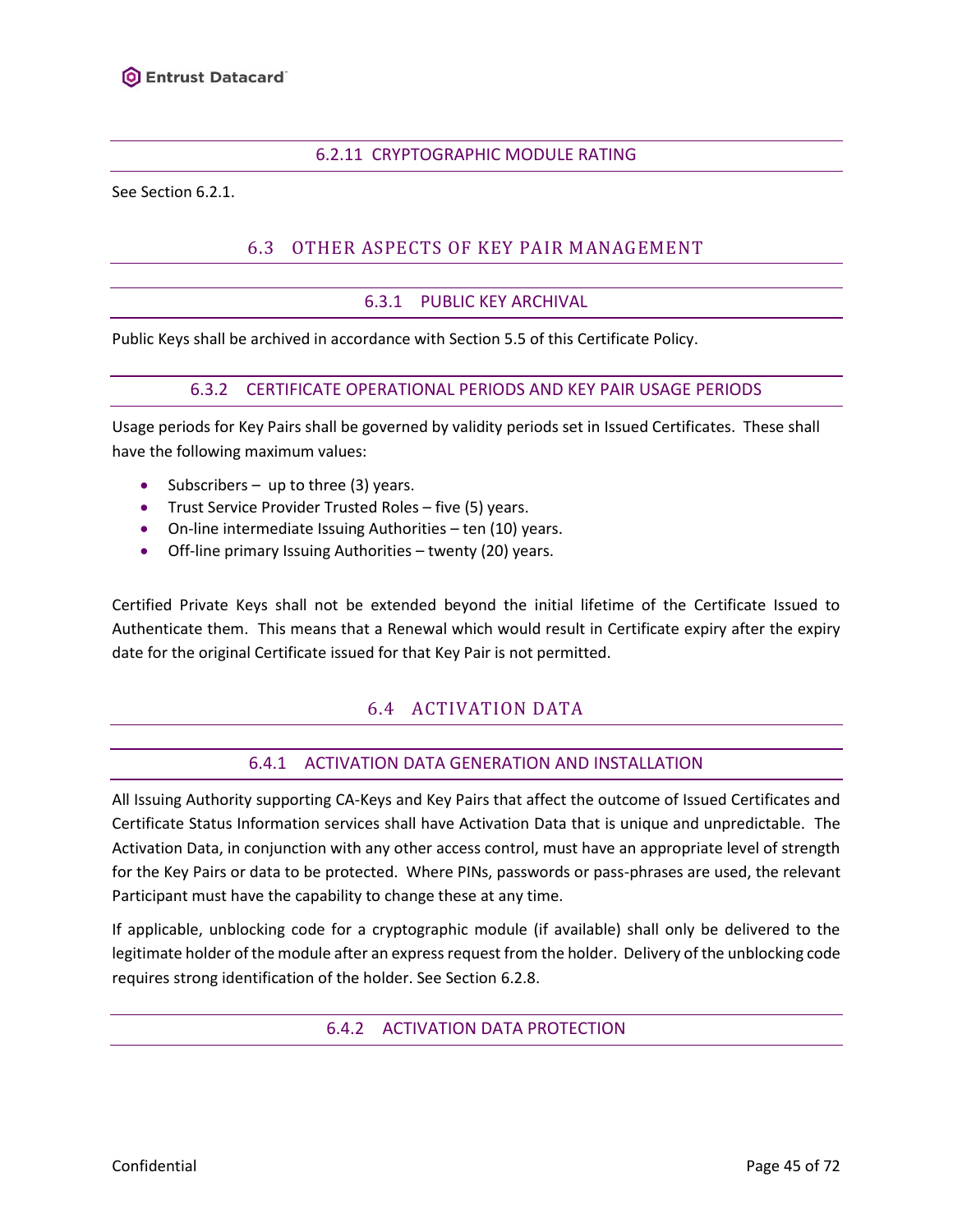#### 6.2.11 CRYPTOGRAPHIC MODULE RATING

See Section 6.2.1.

### 6.3 OTHER ASPECTS OF KEY PAIR MANAGEMENT

#### 6.3.1 PUBLIC KEY ARCHIVAL

Public Keys shall be archived in accordance with Section 5.5 of this Certificate Policy.

#### 6.3.2 CERTIFICATE OPERATIONAL PERIODS AND KEY PAIR USAGE PERIODS

Usage periods for Key Pairs shall be governed by validity periods set in Issued Certificates. These shall have the following maximum values:

- Subscribers – up to three (3) years.
- Trust Service Provider Trusted Roles – five (5) years.
- On-line intermediate Issuing Authorities – ten (10) years.
- Off-line primary Issuing Authorities – twenty (20) years.

Certified Private Keys shall not be extended beyond the initial lifetime of the Certificate Issued to Authenticate them. This means that a Renewal which would result in Certificate expiry after the expiry date for the original Certificate issued for that Key Pair is not permitted.

### 6.4 ACTIVATION DATA

#### 6.4.1 ACTIVATION DATA GENERATION AND INSTALLATION

All Issuing Authority supporting CA-Keys and Key Pairs that affect the outcome of Issued Certificates and Certificate Status Information services shall have Activation Data that is unique and unpredictable. The Activation Data, in conjunction with any other access control, must have an appropriate level of strength for the Key Pairs or data to be protected. Where PINs, passwords or pass-phrases are used, the relevant Participant must have the capability to change these at any time.

If applicable, unblocking code for a cryptographic module (if available) shall only be delivered to the legitimate holder of the module after an express request from the holder. Delivery of the unblocking code requires strong identification of the holder. See Section 6.2.8.

#### 6.4.2 ACTIVATION DATA PROTECTION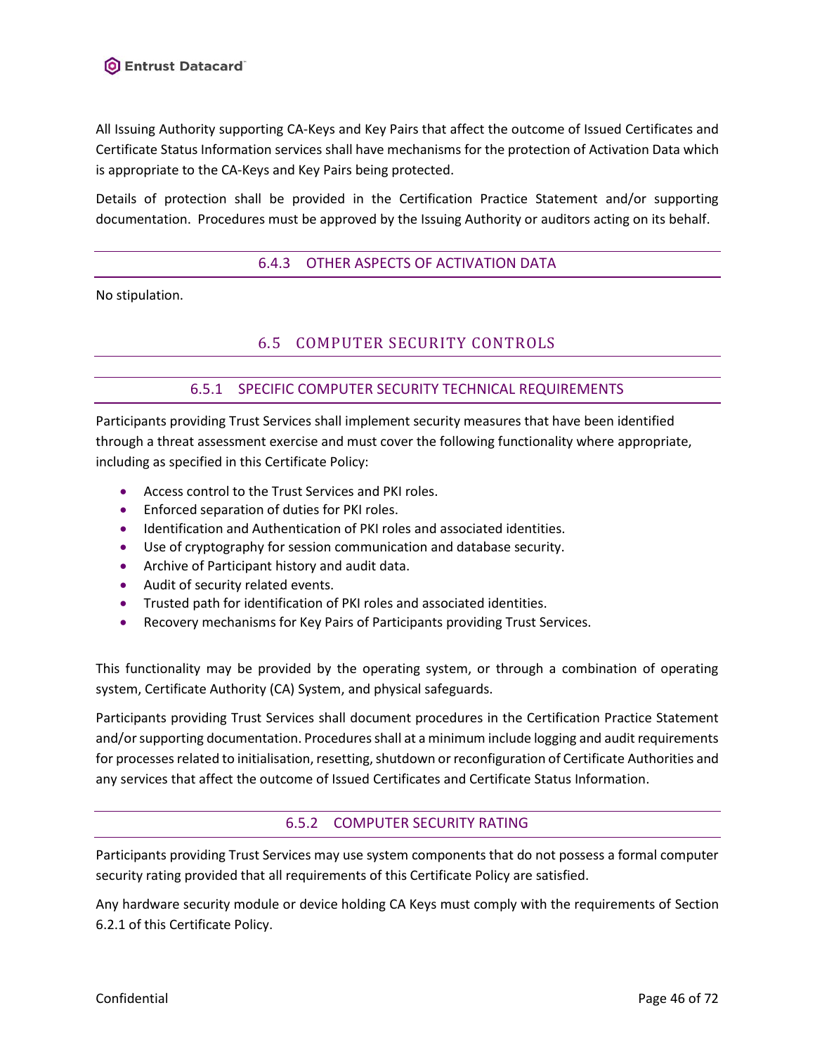All Issuing Authority supporting CA-Keys and Key Pairs that affect the outcome of Issued Certificates and Certificate Status Information services shall have mechanisms for the protection of Activation Data which is appropriate to the CA-Keys and Key Pairs being protected.

Details of protection shall be provided in the Certification Practice Statement and/or supporting documentation. Procedures must be approved by the Issuing Authority or auditors acting on its behalf.

### 6.4.3 OTHER ASPECTS OF ACTIVATION DATA

No stipulation.

## 6.5 COMPUTER SECURITY CONTROLS

### 6.5.1 SPECIFIC COMPUTER SECURITY TECHNICAL REQUIREMENTS

Participants providing Trust Services shall implement security measures that have been identified through a threat assessment exercise and must cover the following functionality where appropriate, including as specified in this Certificate Policy:

- Access control to the Trust Services and PKI roles.
- Enforced separation of duties for PKI roles.
- Identification and Authentication of PKI roles and associated identities.
- Use of cryptography for session communication and database security.
- Archive of Participant history and audit data.
- Audit of security related events.
- Trusted path for identification of PKI roles and associated identities.
- Recovery mechanisms for Key Pairs of Participants providing Trust Services.

This functionality may be provided by the operating system, or through a combination of operating system, Certificate Authority (CA) System, and physical safeguards.

Participants providing Trust Services shall document procedures in the Certification Practice Statement and/or supporting documentation. Procedures shall at a minimum include logging and audit requirements for processes related to initialisation, resetting, shutdown or reconfiguration of Certificate Authorities and any services that affect the outcome of Issued Certificates and Certificate Status Information.

### 6.5.2 COMPUTER SECURITY RATING

Participants providing Trust Services may use system components that do not possess a formal computer security rating provided that all requirements of this Certificate Policy are satisfied.

Any hardware security module or device holding CA Keys must comply with the requirements of Section 6.2.1 of this Certificate Policy.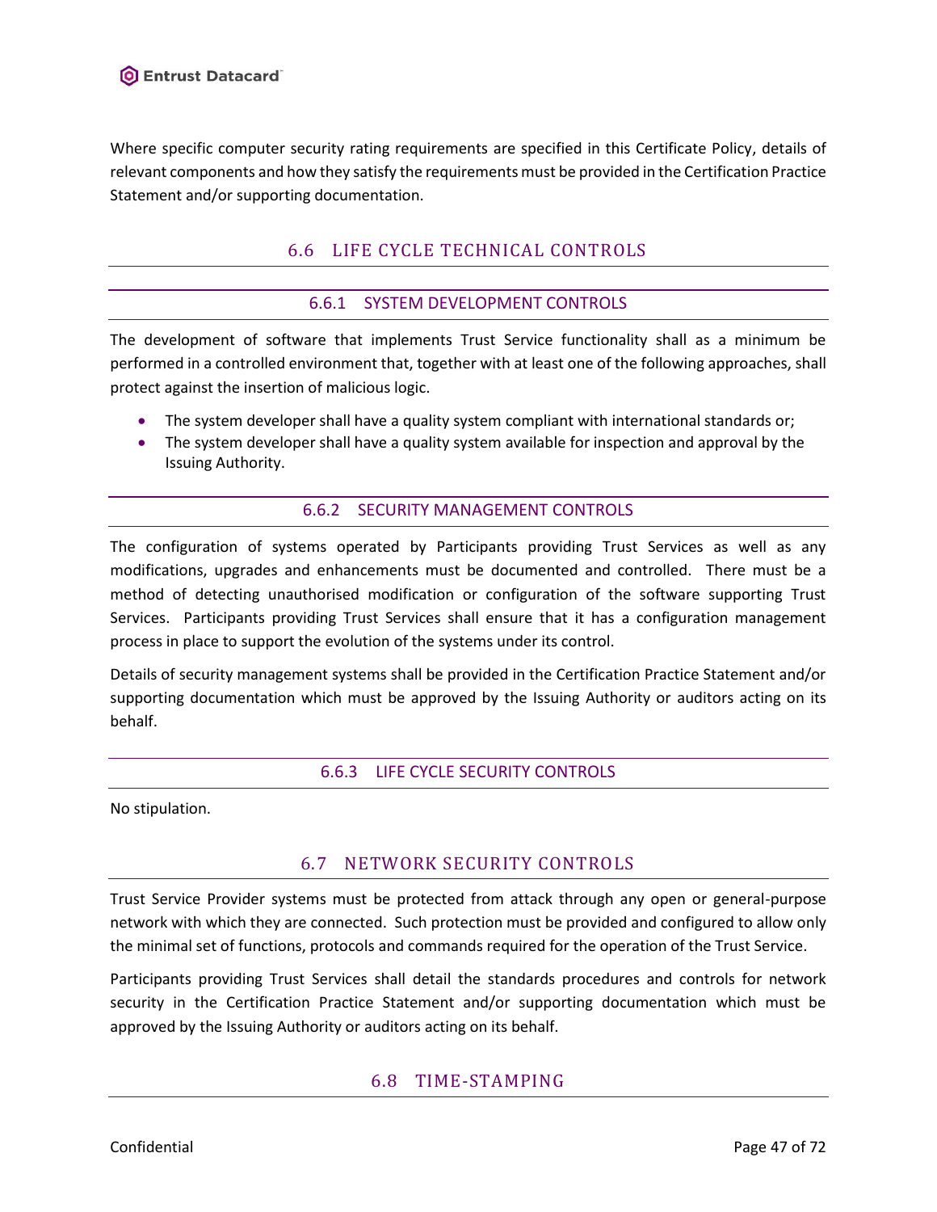Where specific computer security rating requirements are specified in this Certificate Policy, details of relevant components and how they satisfy the requirements must be provided in the Certification Practice Statement and/or supporting documentation.

## 6.6 LIFE CYCLE TECHNICAL CONTROLS

### 6.6.1 SYSTEM DEVELOPMENT CONTROLS

The development of software that implements Trust Service functionality shall as a minimum be performed in a controlled environment that, together with at least one of the following approaches, shall protect against the insertion of malicious logic.

- The system developer shall have a quality system compliant with international standards or;
- The system developer shall have a quality system available for inspection and approval by the Issuing Authority.

### 6.6.2 SECURITY MANAGEMENT CONTROLS

The configuration of systems operated by Participants providing Trust Services as well as any modifications, upgrades and enhancements must be documented and controlled. There must be a method of detecting unauthorised modification or configuration of the software supporting Trust Services. Participants providing Trust Services shall ensure that it has a configuration management process in place to support the evolution of the systems under its control.

Details of security management systems shall be provided in the Certification Practice Statement and/or supporting documentation which must be approved by the Issuing Authority or auditors acting on its behalf.

### 6.6.3 LIFE CYCLE SECURITY CONTROLS

No stipulation.

## 6.7 NETWORK SECURITY CONTROLS

Trust Service Provider systems must be protected from attack through any open or general-purpose network with which they are connected. Such protection must be provided and configured to allow only the minimal set of functions, protocols and commands required for the operation of the Trust Service.

Participants providing Trust Services shall detail the standards procedures and controls for network security in the Certification Practice Statement and/or supporting documentation which must be approved by the Issuing Authority or auditors acting on its behalf.

## 6.8 TIME-STAMPING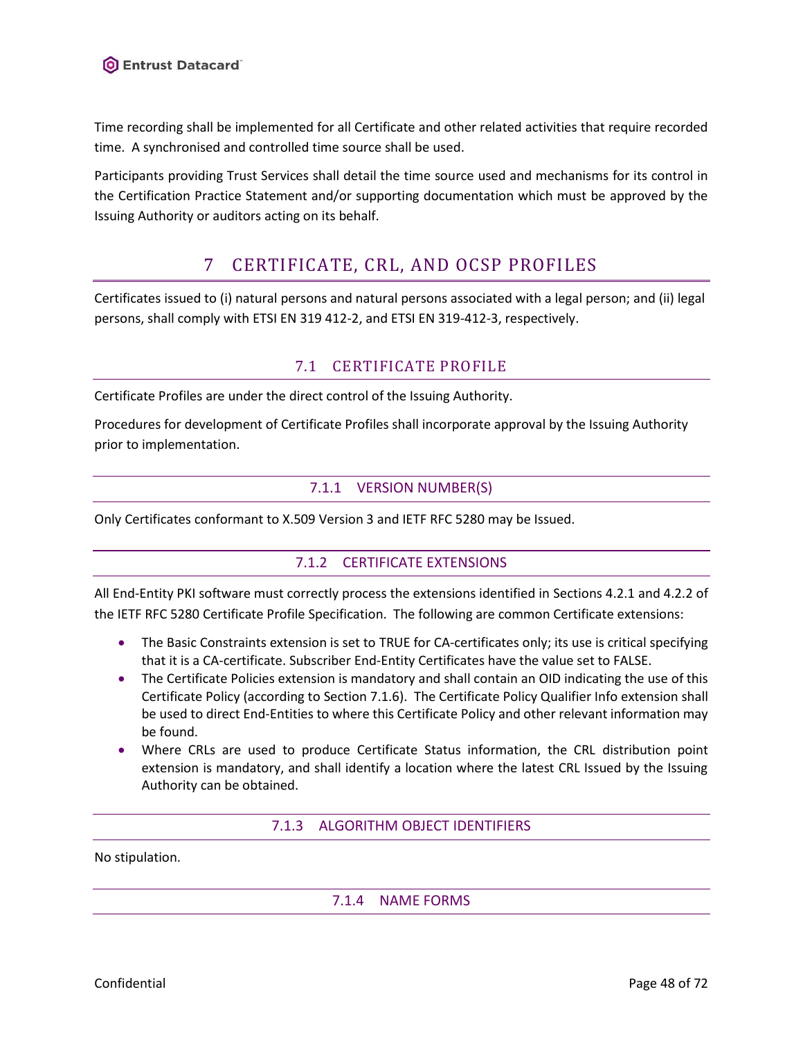Time recording shall be implemented for all Certificate and other related activities that require recorded time. A synchronised and controlled time source shall be used.

Participants providing Trust Services shall detail the time source used and mechanisms for its control in the Certification Practice Statement and/or supporting documentation which must be approved by the Issuing Authority or auditors acting on its behalf.

# 7 CERTIFICATE, CRL, AND OCSP PROFILES

Certificates issued to (i) natural persons and natural persons associated with a legal person; and (ii) legal persons, shall comply with ETSI EN 319 412-2, and ETSI EN 319-412-3, respectively.

## 7.1 CERTIFICATE PROFILE

Certificate Profiles are under the direct control of the Issuing Authority.

Procedures for development of Certificate Profiles shall incorporate approval by the Issuing Authority prior to implementation.

### 7.1.1 VERSION NUMBER(S)

Only Certificates conformant to X.509 Version 3 and IETF RFC 5280 may be Issued.

### 7.1.2 CERTIFICATE EXTENSIONS

All End-Entity PKI software must correctly process the extensions identified in Sections 4.2.1 and 4.2.2 of the IETF RFC 5280 Certificate Profile Specification. The following are common Certificate extensions:

- The Basic Constraints extension is set to TRUE for CA-certificates only; its use is critical specifying that it is a CA-certificate. Subscriber End-Entity Certificates have the value set to FALSE.
- The Certificate Policies extension is mandatory and shall contain an OID indicating the use of this Certificate Policy (according to Section 7.1.6). The Certificate Policy Qualifier Info extension shall be used to direct End-Entities to where this Certificate Policy and other relevant information may be found.
- Where CRLs are used to produce Certificate Status information, the CRL distribution point extension is mandatory, and shall identify a location where the latest CRL Issued by the Issuing Authority can be obtained.

### 7.1.3 ALGORITHM OBJECT IDENTIFIERS

No stipulation.

### 7.1.4 NAME FORMS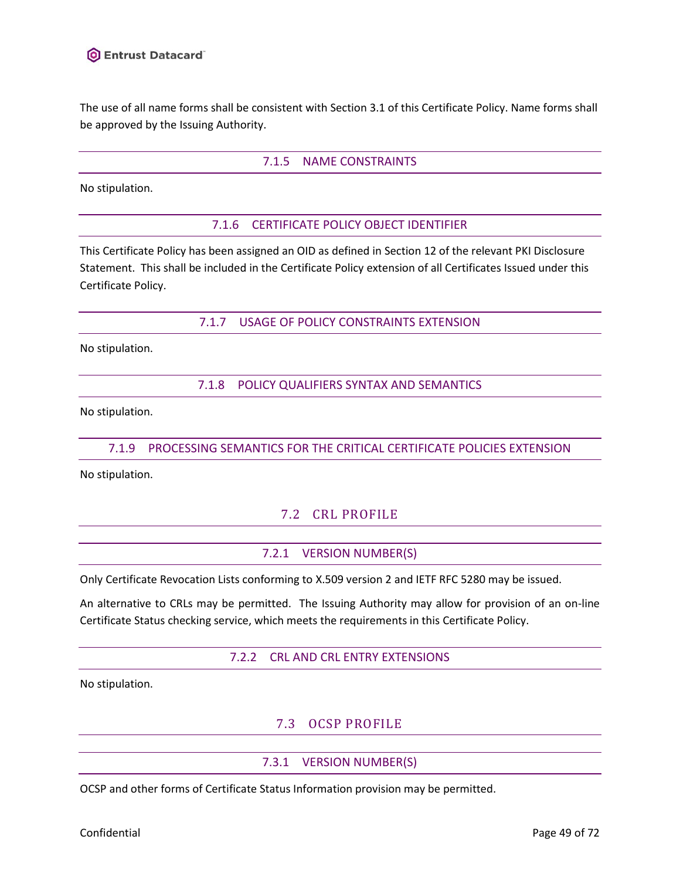The use of all name forms shall be consistent with Section 3.1 of this Certificate Policy. Name forms shall be approved by the Issuing Authority.

### 7.1.5 NAME CONSTRAINTS

No stipulation.

### 7.1.6 CERTIFICATE POLICY OBJECT IDENTIFIER

This Certificate Policy has been assigned an OID as defined in Section 12 of the relevant PKI Disclosure Statement. This shall be included in the Certificate Policy extension of all Certificates Issued under this Certificate Policy.

### 7.1.7 USAGE OF POLICY CONSTRAINTS EXTENSION

No stipulation.

### 7.1.8 POLICY QUALIFIERS SYNTAX AND SEMANTICS

No stipulation.

### 7.1.9 PROCESSING SEMANTICS FOR THE CRITICAL CERTIFICATE POLICIES EXTENSION

No stipulation.

## 7.2 CRL PROFILE

### 7.2.1 VERSION NUMBER(S)

Only Certificate Revocation Lists conforming to X.509 version 2 and IETF RFC 5280 may be issued.

An alternative to CRLs may be permitted. The Issuing Authority may allow for provision of an on-line Certificate Status checking service, which meets the requirements in this Certificate Policy.

### 7.2.2 CRL AND CRL ENTRY EXTENSIONS

No stipulation.

## 7.3 OCSP PROFILE

### 7.3.1 VERSION NUMBER(S)

OCSP and other forms of Certificate Status Information provision may be permitted.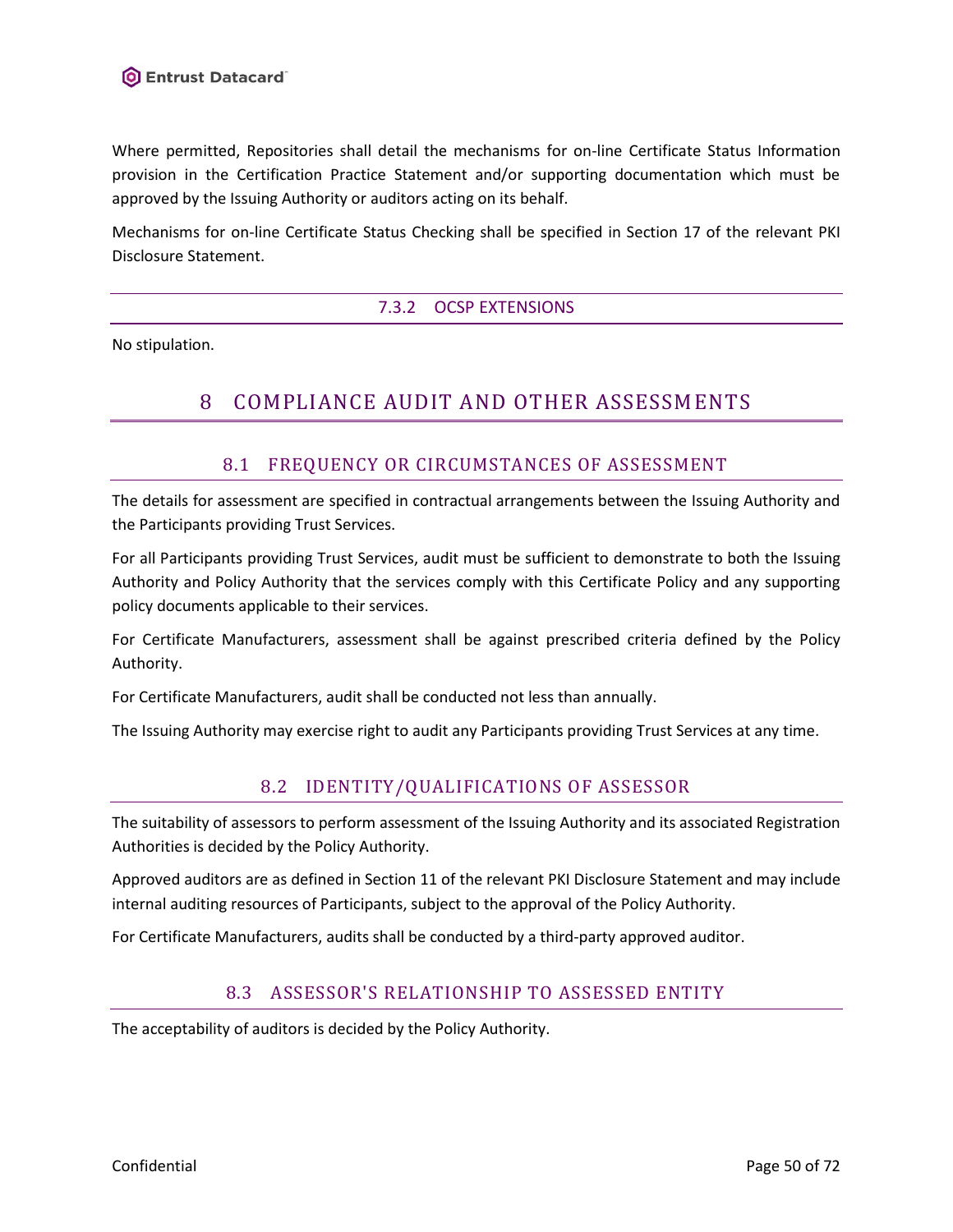Where permitted, Repositories shall detail the mechanisms for on-line Certificate Status Information provision in the Certification Practice Statement and/or supporting documentation which must be approved by the Issuing Authority or auditors acting on its behalf.

Mechanisms for on-line Certificate Status Checking shall be specified in Section 17 of the relevant PKI Disclosure Statement.

#### 7.3.2 OCSP EXTENSIONS

No stipulation.

# 8 COMPLIANCE AUDIT AND OTHER ASSESSMENTS

## 8.1 FREQUENCY OR CIRCUMSTANCES OF ASSESSMENT

The details for assessment are specified in contractual arrangements between the Issuing Authority and the Participants providing Trust Services.

For all Participants providing Trust Services, audit must be sufficient to demonstrate to both the Issuing Authority and Policy Authority that the services comply with this Certificate Policy and any supporting policy documents applicable to their services.

For Certificate Manufacturers, assessment shall be against prescribed criteria defined by the Policy Authority.

For Certificate Manufacturers, audit shall be conducted not less than annually.

The Issuing Authority may exercise right to audit any Participants providing Trust Services at any time.

## 8.2 IDENTITY/QUALIFICATIONS OF ASSESSOR

The suitability of assessors to perform assessment of the Issuing Authority and its associated Registration Authorities is decided by the Policy Authority.

Approved auditors are as defined in Section 11 of the relevant PKI Disclosure Statement and may include internal auditing resources of Participants, subject to the approval of the Policy Authority.

For Certificate Manufacturers, audits shall be conducted by a third-party approved auditor.

## 8.3 ASSESSOR'S RELATIONSHIP TO ASSESSED ENTITY

The acceptability of auditors is decided by the Policy Authority.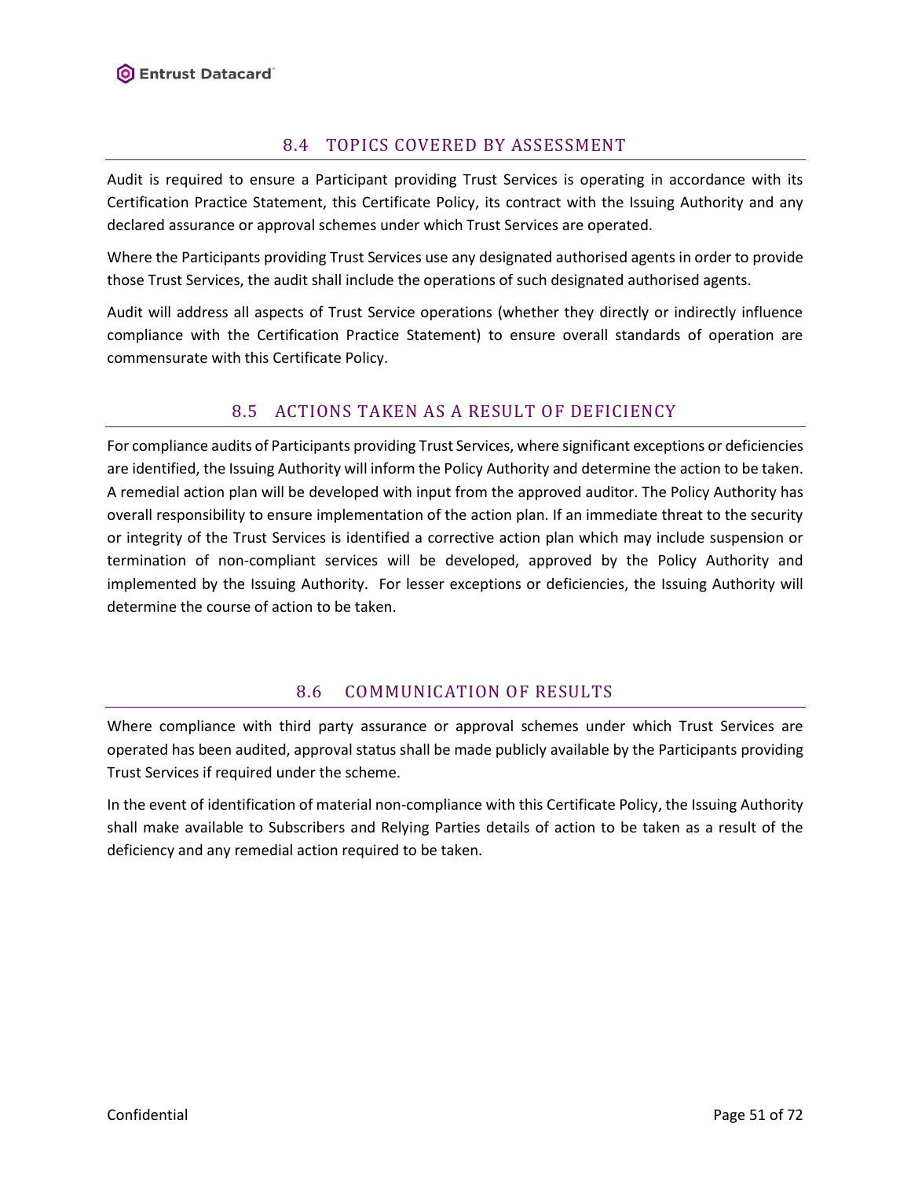## 8.4 TOPICS COVERED BY ASSESSMENT

Audit is required to ensure a Participant providing Trust Services is operating in accordance with its Certification Practice Statement, this Certificate Policy, its contract with the Issuing Authority and any declared assurance or approval schemes under which Trust Services are operated.

Where the Participants providing Trust Services use any designated authorised agents in order to provide those Trust Services, the audit shall include the operations of such designated authorised agents.

Audit will address all aspects of Trust Service operations (whether they directly or indirectly influence compliance with the Certification Practice Statement) to ensure overall standards of operation are commensurate with this Certificate Policy.

## 8.5 ACTIONS TAKEN AS A RESULT OF DEFICIENCY

For compliance audits of Participants providing Trust Services, where significant exceptions or deficiencies are identified, the Issuing Authority will inform the Policy Authority and determine the action to be taken. A remedial action plan will be developed with input from the approved auditor. The Policy Authority has overall responsibility to ensure implementation of the action plan. If an immediate threat to the security or integrity of the Trust Services is identified a corrective action plan which may include suspension or termination of non-compliant services will be developed, approved by the Policy Authority and implemented by the Issuing Authority. For lesser exceptions or deficiencies, the Issuing Authority will determine the course of action to be taken.

## 8.6 COMMUNICATION OF RESULTS

Where compliance with third party assurance or approval schemes under which Trust Services are operated has been audited, approval status shall be made publicly available by the Participants providing Trust Services if required under the scheme.

In the event of identification of material non-compliance with this Certificate Policy, the Issuing Authority shall make available to Subscribers and Relying Parties details of action to be taken as a result of the deficiency and any remedial action required to be taken.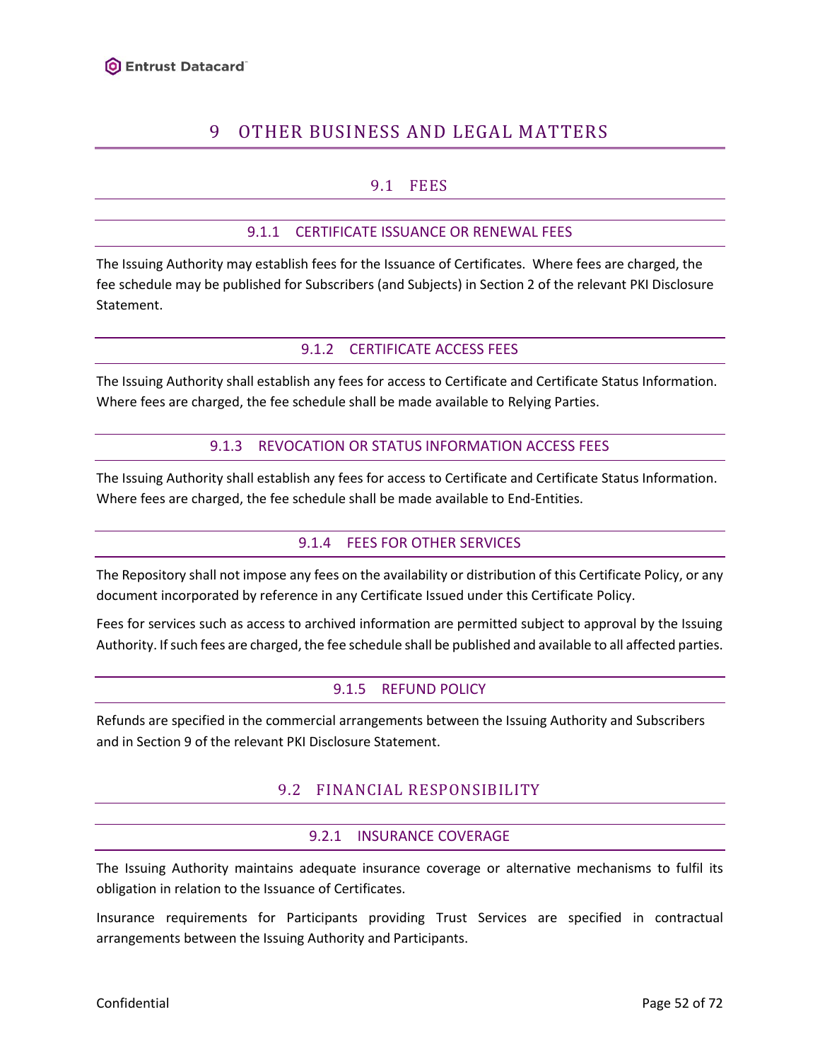# 9 OTHER BUSINESS AND LEGAL MATTERS

## 9.1 FEES

### 9.1.1 CERTIFICATE ISSUANCE OR RENEWAL FEES

The Issuing Authority may establish fees for the Issuance of Certificates. Where fees are charged, the fee schedule may be published for Subscribers (and Subjects) in Section 2 of the relevant PKI Disclosure Statement.

### 9.1.2 CERTIFICATE ACCESS FEES

The Issuing Authority shall establish any fees for access to Certificate and Certificate Status Information. Where fees are charged, the fee schedule shall be made available to Relying Parties.

### 9.1.3 REVOCATION OR STATUS INFORMATION ACCESS FEES

The Issuing Authority shall establish any fees for access to Certificate and Certificate Status Information. Where fees are charged, the fee schedule shall be made available to End-Entities.

### 9.1.4 FEES FOR OTHER SERVICES

The Repository shall not impose any fees on the availability or distribution of this Certificate Policy, or any document incorporated by reference in any Certificate Issued under this Certificate Policy.

Fees for services such as access to archived information are permitted subject to approval by the Issuing Authority. If such fees are charged, the fee schedule shall be published and available to all affected parties.

### 9.1.5 REFUND POLICY

Refunds are specified in the commercial arrangements between the Issuing Authority and Subscribers and in Section 9 of the relevant PKI Disclosure Statement.

## 9.2 FINANCIAL RESPONSIBILITY

### 9.2.1 INSURANCE COVERAGE

The Issuing Authority maintains adequate insurance coverage or alternative mechanisms to fulfil its obligation in relation to the Issuance of Certificates.

Insurance requirements for Participants providing Trust Services are specified in contractual arrangements between the Issuing Authority and Participants.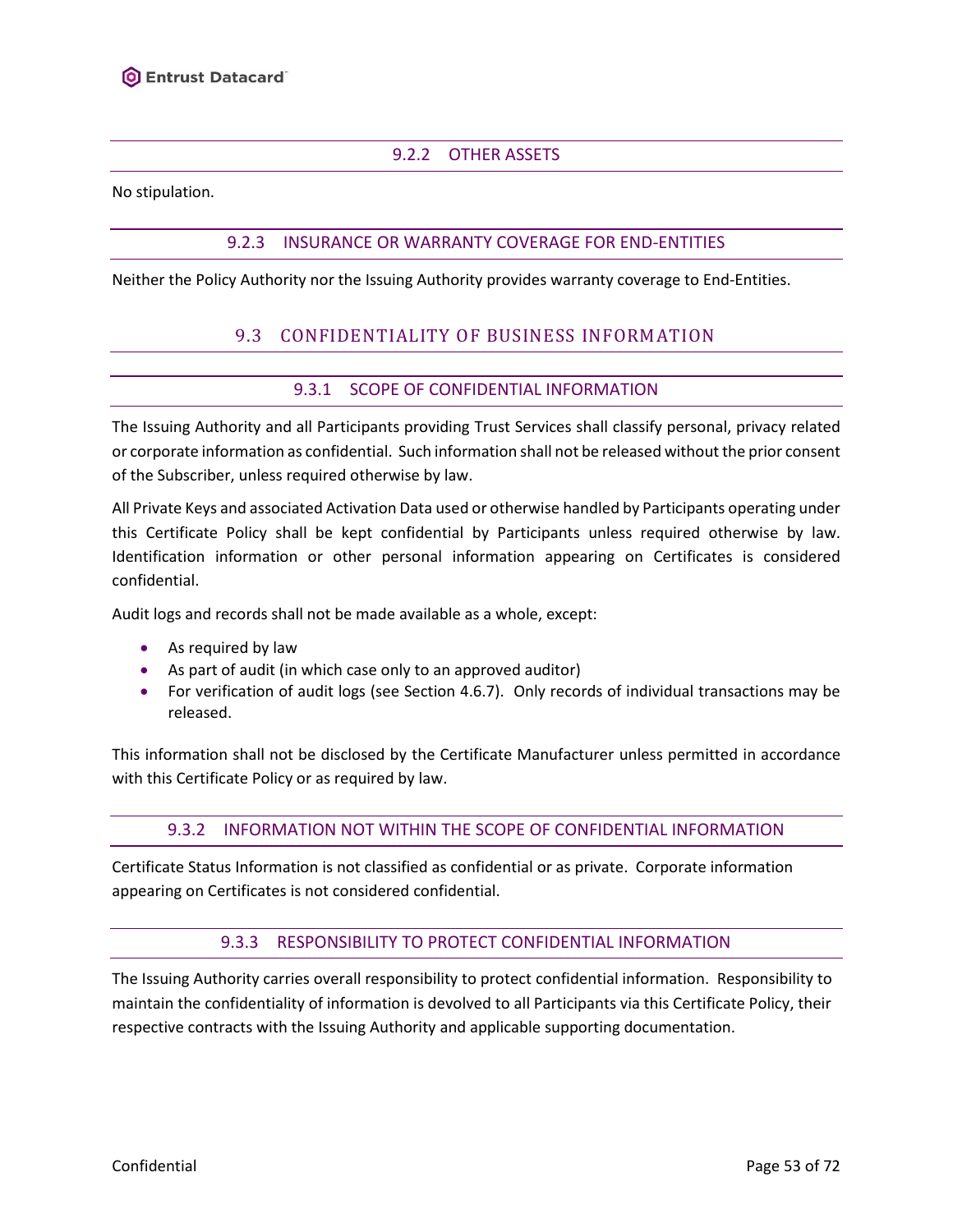#### 9.2.2 OTHER ASSETS

No stipulation.

#### 9.2.3 INSURANCE OR WARRANTY COVERAGE FOR END-ENTITIES

Neither the Policy Authority nor the Issuing Authority provides warranty coverage to End-Entities.

### 9.3 CONFIDENTIALITY OF BUSINESS INFORMATION

#### 9.3.1 SCOPE OF CONFIDENTIAL INFORMATION

The Issuing Authority and all Participants providing Trust Services shall classify personal, privacy related or corporate information as confidential. Such information shall not be released without the prior consent of the Subscriber, unless required otherwise by law.

All Private Keys and associated Activation Data used or otherwise handled by Participants operating under this Certificate Policy shall be kept confidential by Participants unless required otherwise by law. Identification information or other personal information appearing on Certificates is considered confidential.

Audit logs and records shall not be made available as a whole, except:

- As required by law
- As part of audit (in which case only to an approved auditor)
- For verification of audit logs (see Section 4.6.7). Only records of individual transactions may be released.

This information shall not be disclosed by the Certificate Manufacturer unless permitted in accordance with this Certificate Policy or as required by law.

#### 9.3.2 INFORMATION NOT WITHIN THE SCOPE OF CONFIDENTIAL INFORMATION

Certificate Status Information is not classified as confidential or as private. Corporate information appearing on Certificates is not considered confidential.

#### 9.3.3 RESPONSIBILITY TO PROTECT CONFIDENTIAL INFORMATION

The Issuing Authority carries overall responsibility to protect confidential information. Responsibility to maintain the confidentiality of information is devolved to all Participants via this Certificate Policy, their respective contracts with the Issuing Authority and applicable supporting documentation.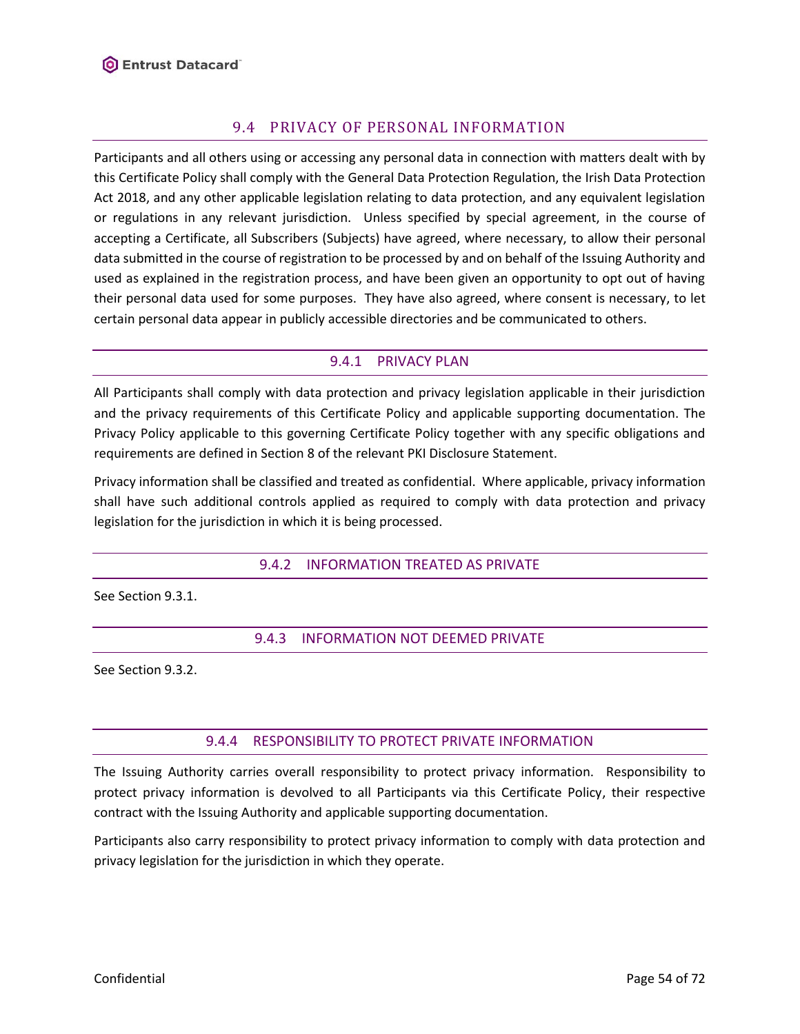## 9.4 PRIVACY OF PERSONAL INFORMATION

Participants and all others using or accessing any personal data in connection with matters dealt with by this Certificate Policy shall comply with the General Data Protection Regulation, the Irish Data Protection Act 2018, and any other applicable legislation relating to data protection, and any equivalent legislation or regulations in any relevant jurisdiction. Unless specified by special agreement, in the course of accepting a Certificate, all Subscribers (Subjects) have agreed, where necessary, to allow their personal data submitted in the course of registration to be processed by and on behalf of the Issuing Authority and used as explained in the registration process, and have been given an opportunity to opt out of having their personal data used for some purposes. They have also agreed, where consent is necessary, to let certain personal data appear in publicly accessible directories and be communicated to others.

### 9.4.1 PRIVACY PLAN

All Participants shall comply with data protection and privacy legislation applicable in their jurisdiction and the privacy requirements of this Certificate Policy and applicable supporting documentation. The Privacy Policy applicable to this governing Certificate Policy together with any specific obligations and requirements are defined in Section 8 of the relevant PKI Disclosure Statement.

Privacy information shall be classified and treated as confidential. Where applicable, privacy information shall have such additional controls applied as required to comply with data protection and privacy legislation for the jurisdiction in which it is being processed.

### 9.4.2 INFORMATION TREATED AS PRIVATE

See Section 9.3.1.

### 9.4.3 INFORMATION NOT DEEMED PRIVATE

See Section 9.3.2.

### 9.4.4 RESPONSIBILITY TO PROTECT PRIVATE INFORMATION

The Issuing Authority carries overall responsibility to protect privacy information. Responsibility to protect privacy information is devolved to all Participants via this Certificate Policy, their respective contract with the Issuing Authority and applicable supporting documentation.

Participants also carry responsibility to protect privacy information to comply with data protection and privacy legislation for the jurisdiction in which they operate.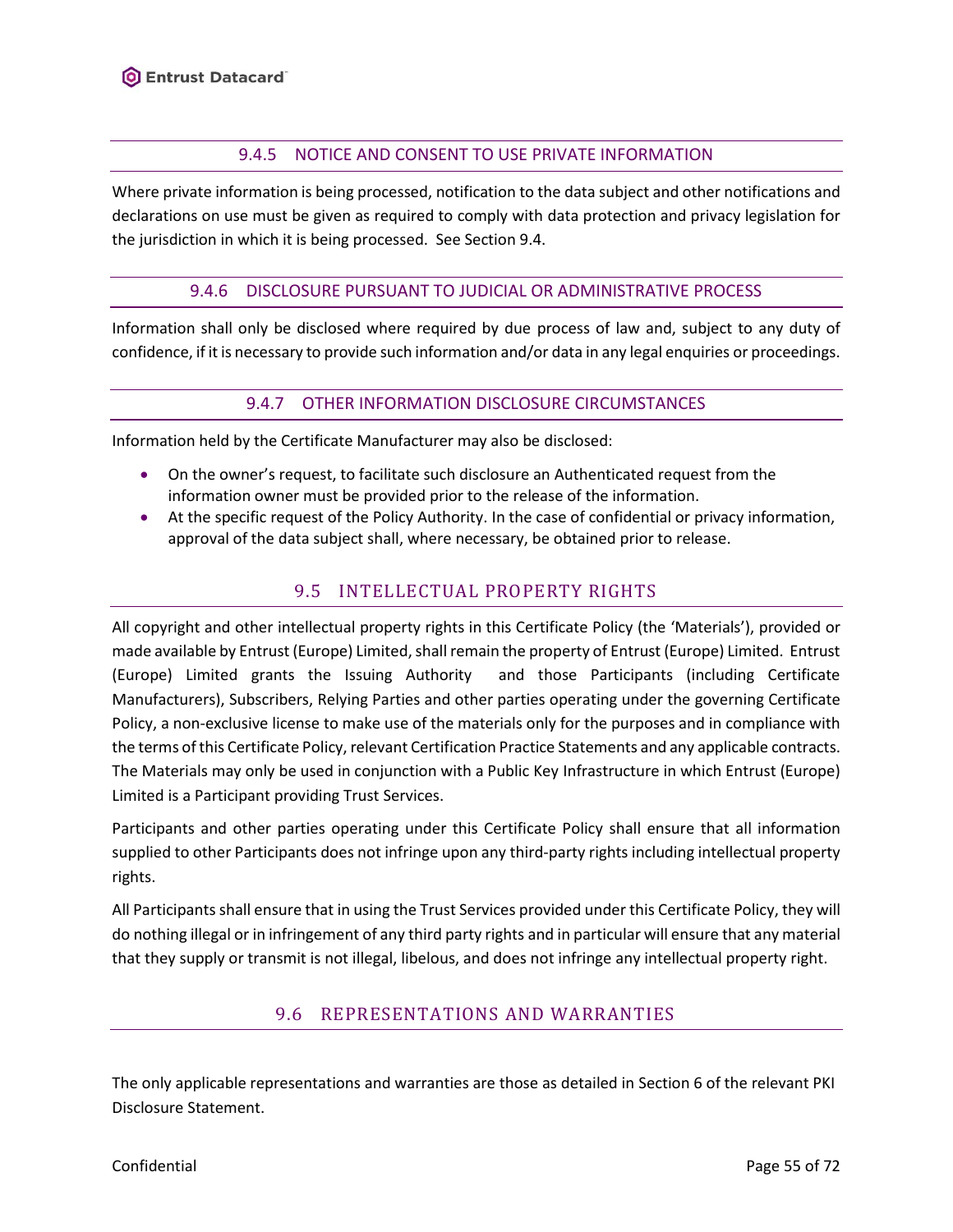#### 9.4.5 NOTICE AND CONSENT TO USE PRIVATE INFORMATION

Where private information is being processed, notification to the data subject and other notifications and declarations on use must be given as required to comply with data protection and privacy legislation for the jurisdiction in which it is being processed. See Section 9.4.

#### 9.4.6 DISCLOSURE PURSUANT TO JUDICIAL OR ADMINISTRATIVE PROCESS

Information shall only be disclosed where required by due process of law and, subject to any duty of confidence, if it is necessary to provide such information and/or data in any legal enquiries or proceedings.

#### 9.4.7 OTHER INFORMATION DISCLOSURE CIRCUMSTANCES

Information held by the Certificate Manufacturer may also be disclosed:

- On the owner's request, to facilitate such disclosure an Authenticated request from the information owner must be provided prior to the release of the information.
- At the specific request of the Policy Authority. In the case of confidential or privacy information, approval of the data subject shall, where necessary, be obtained prior to release.

### 9.5 INTELLECTUAL PROPERTY RIGHTS

All copyright and other intellectual property rights in this Certificate Policy (the 'Materials'), provided or made available by Entrust (Europe) Limited, shall remain the property of Entrust (Europe) Limited. Entrust (Europe) Limited grants the Issuing Authority and those Participants (including Certificate Manufacturers), Subscribers, Relying Parties and other parties operating under the governing Certificate Policy, a non-exclusive license to make use of the materials only for the purposes and in compliance with the terms of this Certificate Policy, relevant Certification Practice Statements and any applicable contracts. The Materials may only be used in conjunction with a Public Key Infrastructure in which Entrust (Europe) Limited is a Participant providing Trust Services.

Participants and other parties operating under this Certificate Policy shall ensure that all information supplied to other Participants does not infringe upon any third-party rights including intellectual property rights.

All Participants shall ensure that in using the Trust Services provided under this Certificate Policy, they will do nothing illegal or in infringement of any third party rights and in particular will ensure that any material that they supply or transmit is not illegal, libelous, and does not infringe any intellectual property right.

### 9.6 REPRESENTATIONS AND WARRANTIES

The only applicable representations and warranties are those as detailed in Section 6 of the relevant PKI Disclosure Statement.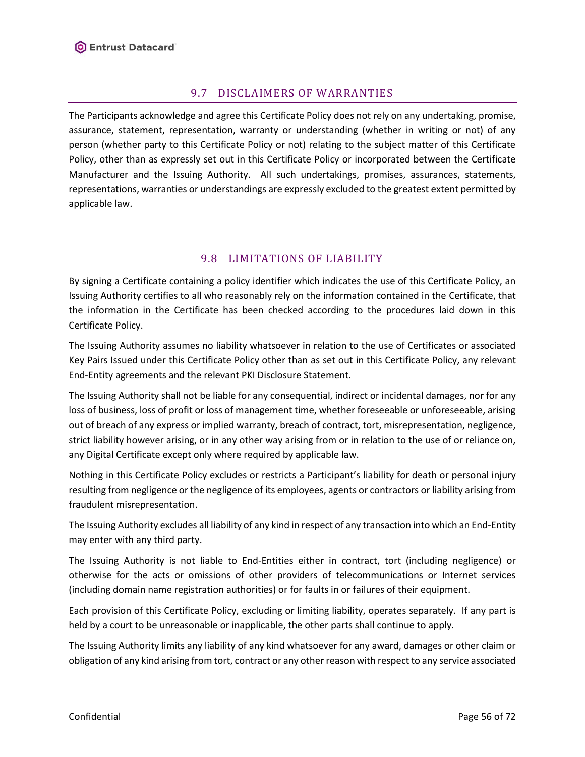## 9.7 DISCLAIMERS OF WARRANTIES

The Participants acknowledge and agree this Certificate Policy does not rely on any undertaking, promise, assurance, statement, representation, warranty or understanding (whether in writing or not) of any person (whether party to this Certificate Policy or not) relating to the subject matter of this Certificate Policy, other than as expressly set out in this Certificate Policy or incorporated between the Certificate Manufacturer and the Issuing Authority. All such undertakings, promises, assurances, statements, representations, warranties or understandings are expressly excluded to the greatest extent permitted by applicable law.

## 9.8 LIMITATIONS OF LIABILITY

By signing a Certificate containing a policy identifier which indicates the use of this Certificate Policy, an Issuing Authority certifies to all who reasonably rely on the information contained in the Certificate, that the information in the Certificate has been checked according to the procedures laid down in this Certificate Policy.

The Issuing Authority assumes no liability whatsoever in relation to the use of Certificates or associated Key Pairs Issued under this Certificate Policy other than as set out in this Certificate Policy, any relevant End-Entity agreements and the relevant PKI Disclosure Statement.

The Issuing Authority shall not be liable for any consequential, indirect or incidental damages, nor for any loss of business, loss of profit or loss of management time, whether foreseeable or unforeseeable, arising out of breach of any express or implied warranty, breach of contract, tort, misrepresentation, negligence, strict liability however arising, or in any other way arising from or in relation to the use of or reliance on, any Digital Certificate except only where required by applicable law.

Nothing in this Certificate Policy excludes or restricts a Participant's liability for death or personal injury resulting from negligence or the negligence of its employees, agents or contractors or liability arising from fraudulent misrepresentation.

The Issuing Authority excludes all liability of any kind in respect of any transaction into which an End-Entity may enter with any third party.

The Issuing Authority is not liable to End-Entities either in contract, tort (including negligence) or otherwise for the acts or omissions of other providers of telecommunications or Internet services (including domain name registration authorities) or for faults in or failures of their equipment.

Each provision of this Certificate Policy, excluding or limiting liability, operates separately. If any part is held by a court to be unreasonable or inapplicable, the other parts shall continue to apply.

The Issuing Authority limits any liability of any kind whatsoever for any award, damages or other claim or obligation of any kind arising from tort, contract or any other reason with respect to any service associated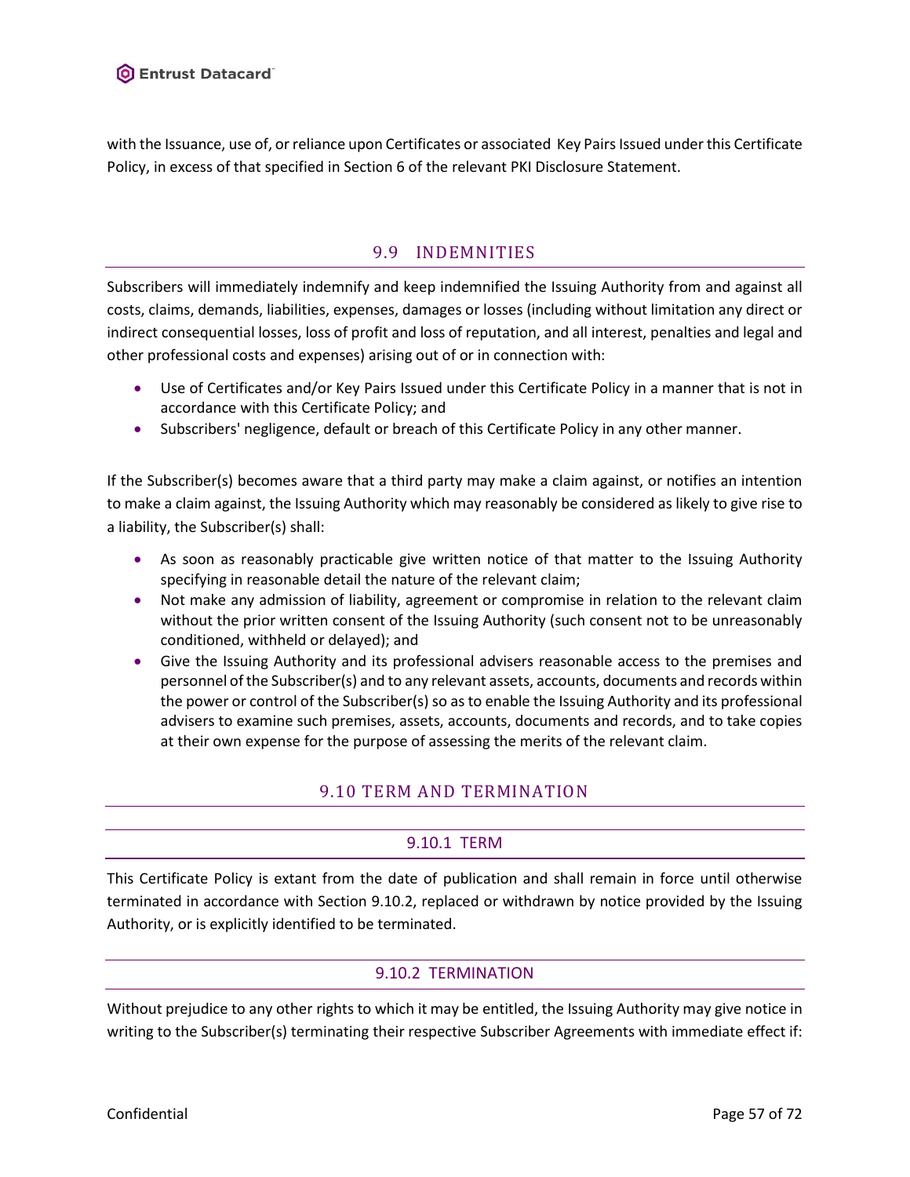with the Issuance, use of, or reliance upon Certificates or associated Key Pairs Issued under this Certificate Policy, in excess of that specified in Section 6 of the relevant PKI Disclosure Statement.

## 9.9 INDEMNITIES

Subscribers will immediately indemnify and keep indemnified the Issuing Authority from and against all costs, claims, demands, liabilities, expenses, damages or losses (including without limitation any direct or indirect consequential losses, loss of profit and loss of reputation, and all interest, penalties and legal and other professional costs and expenses) arising out of or in connection with:

- Use of Certificates and/or Key Pairs Issued under this Certificate Policy in a manner that is not in accordance with this Certificate Policy; and
- Subscribers' negligence, default or breach of this Certificate Policy in any other manner.

If the Subscriber(s) becomes aware that a third party may make a claim against, or notifies an intention to make a claim against, the Issuing Authority which may reasonably be considered as likely to give rise to a liability, the Subscriber(s) shall:

- As soon as reasonably practicable give written notice of that matter to the Issuing Authority specifying in reasonable detail the nature of the relevant claim;
- Not make any admission of liability, agreement or compromise in relation to the relevant claim without the prior written consent of the Issuing Authority (such consent not to be unreasonably conditioned, withheld or delayed); and
- Give the Issuing Authority and its professional advisers reasonable access to the premises and personnel of the Subscriber(s) and to any relevant assets, accounts, documents and records within the power or control of the Subscriber(s) so as to enable the Issuing Authority and its professional advisers to examine such premises, assets, accounts, documents and records, and to take copies at their own expense for the purpose of assessing the merits of the relevant claim.

## 9.10 TERM AND TERMINATION

### 9.10.1 TERM

This Certificate Policy is extant from the date of publication and shall remain in force until otherwise terminated in accordance with Section 9.10.2, replaced or withdrawn by notice provided by the Issuing Authority, or is explicitly identified to be terminated.

### 9.10.2 TERMINATION

Without prejudice to any other rights to which it may be entitled, the Issuing Authority may give notice in writing to the Subscriber(s) terminating their respective Subscriber Agreements with immediate effect if: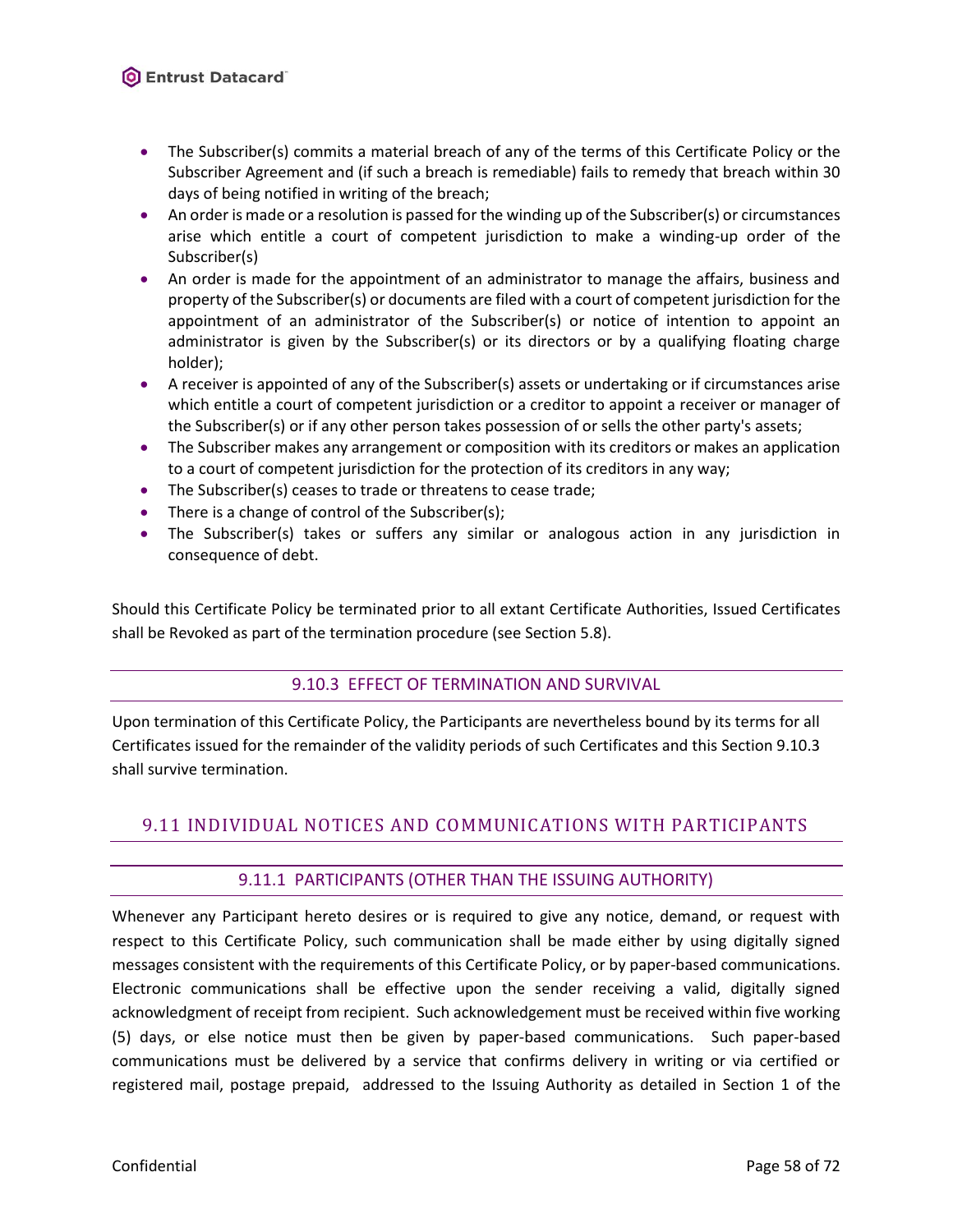- The Subscriber(s) commits a material breach of any of the terms of this Certificate Policy or the Subscriber Agreement and (if such a breach is remediable) fails to remedy that breach within 30 days of being notified in writing of the breach;
- An order is made or a resolution is passed for the winding up of the Subscriber(s) or circumstances arise which entitle a court of competent jurisdiction to make a winding-up order of the Subscriber(s)
- An order is made for the appointment of an administrator to manage the affairs, business and property of the Subscriber(s) or documents are filed with a court of competent jurisdiction for the appointment of an administrator of the Subscriber(s) or notice of intention to appoint an administrator is given by the Subscriber(s) or its directors or by a qualifying floating charge holder);
- A receiver is appointed of any of the Subscriber(s) assets or undertaking or if circumstances arise which entitle a court of competent jurisdiction or a creditor to appoint a receiver or manager of the Subscriber(s) or if any other person takes possession of or sells the other party's assets;
- The Subscriber makes any arrangement or composition with its creditors or makes an application to a court of competent jurisdiction for the protection of its creditors in any way;
- The Subscriber(s) ceases to trade or threatens to cease trade;
- There is a change of control of the Subscriber(s);
- The Subscriber(s) takes or suffers any similar or analogous action in any jurisdiction in consequence of debt.

Should this Certificate Policy be terminated prior to all extant Certificate Authorities, Issued Certificates shall be Revoked as part of the termination procedure (see Section 5.8).

### 9.10.3 EFFECT OF TERMINATION AND SURVIVAL

Upon termination of this Certificate Policy, the Participants are nevertheless bound by its terms for all Certificates issued for the remainder of the validity periods of such Certificates and this Section 9.10.3 shall survive termination.

## 9.11 INDIVIDUAL NOTICES AND COMMUNICATIONS WITH PARTICIPANTS

### 9.11.1 PARTICIPANTS (OTHER THAN THE ISSUING AUTHORITY)

Whenever any Participant hereto desires or is required to give any notice, demand, or request with respect to this Certificate Policy, such communication shall be made either by using digitally signed messages consistent with the requirements of this Certificate Policy, or by paper-based communications. Electronic communications shall be effective upon the sender receiving a valid, digitally signed acknowledgment of receipt from recipient. Such acknowledgement must be received within five working (5) days, or else notice must then be given by paper-based communications. Such paper-based communications must be delivered by a service that confirms delivery in writing or via certified or registered mail, postage prepaid, addressed to the Issuing Authority as detailed in Section 1 of the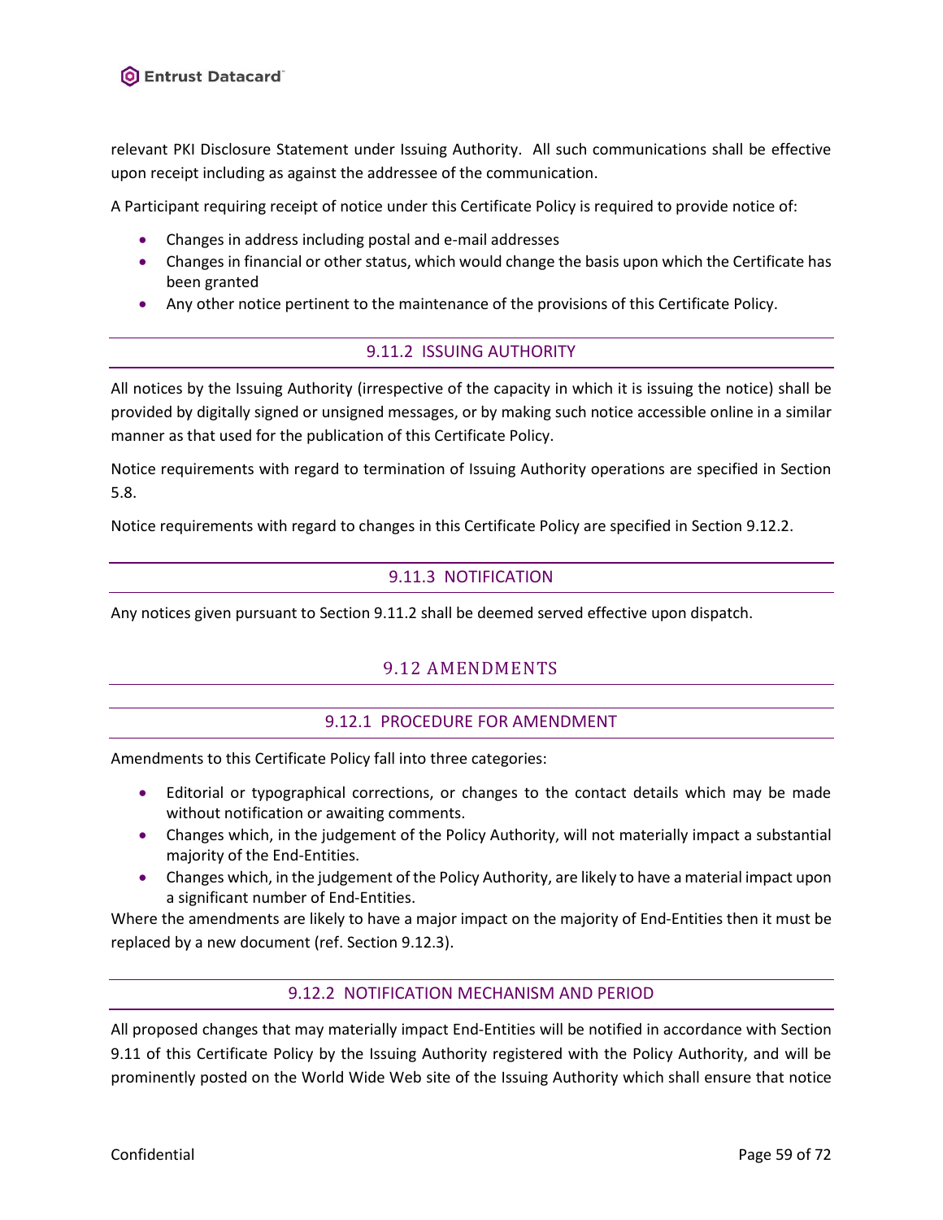relevant PKI Disclosure Statement under Issuing Authority. All such communications shall be effective upon receipt including as against the addressee of the communication.

A Participant requiring receipt of notice under this Certificate Policy is required to provide notice of:

- Changes in address including postal and e-mail addresses
- Changes in financial or other status, which would change the basis upon which the Certificate has been granted
- Any other notice pertinent to the maintenance of the provisions of this Certificate Policy.

### 9.11.2 ISSUING AUTHORITY

All notices by the Issuing Authority (irrespective of the capacity in which it is issuing the notice) shall be provided by digitally signed or unsigned messages, or by making such notice accessible online in a similar manner as that used for the publication of this Certificate Policy.

Notice requirements with regard to termination of Issuing Authority operations are specified in Section 5.8.

Notice requirements with regard to changes in this Certificate Policy are specified in Section 9.12.2.

### 9.11.3 NOTIFICATION

Any notices given pursuant to Section 9.11.2 shall be deemed served effective upon dispatch.

## 9.12 AMENDMENTS

### 9.12.1 PROCEDURE FOR AMENDMENT

Amendments to this Certificate Policy fall into three categories:

- Editorial or typographical corrections, or changes to the contact details which may be made without notification or awaiting comments.
- Changes which, in the judgement of the Policy Authority, will not materially impact a substantial majority of the End-Entities.
- Changes which, in the judgement of the Policy Authority, are likely to have a material impact upon a significant number of End-Entities.

Where the amendments are likely to have a major impact on the majority of End-Entities then it must be replaced by a new document (ref. Section 9.12.3).

### 9.12.2 NOTIFICATION MECHANISM AND PERIOD

All proposed changes that may materially impact End-Entities will be notified in accordance with Section 9.11 of this Certificate Policy by the Issuing Authority registered with the Policy Authority, and will be prominently posted on the World Wide Web site of the Issuing Authority which shall ensure that notice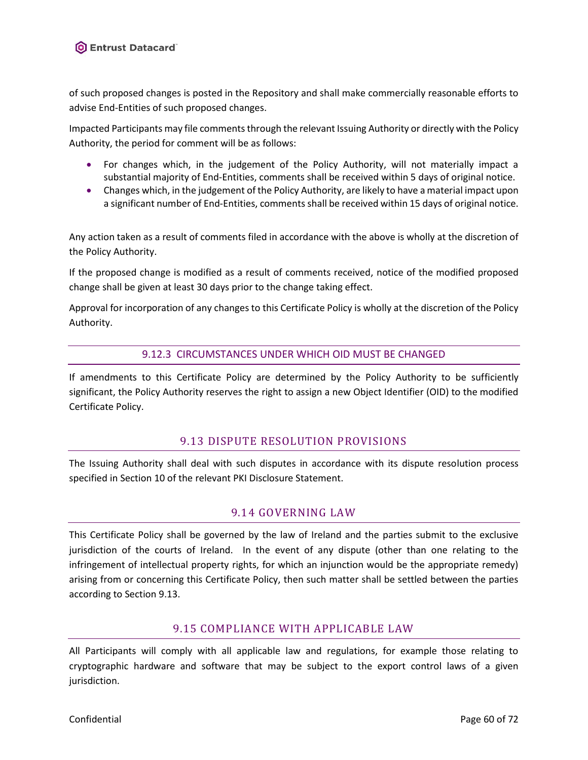of such proposed changes is posted in the Repository and shall make commercially reasonable efforts to advise End-Entities of such proposed changes.

Impacted Participants may file comments through the relevant Issuing Authority or directly with the Policy Authority, the period for comment will be as follows:

- For changes which, in the judgement of the Policy Authority, will not materially impact a substantial majority of End-Entities, comments shall be received within 5 days of original notice.
- Changes which, in the judgement of the Policy Authority, are likely to have a material impact upon a significant number of End-Entities, comments shall be received within 15 days of original notice.

Any action taken as a result of comments filed in accordance with the above is wholly at the discretion of the Policy Authority.

If the proposed change is modified as a result of comments received, notice of the modified proposed change shall be given at least 30 days prior to the change taking effect.

Approval for incorporation of any changes to this Certificate Policy is wholly at the discretion of the Policy Authority.

### 9.12.3 CIRCUMSTANCES UNDER WHICH OID MUST BE CHANGED

If amendments to this Certificate Policy are determined by the Policy Authority to be sufficiently significant, the Policy Authority reserves the right to assign a new Object Identifier (OID) to the modified Certificate Policy.

## 9.13 DISPUTE RESOLUTION PROVISIONS

The Issuing Authority shall deal with such disputes in accordance with its dispute resolution process specified in Section 10 of the relevant PKI Disclosure Statement.

## 9.14 GOVERNING LAW

This Certificate Policy shall be governed by the law of Ireland and the parties submit to the exclusive jurisdiction of the courts of Ireland. In the event of any dispute (other than one relating to the infringement of intellectual property rights, for which an injunction would be the appropriate remedy) arising from or concerning this Certificate Policy, then such matter shall be settled between the parties according to Section 9.13.

## 9.15 COMPLIANCE WITH APPLICABLE LAW

All Participants will comply with all applicable law and regulations, for example those relating to cryptographic hardware and software that may be subject to the export control laws of a given jurisdiction.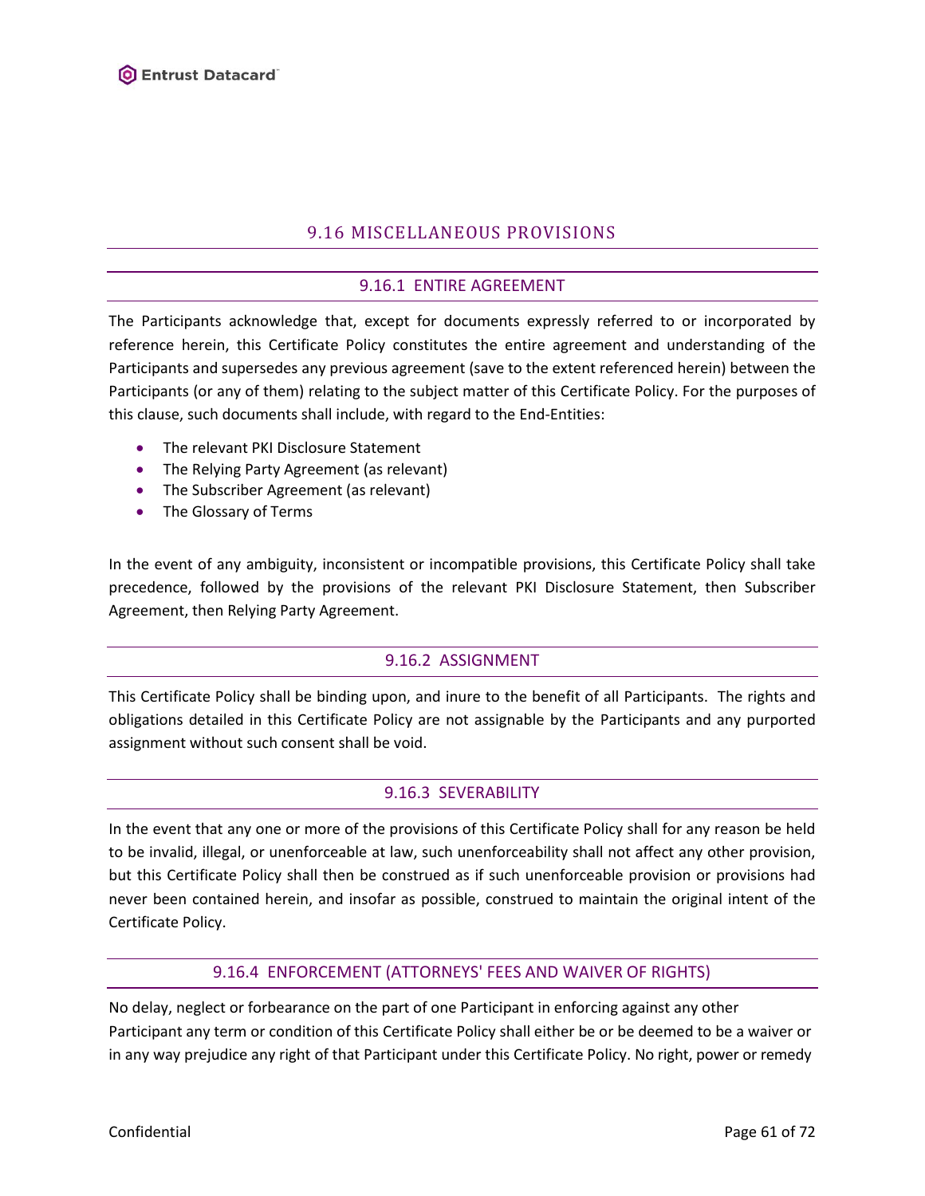## 9.16 MISCELLANEOUS PROVISIONS

### 9.16.1 ENTIRE AGREEMENT

The Participants acknowledge that, except for documents expressly referred to or incorporated by reference herein, this Certificate Policy constitutes the entire agreement and understanding of the Participants and supersedes any previous agreement (save to the extent referenced herein) between the Participants (or any of them) relating to the subject matter of this Certificate Policy. For the purposes of this clause, such documents shall include, with regard to the End-Entities:

- The relevant PKI Disclosure Statement
- The Relying Party Agreement (as relevant)
- The Subscriber Agreement (as relevant)
- The Glossary of Terms

In the event of any ambiguity, inconsistent or incompatible provisions, this Certificate Policy shall take precedence, followed by the provisions of the relevant PKI Disclosure Statement, then Subscriber Agreement, then Relying Party Agreement.

### 9.16.2 ASSIGNMENT

This Certificate Policy shall be binding upon, and inure to the benefit of all Participants. The rights and obligations detailed in this Certificate Policy are not assignable by the Participants and any purported assignment without such consent shall be void.

### 9.16.3 SEVERABILITY

In the event that any one or more of the provisions of this Certificate Policy shall for any reason be held to be invalid, illegal, or unenforceable at law, such unenforceability shall not affect any other provision, but this Certificate Policy shall then be construed as if such unenforceable provision or provisions had never been contained herein, and insofar as possible, construed to maintain the original intent of the Certificate Policy.

### 9.16.4 ENFORCEMENT (ATTORNEYS' FEES AND WAIVER OF RIGHTS)

No delay, neglect or forbearance on the part of one Participant in enforcing against any other Participant any term or condition of this Certificate Policy shall either be or be deemed to be a waiver or in any way prejudice any right of that Participant under this Certificate Policy. No right, power or remedy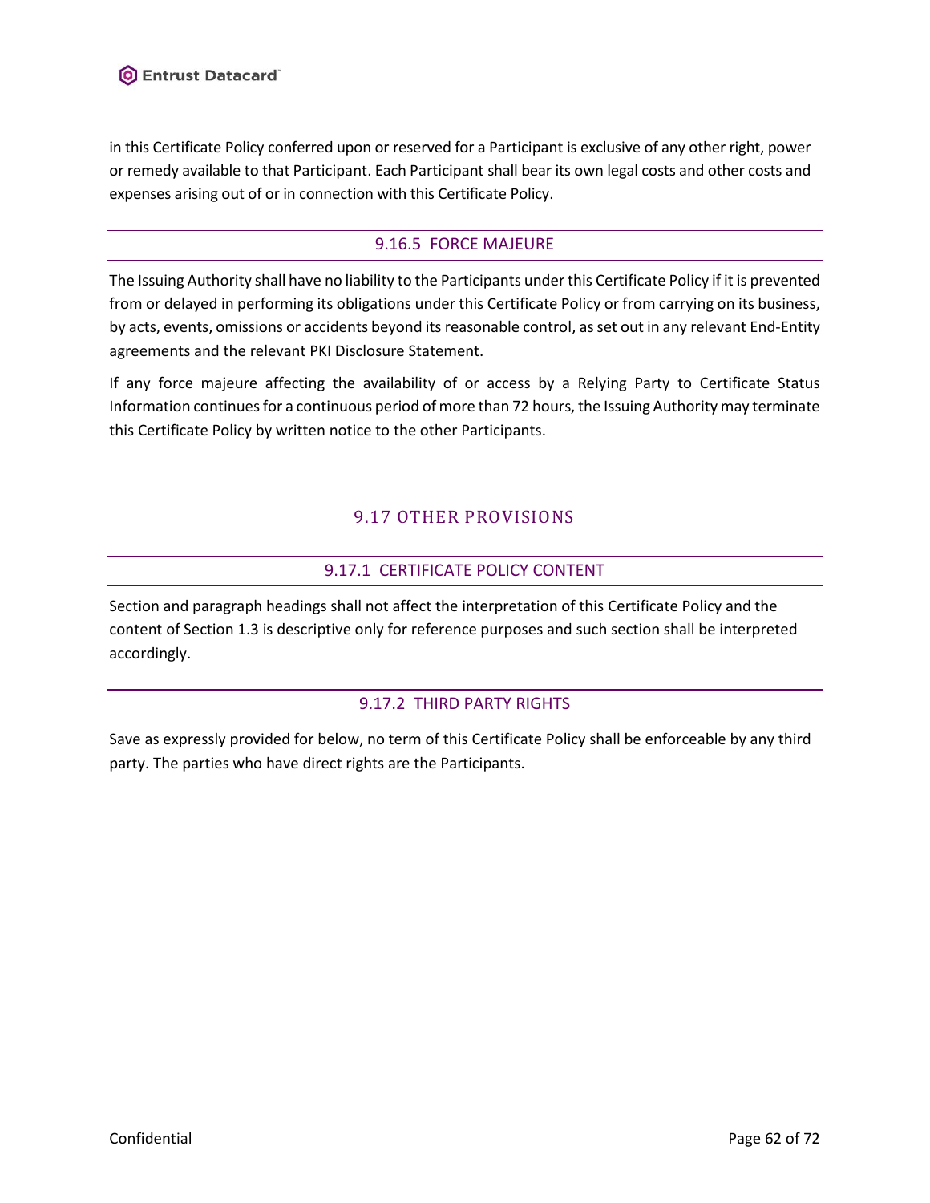in this Certificate Policy conferred upon or reserved for a Participant is exclusive of any other right, power or remedy available to that Participant. Each Participant shall bear its own legal costs and other costs and expenses arising out of or in connection with this Certificate Policy.

### 9.16.5 FORCE MAJEURE

The Issuing Authority shall have no liability to the Participants under this Certificate Policy if it is prevented from or delayed in performing its obligations under this Certificate Policy or from carrying on its business, by acts, events, omissions or accidents beyond its reasonable control, as set out in any relevant End-Entity agreements and the relevant PKI Disclosure Statement.

If any force majeure affecting the availability of or access by a Relying Party to Certificate Status Information continues for a continuous period of more than 72 hours, the Issuing Authority may terminate this Certificate Policy by written notice to the other Participants.

## 9.17 OTHER PROVISIONS

### 9.17.1 CERTIFICATE POLICY CONTENT

Section and paragraph headings shall not affect the interpretation of this Certificate Policy and the content of Section 1.3 is descriptive only for reference purposes and such section shall be interpreted accordingly.

### 9.17.2 THIRD PARTY RIGHTS

Save as expressly provided for below, no term of this Certificate Policy shall be enforceable by any third party. The parties who have direct rights are the Participants.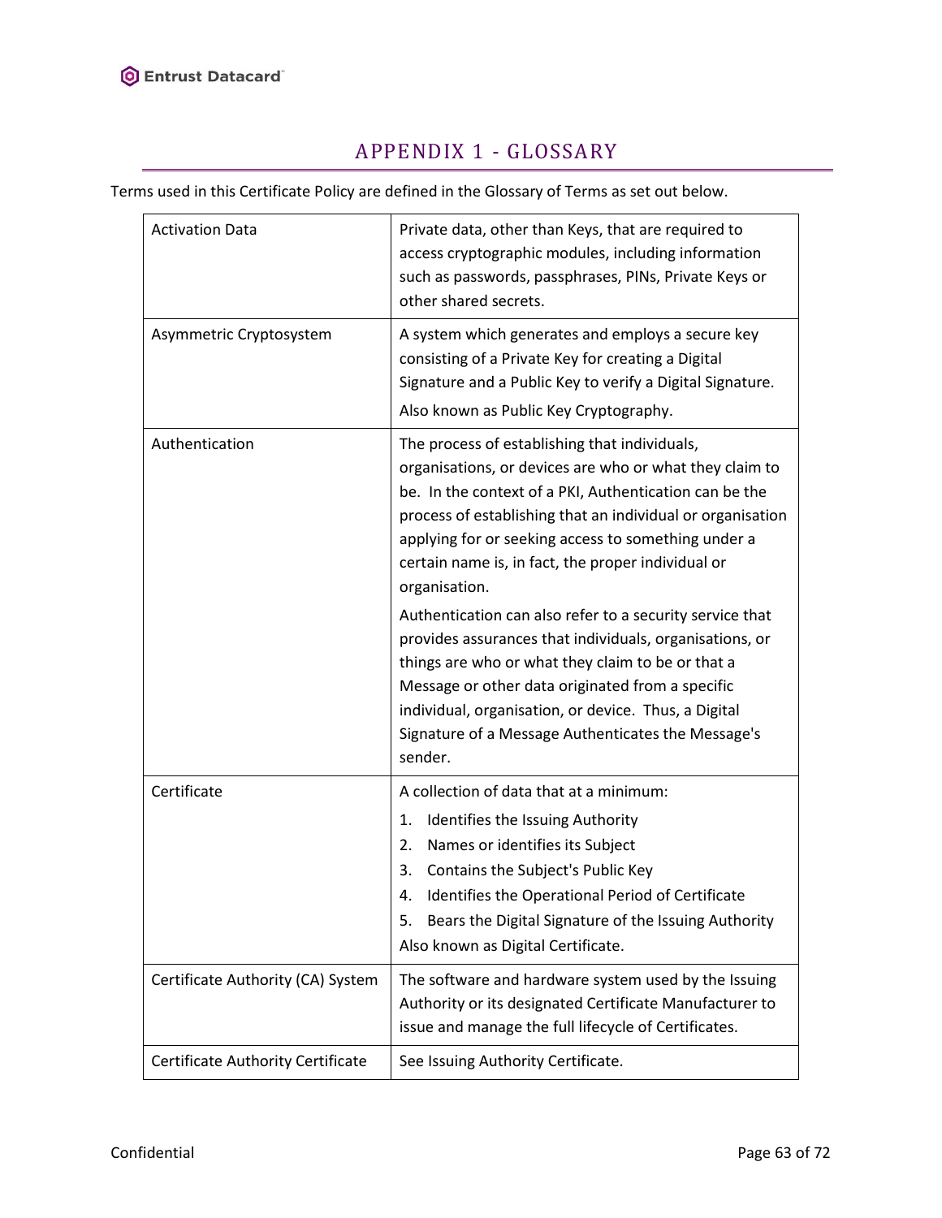# APPENDIX 1 - GLOSSARY

Terms used in this Certificate Policy are defined in the Glossary of Terms as set out below.

| Term | Definition |
|---|---|
| Activation Data | Private data, other than Keys, that are required to access cryptographic modules, including information such as passwords, passphrases, PINs, Private Keys or other shared secrets. |
| Asymmetric Cryptosystem | A system which generates and employs a secure key consisting of a Private Key for creating a Digital Signature and a Public Key to verify a Digital Signature.<br><br>Also known as Public Key Cryptography. |
| Authentication | The process of establishing that individuals, organisations, or devices are who or what they claim to be. In the context of a PKI, Authentication can be the process of establishing that an individual or organisation applying for or seeking access to something under a certain name is, in fact, the proper individual or organisation.<br><br>Authentication can also refer to a security service that provides assurances that individuals, organisations, or things are who or what they claim to be or that a Message or other data originated from a specific individual, organisation, or device. Thus, a Digital Signature of a Message Authenticates the Message's sender. |
| Certificate | A collection of data that at a minimum:<br>1. Identifies the Issuing Authority<br>2. Names or identifies its Subject<br>3. Contains the Subject's Public Key<br>4. Identifies the Operational Period of Certificate<br>5. Bears the Digital Signature of the Issuing Authority<br><br>Also known as Digital Certificate. |
| Certificate Authority (CA) System | The software and hardware system used by the Issuing Authority or its designated Certificate Manufacturer to issue and manage the full lifecycle of Certificates. |
| Certificate Authority Certificate | See Issuing Authority Certificate. |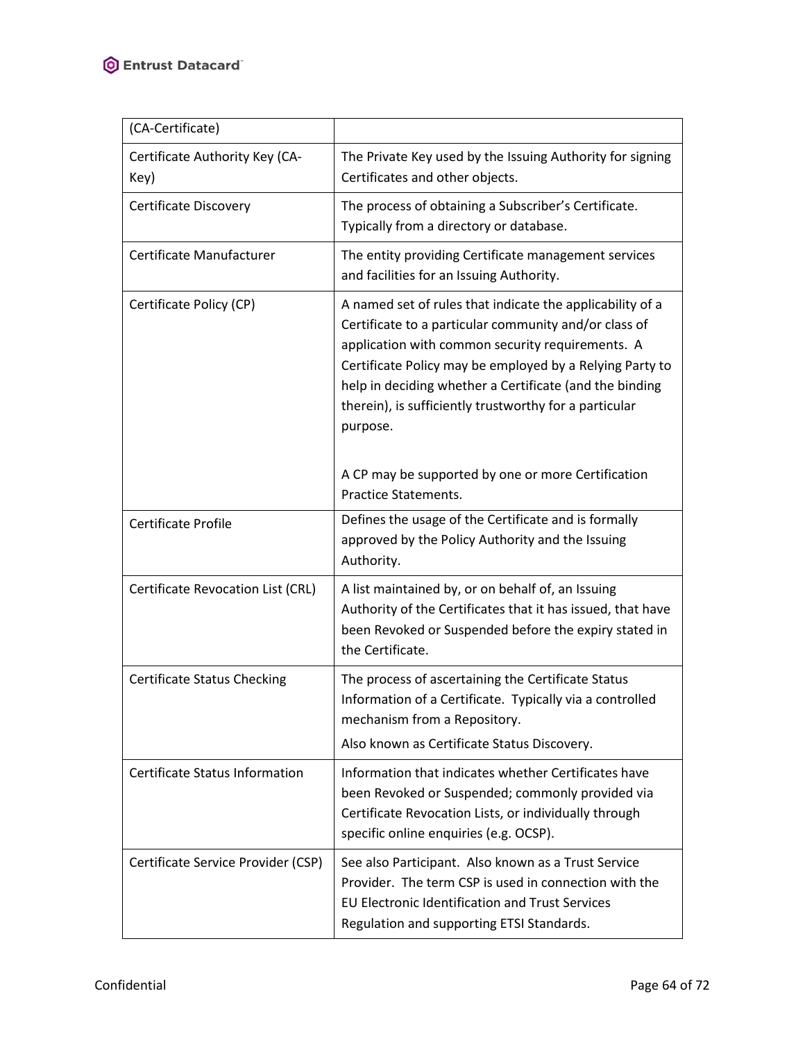| (CA-Certificate) | |
|---|---|
| Certificate Authority Key (CA-Key) | The Private Key used by the Issuing Authority for signing Certificates and other objects. |
| Certificate Discovery | The process of obtaining a Subscriber's Certificate. Typically from a directory or database. |
| Certificate Manufacturer | The entity providing Certificate management services and facilities for an Issuing Authority. |
| Certificate Policy (CP) | A named set of rules that indicate the applicability of a Certificate to a particular community and/or class of application with common security requirements. A Certificate Policy may be employed by a Relying Party to help in deciding whether a Certificate (and the binding therein), is sufficiently trustworthy for a particular purpose.<br><br>A CP may be supported by one or more Certification Practice Statements. |
| Certificate Profile | Defines the usage of the Certificate and is formally approved by the Policy Authority and the Issuing Authority. |
| Certificate Revocation List (CRL) | A list maintained by, or on behalf of, an Issuing Authority of the Certificates that it has issued, that have been Revoked or Suspended before the expiry stated in the Certificate. |
| Certificate Status Checking | The process of ascertaining the Certificate Status Information of a Certificate. Typically via a controlled mechanism from a Repository.<br>Also known as Certificate Status Discovery. |
| Certificate Status Information | Information that indicates whether Certificates have been Revoked or Suspended; commonly provided via Certificate Revocation Lists, or individually through specific online enquiries (e.g. OCSP). |
| Certificate Service Provider (CSP) | See also Participant. Also known as a Trust Service Provider. The term CSP is used in connection with the EU Electronic Identification and Trust Services Regulation and supporting ETSI Standards. |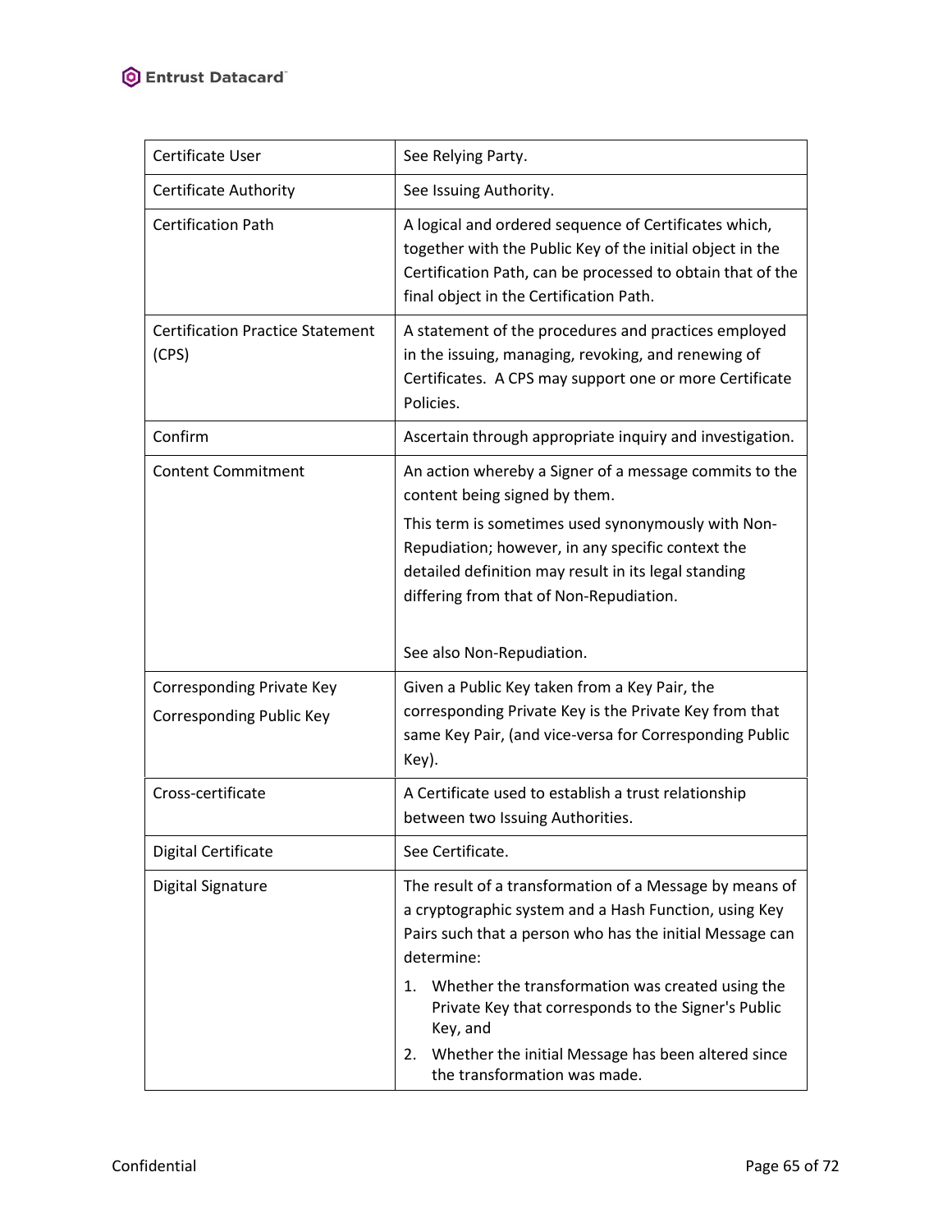| Certificate User | See Relying Party. |
|---|---|
| Certificate Authority | See Issuing Authority. |
| Certification Path | A logical and ordered sequence of Certificates which, together with the Public Key of the initial object in the Certification Path, can be processed to obtain that of the final object in the Certification Path. |
| Certification Practice Statement (CPS) | A statement of the procedures and practices employed in the issuing, managing, revoking, and renewing of Certificates. A CPS may support one or more Certificate Policies. |
| Confirm | Ascertain through appropriate inquiry and investigation. |
| Content Commitment | An action whereby a Signer of a message commits to the content being signed by them.<br><br>This term is sometimes used synonymously with Non-Repudiation; however, in any specific context the detailed definition may result in its legal standing differing from that of Non-Repudiation.<br><br>See also Non-Repudiation. |
| Corresponding Private Key<br>Corresponding Public Key | Given a Public Key taken from a Key Pair, the corresponding Private Key is the Private Key from that same Key Pair, (and vice-versa for Corresponding Public Key). |
| Cross-certificate | A Certificate used to establish a trust relationship between two Issuing Authorities. |
| Digital Certificate | See Certificate. |
| Digital Signature | The result of a transformation of a Message by means of a cryptographic system and a Hash Function, using Key Pairs such that a person who has the initial Message can determine:<br>1. Whether the transformation was created using the Private Key that corresponds to the Signer's Public Key, and<br>2. Whether the initial Message has been altered since the transformation was made. |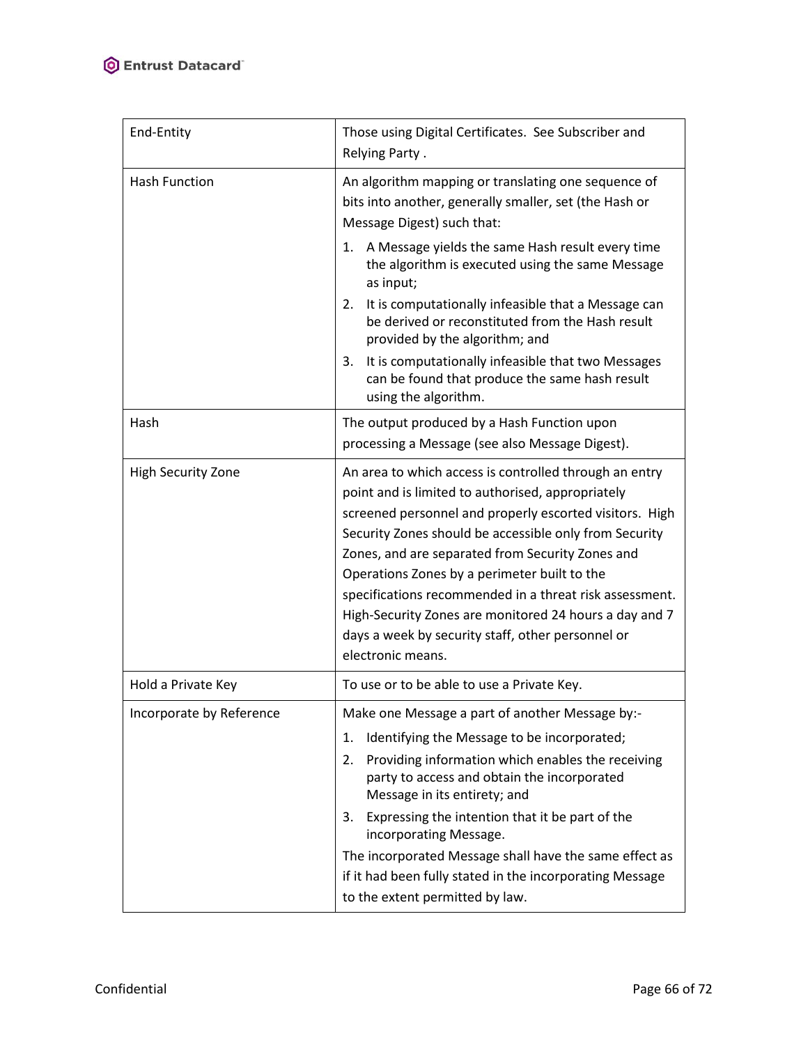| | |
|---|---|
| End-Entity | Those using Digital Certificates. See Subscriber and Relying Party . |
| Hash Function | An algorithm mapping or translating one sequence of bits into another, generally smaller, set (the Hash or Message Digest) such that:<br>1. A Message yields the same Hash result every time the algorithm is executed using the same Message as input;<br>2. It is computationally infeasible that a Message can be derived or reconstituted from the Hash result provided by the algorithm; and<br>3. It is computationally infeasible that two Messages can be found that produce the same hash result using the algorithm. |
| Hash | The output produced by a Hash Function upon processing a Message (see also Message Digest). |
| High Security Zone | An area to which access is controlled through an entry point and is limited to authorised, appropriately screened personnel and properly escorted visitors. High Security Zones should be accessible only from Security Zones, and are separated from Security Zones and Operations Zones by a perimeter built to the specifications recommended in a threat risk assessment. High-Security Zones are monitored 24 hours a day and 7 days a week by security staff, other personnel or electronic means. |
| Hold a Private Key | To use or to be able to use a Private Key. |
| Incorporate by Reference | Make one Message a part of another Message by:-<br>1. Identifying the Message to be incorporated;<br>2. Providing information which enables the receiving party to access and obtain the incorporated Message in its entirety; and<br>3. Expressing the intention that it be part of the incorporating Message.<br>The incorporated Message shall have the same effect as if it had been fully stated in the incorporating Message to the extent permitted by law. |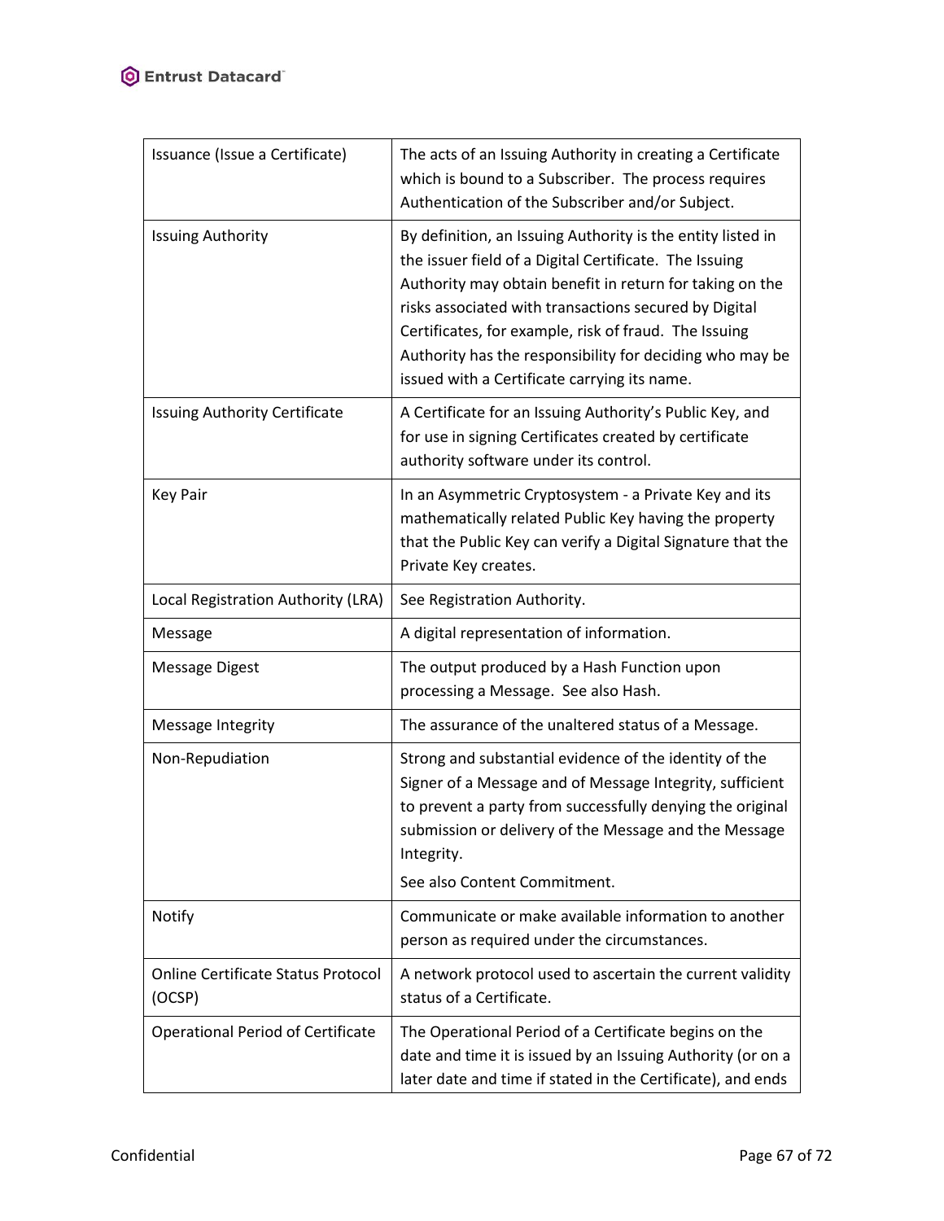| | |
|---|---|
| Issuance (Issue a Certificate) | The acts of an Issuing Authority in creating a Certificate which is bound to a Subscriber. The process requires Authentication of the Subscriber and/or Subject. |
| Issuing Authority | By definition, an Issuing Authority is the entity listed in the issuer field of a Digital Certificate. The Issuing Authority may obtain benefit in return for taking on the risks associated with transactions secured by Digital Certificates, for example, risk of fraud. The Issuing Authority has the responsibility for deciding who may be issued with a Certificate carrying its name. |
| Issuing Authority Certificate | A Certificate for an Issuing Authority's Public Key, and for use in signing Certificates created by certificate authority software under its control. |
| Key Pair | In an Asymmetric Cryptosystem - a Private Key and its mathematically related Public Key having the property that the Public Key can verify a Digital Signature that the Private Key creates. |
| Local Registration Authority (LRA) | See Registration Authority. |
| Message | A digital representation of information. |
| Message Digest | The output produced by a Hash Function upon processing a Message. See also Hash. |
| Message Integrity | The assurance of the unaltered status of a Message. |
| Non-Repudiation | Strong and substantial evidence of the identity of the Signer of a Message and of Message Integrity, sufficient to prevent a party from successfully denying the original submission or delivery of the Message and the Message Integrity.<br><br>See also Content Commitment. |
| Notify | Communicate or make available information to another person as required under the circumstances. |
| Online Certificate Status Protocol (OCSP) | A network protocol used to ascertain the current validity status of a Certificate. |
| Operational Period of Certificate | The Operational Period of a Certificate begins on the date and time it is issued by an Issuing Authority (or on a later date and time if stated in the Certificate), and ends |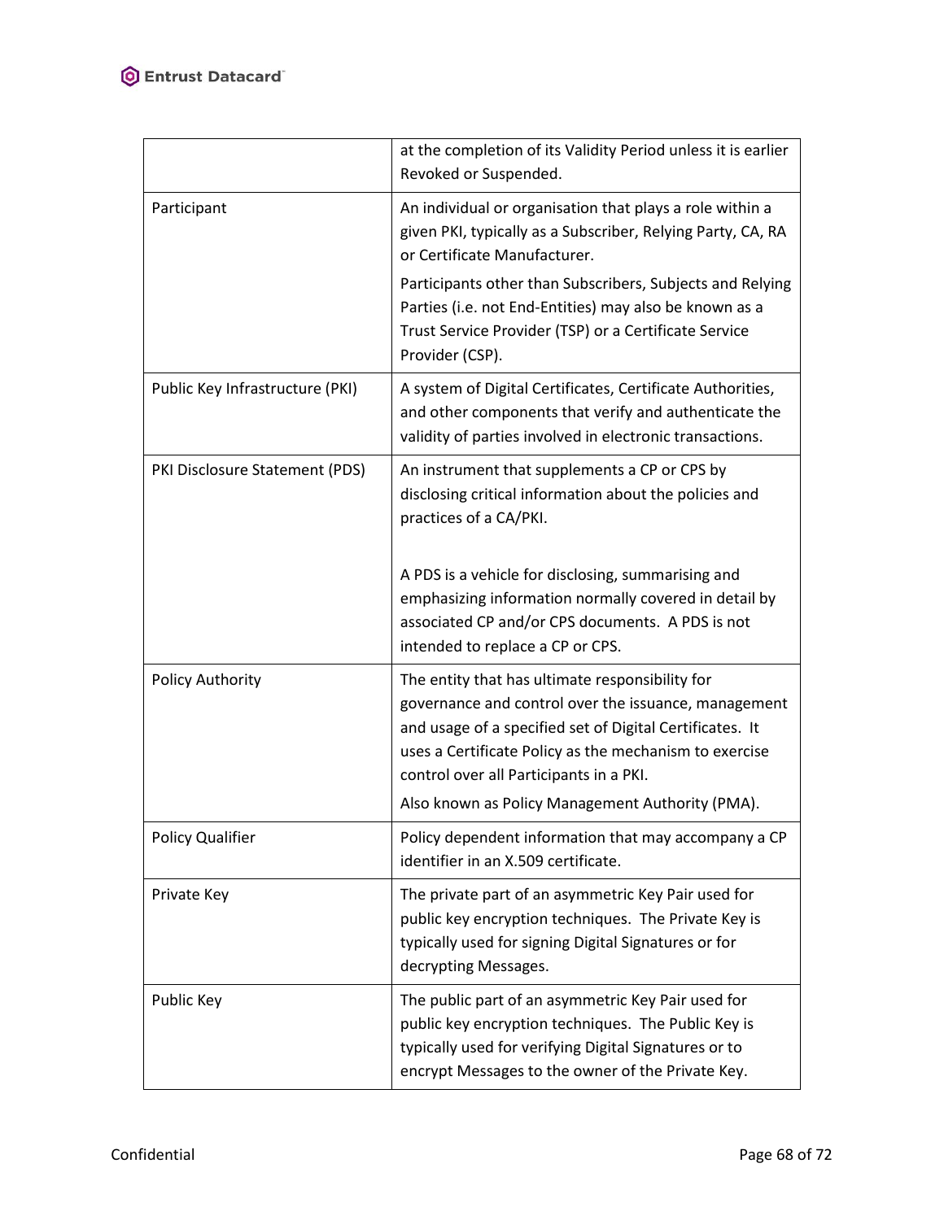| | |
|---|---|
| | at the completion of its Validity Period unless it is earlier Revoked or Suspended. |
| Participant | An individual or organisation that plays a role within a given PKI, typically as a Subscriber, Relying Party, CA, RA or Certificate Manufacturer.<br><br>Participants other than Subscribers, Subjects and Relying Parties (i.e. not End-Entities) may also be known as a Trust Service Provider (TSP) or a Certificate Service Provider (CSP). |
| Public Key Infrastructure (PKI) | A system of Digital Certificates, Certificate Authorities, and other components that verify and authenticate the validity of parties involved in electronic transactions. |
| PKI Disclosure Statement (PDS) | An instrument that supplements a CP or CPS by disclosing critical information about the policies and practices of a CA/PKI.<br><br>A PDS is a vehicle for disclosing, summarising and emphasizing information normally covered in detail by associated CP and/or CPS documents. A PDS is not intended to replace a CP or CPS. |
| Policy Authority | The entity that has ultimate responsibility for governance and control over the issuance, management and usage of a specified set of Digital Certificates. It uses a Certificate Policy as the mechanism to exercise control over all Participants in a PKI.<br><br>Also known as Policy Management Authority (PMA). |
| Policy Qualifier | Policy dependent information that may accompany a CP identifier in an X.509 certificate. |
| Private Key | The private part of an asymmetric Key Pair used for public key encryption techniques. The Private Key is typically used for signing Digital Signatures or for decrypting Messages. |
| Public Key | The public part of an asymmetric Key Pair used for public key encryption techniques. The Public Key is typically used for verifying Digital Signatures or to encrypt Messages to the owner of the Private Key. |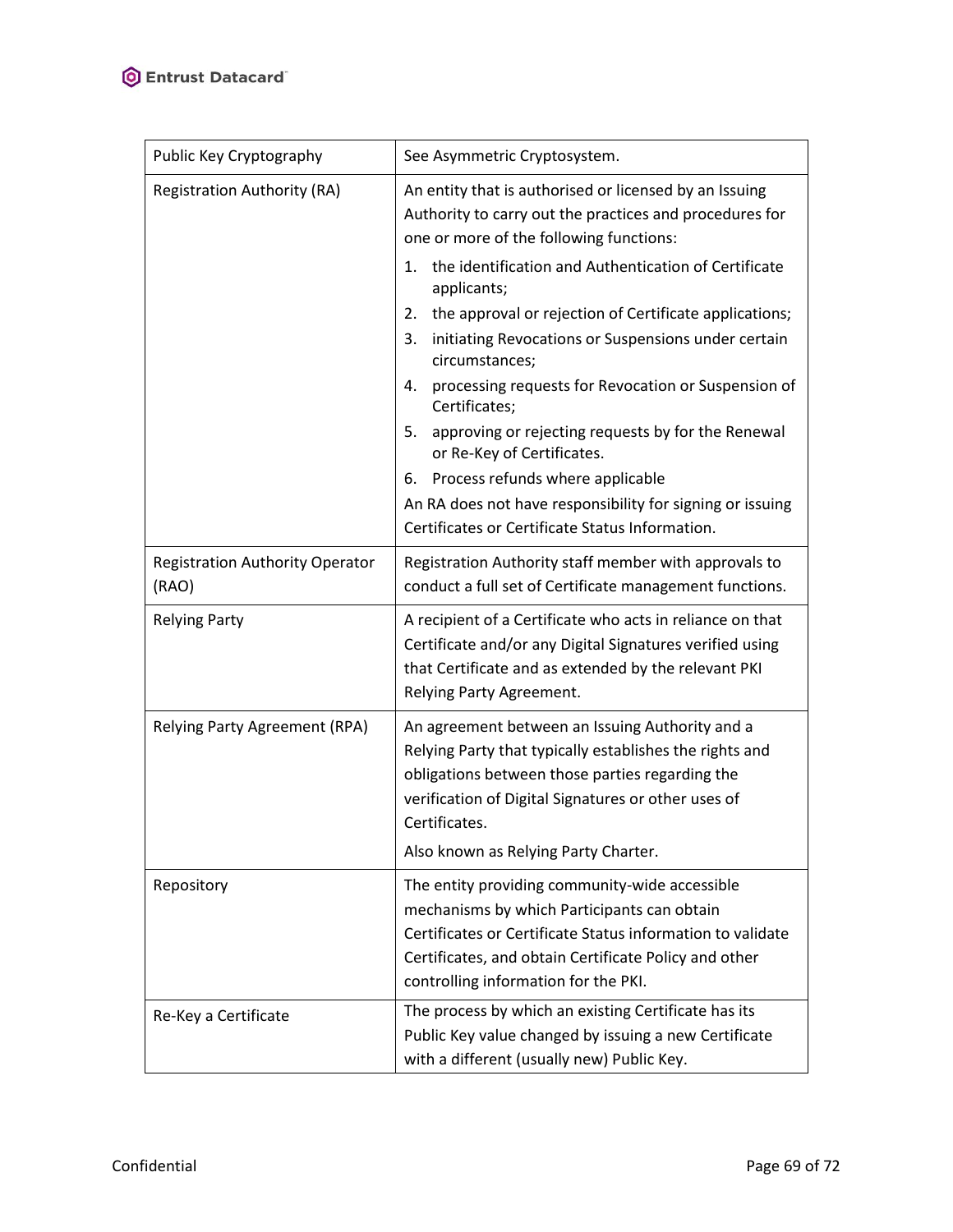| | |
|---|---|
| Public Key Cryptography | See Asymmetric Cryptosystem. |
| Registration Authority (RA) | An entity that is authorised or licensed by an Issuing Authority to carry out the practices and procedures for one or more of the following functions:<br>1. the identification and Authentication of Certificate applicants;<br>2. the approval or rejection of Certificate applications;<br>3. initiating Revocations or Suspensions under certain circumstances;<br>4. processing requests for Revocation or Suspension of Certificates;<br>5. approving or rejecting requests by for the Renewal or Re-Key of Certificates.<br>6. Process refunds where applicable<br>An RA does not have responsibility for signing or issuing Certificates or Certificate Status Information. |
| Registration Authority Operator (RAO) | Registration Authority staff member with approvals to conduct a full set of Certificate management functions. |
| Relying Party | A recipient of a Certificate who acts in reliance on that Certificate and/or any Digital Signatures verified using that Certificate and as extended by the relevant PKI Relying Party Agreement. |
| Relying Party Agreement (RPA) | An agreement between an Issuing Authority and a Relying Party that typically establishes the rights and obligations between those parties regarding the verification of Digital Signatures or other uses of Certificates.<br>Also known as Relying Party Charter. |
| Repository | The entity providing community-wide accessible mechanisms by which Participants can obtain Certificates or Certificate Status information to validate Certificates, and obtain Certificate Policy and other controlling information for the PKI. |
| Re-Key a Certificate | The process by which an existing Certificate has its Public Key value changed by issuing a new Certificate with a different (usually new) Public Key. |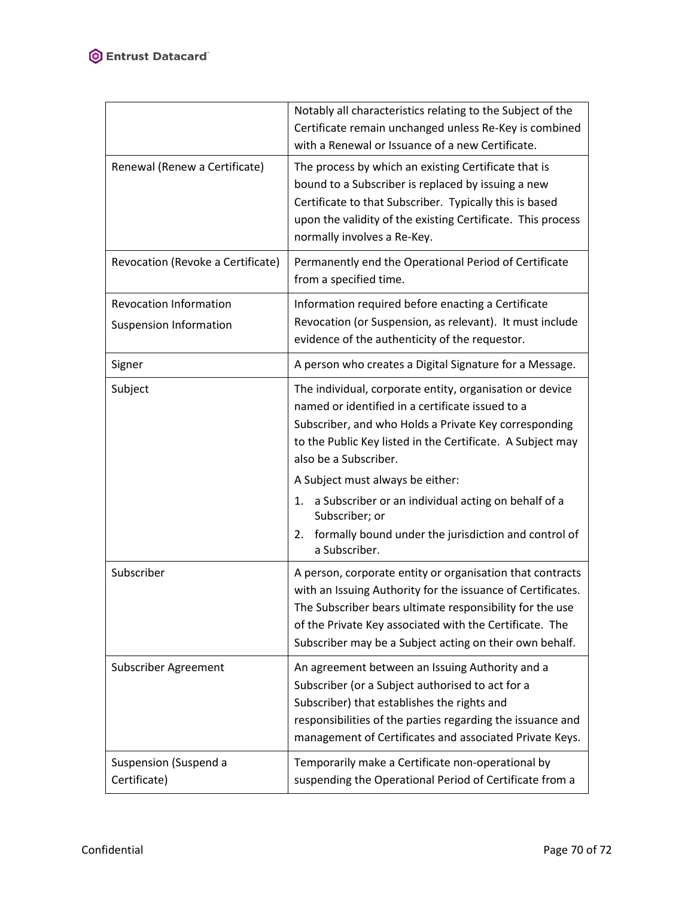| | |
|---|---|
| | Notably all characteristics relating to the Subject of the Certificate remain unchanged unless Re-Key is combined with a Renewal or Issuance of a new Certificate. |
| Renewal (Renew a Certificate) | The process by which an existing Certificate that is bound to a Subscriber is replaced by issuing a new Certificate to that Subscriber. Typically this is based upon the validity of the existing Certificate. This process normally involves a Re-Key. |
| Revocation (Revoke a Certificate) | Permanently end the Operational Period of Certificate from a specified time. |
| Revocation Information<br>Suspension Information | Information required before enacting a Certificate Revocation (or Suspension, as relevant). It must include evidence of the authenticity of the requestor. |
| Signer | A person who creates a Digital Signature for a Message. |
| Subject | The individual, corporate entity, organisation or device named or identified in a certificate issued to a Subscriber, and who Holds a Private Key corresponding to the Public Key listed in the Certificate. A Subject may also be a Subscriber.<br>A Subject must always be either:<br>1. a Subscriber or an individual acting on behalf of a Subscriber; or<br>2. formally bound under the jurisdiction and control of a Subscriber. |
| Subscriber | A person, corporate entity or organisation that contracts with an Issuing Authority for the issuance of Certificates. The Subscriber bears ultimate responsibility for the use of the Private Key associated with the Certificate. The Subscriber may be a Subject acting on their own behalf. |
| Subscriber Agreement | An agreement between an Issuing Authority and a Subscriber (or a Subject authorised to act for a Subscriber) that establishes the rights and responsibilities of the parties regarding the issuance and management of Certificates and associated Private Keys. |
| Suspension (Suspend a Certificate) | Temporarily make a Certificate non-operational by suspending the Operational Period of Certificate from a |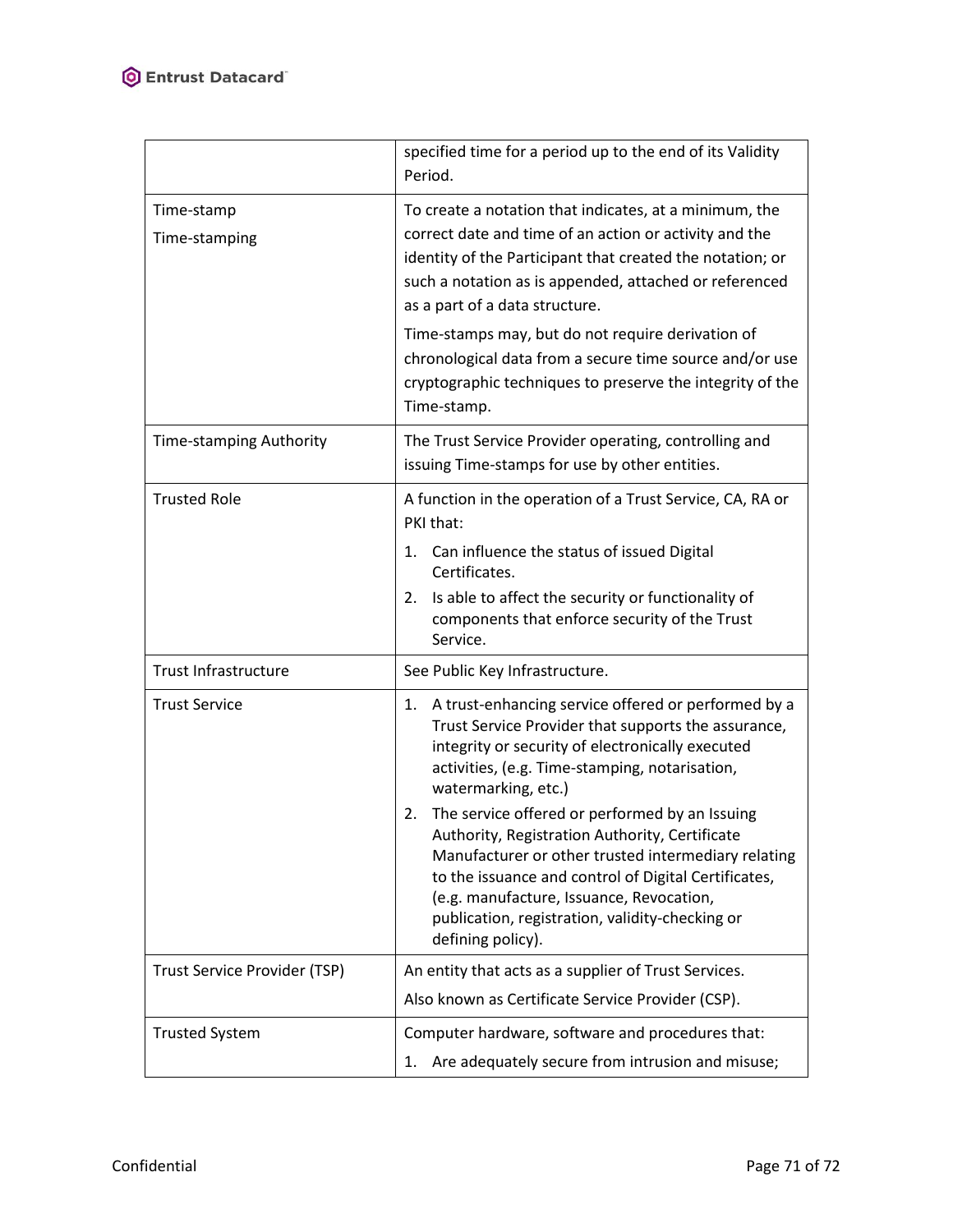| | |
|---|---|
| | specified time for a period up to the end of its Validity Period. |
| Time-stamp<br>Time-stamping | To create a notation that indicates, at a minimum, the correct date and time of an action or activity and the identity of the Participant that created the notation; or such a notation as is appended, attached or referenced as a part of a data structure.<br>Time-stamps may, but do not require derivation of chronological data from a secure time source and/or use cryptographic techniques to preserve the integrity of the Time-stamp. |
| Time-stamping Authority | The Trust Service Provider operating, controlling and issuing Time-stamps for use by other entities. |
| Trusted Role | A function in the operation of a Trust Service, CA, RA or PKI that:<br>1. Can influence the status of issued Digital Certificates.<br>2. Is able to affect the security or functionality of components that enforce security of the Trust Service. |
| Trust Infrastructure | See Public Key Infrastructure. |
| Trust Service | 1. A trust-enhancing service offered or performed by a Trust Service Provider that supports the assurance, integrity or security of electronically executed activities, (e.g. Time-stamping, notarisation, watermarking, etc.)<br>2. The service offered or performed by an Issuing Authority, Registration Authority, Certificate Manufacturer or other trusted intermediary relating to the issuance and control of Digital Certificates, (e.g. manufacture, Issuance, Revocation, publication, registration, validity-checking or defining policy). |
| Trust Service Provider (TSP) | An entity that acts as a supplier of Trust Services.<br>Also known as Certificate Service Provider (CSP). |
| Trusted System | Computer hardware, software and procedures that:<br>1. Are adequately secure from intrusion and misuse; |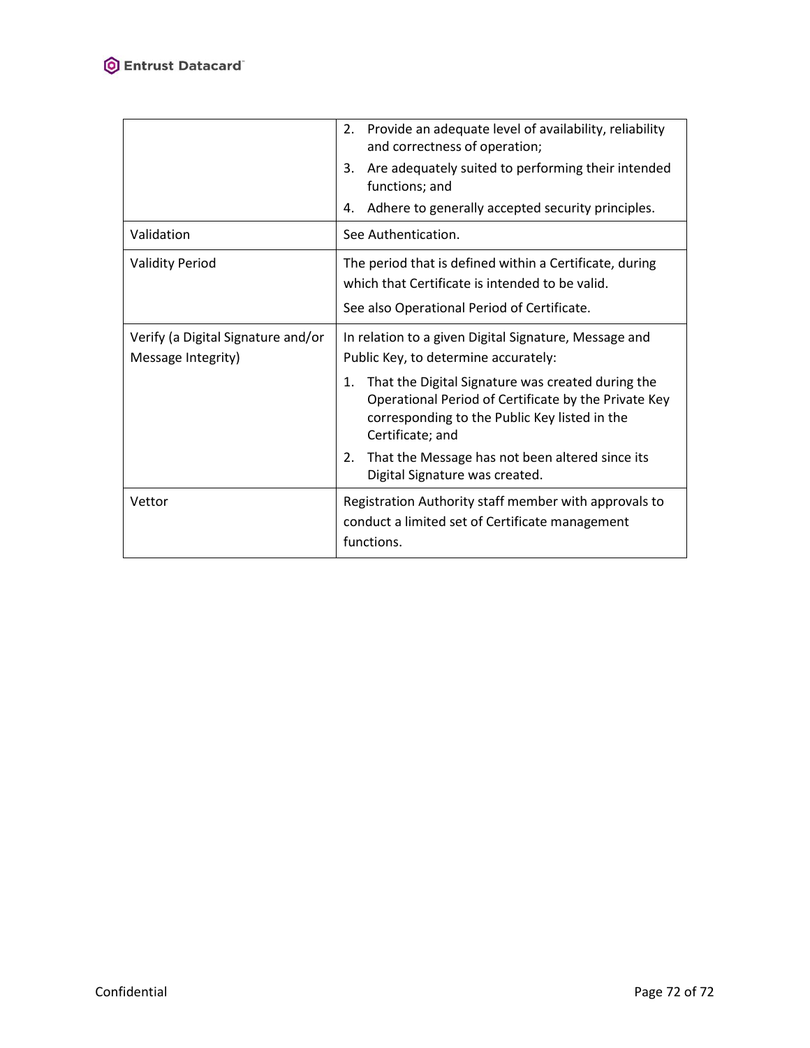| | |
|---|---|
| | 2. Provide an adequate level of availability, reliability and correctness of operation;<br>3. Are adequately suited to performing their intended functions; and<br>4. Adhere to generally accepted security principles. |
| Validation | See Authentication. |
| Validity Period | The period that is defined within a Certificate, during which that Certificate is intended to be valid.<br>See also Operational Period of Certificate. |
| Verify (a Digital Signature and/or Message Integrity) | In relation to a given Digital Signature, Message and Public Key, to determine accurately:<br>1. That the Digital Signature was created during the Operational Period of Certificate by the Private Key corresponding to the Public Key listed in the Certificate; and<br>2. That the Message has not been altered since its Digital Signature was created. |
| Vettor | Registration Authority staff member with approvals to conduct a limited set of Certificate management functions. |